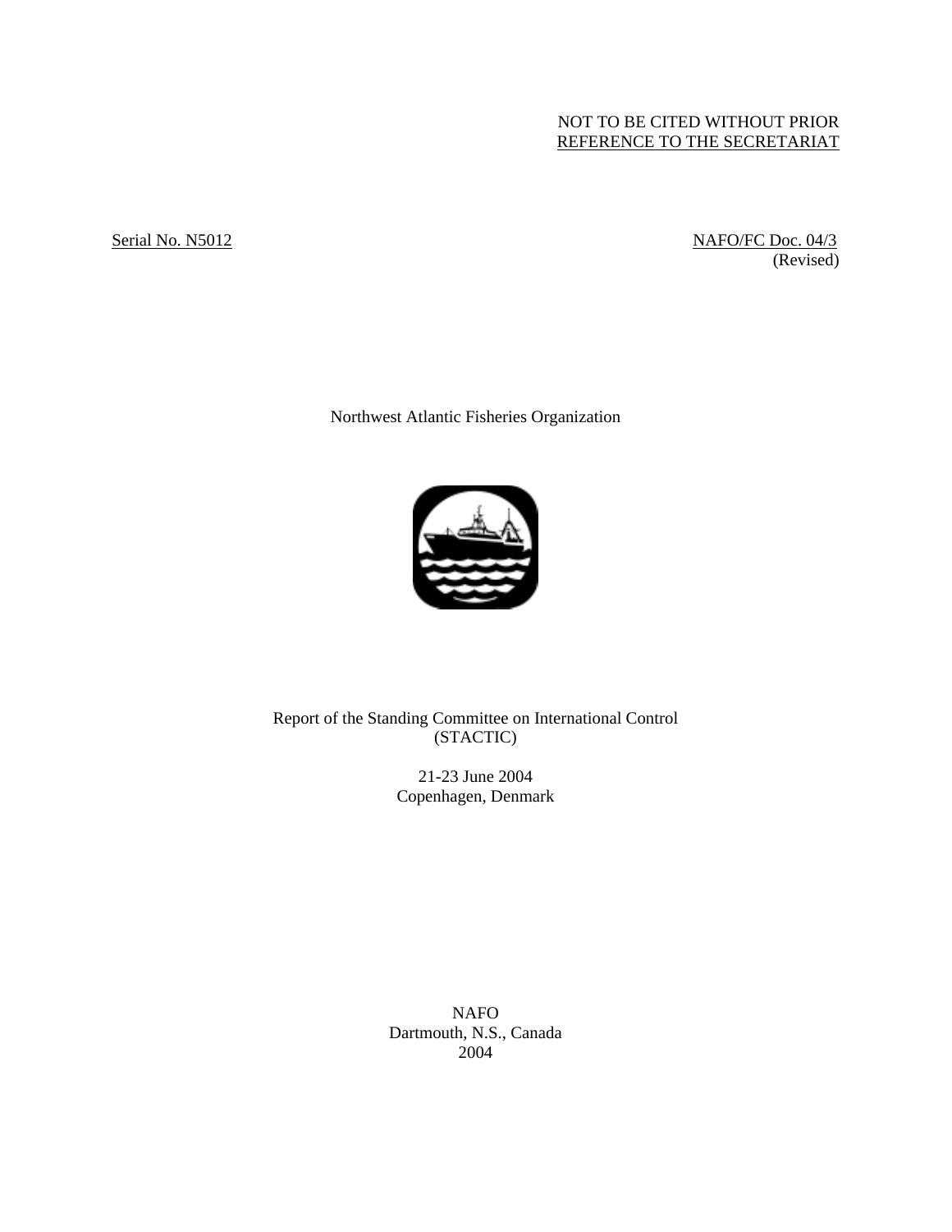NOT TO BE CITED WITHOUT PRIOR
REFERENCE TO THE SECRETARIAT

Serial No. N5012 | NAFO/FC Doc. 04/3 (Revised)

Northwest Atlantic Fisheries Organization

# Report of the Standing Committee on International Control (STACTIC)

21-23 June 2004
Copenhagen, Denmark

NAFO
Dartmouth, N.S., Canada
2004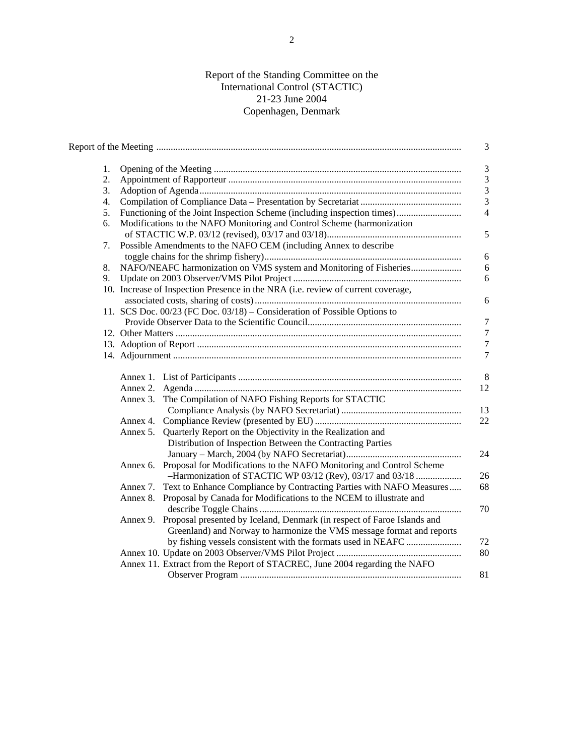# Report of the Standing Committee on the International Control (STACTIC)

21-23 June 2004
Copenhagen, Denmark

| | Page |
|---|---|
| Report of the Meeting | 3 |
| 1. Opening of the Meeting | 3 |
| 2. Appointment of Rapporteur | 3 |
| 3. Adoption of Agenda | 3 |
| 4. Compilation of Compliance Data – Presentation by Secretariat | 3 |
| 5. Functioning of the Joint Inspection Scheme (including inspection times) | 4 |
| 6. Modifications to the NAFO Monitoring and Control Scheme (harmonization of STACTIC W.P. 03/12 (revised), 03/17 and 03/18) | 5 |
| 7. Possible Amendments to the NAFO CEM (including Annex to describe toggle chains for the shrimp fishery) | 6 |
| 8. NAFO/NEAFC harmonization on VMS system and Monitoring of Fisheries | 6 |
| 9. Update on 2003 Observer/VMS Pilot Project | 6 |
| 10. Increase of Inspection Presence in the NRA (i.e. review of current coverage, associated costs, sharing of costs) | 6 |
| 11. SCS Doc. 00/23 (FC Doc. 03/18) – Consideration of Possible Options to Provide Observer Data to the Scientific Council | 7 |
| 12. Other Matters | 7 |
| 13. Adoption of Report | 7 |
| 14. Adjournment | 7 |
| Annex 1. List of Participants | 8 |
| Annex 2. Agenda | 12 |
| Annex 3. The Compilation of NAFO Fishing Reports for STACTIC Compliance Analysis (by NAFO Secretariat) | 13 |
| Annex 4. Compliance Review (presented by EU) | 22 |
| Annex 5. Quarterly Report on the Objectivity in the Realization and Distribution of Inspection Between the Contracting Parties January – March, 2004 (by NAFO Secretariat) | 24 |
| Annex 6. Proposal for Modifications to the NAFO Monitoring and Control Scheme –Harmonization of STACTIC WP 03/12 (Rev), 03/17 and 03/18 | 26 |
| Annex 7. Text to Enhance Compliance by Contracting Parties with NAFO Measures | 68 |
| Annex 8. Proposal by Canada for Modifications to the NCEM to illustrate and describe Toggle Chains | 70 |
| Annex 9. Proposal presented by Iceland, Denmark (in respect of Faroe Islands and Greenland) and Norway to harmonize the VMS message format and reports by fishing vessels consistent with the formats used in NEAFC | 72 |
| Annex 10. Update on 2003 Observer/VMS Pilot Project | 80 |
| Annex 11. Extract from the Report of STACREC, June 2004 regarding the NAFO Observer Program | 81 |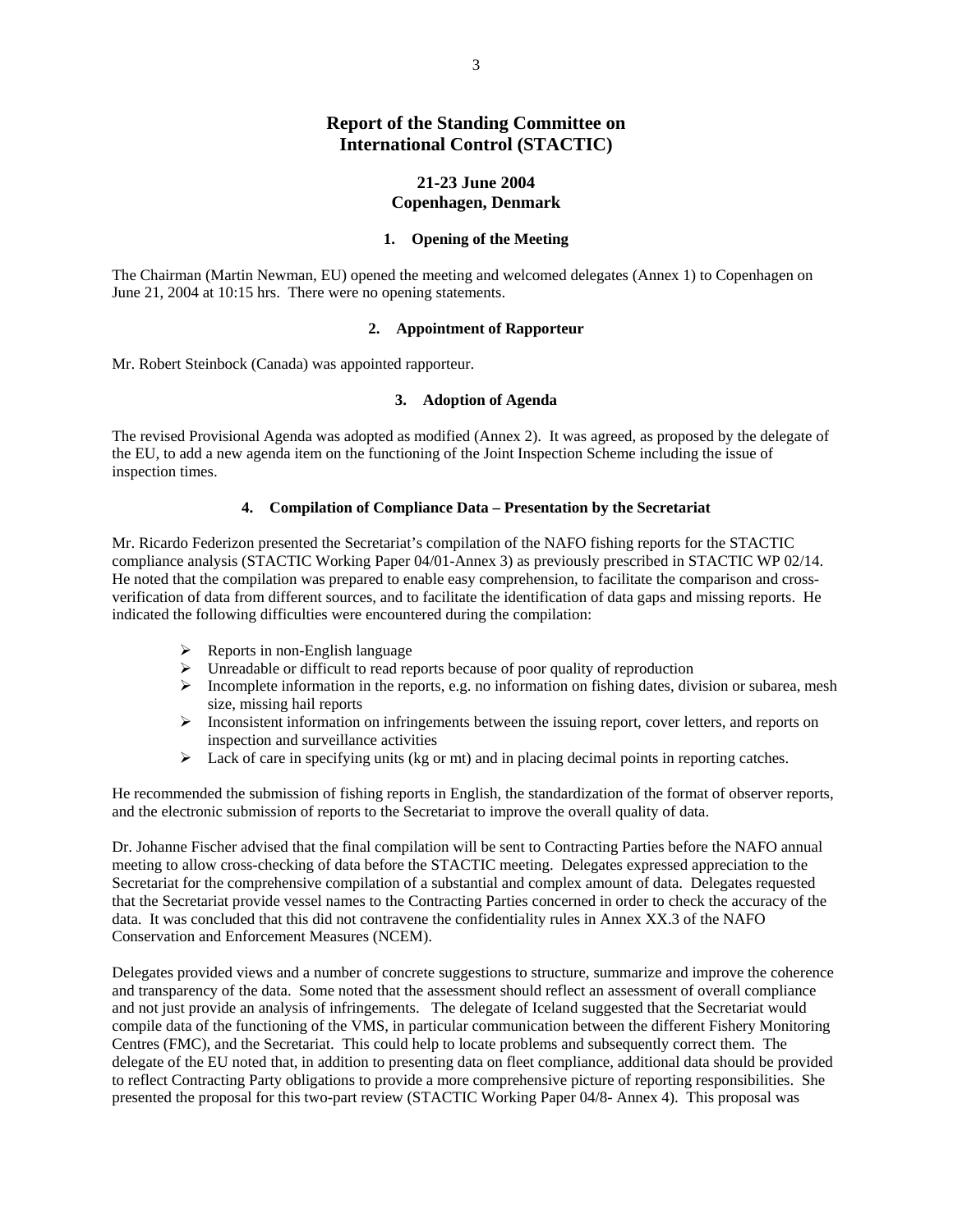# Report of the Standing Committee on International Control (STACTIC)

## 21-23 June 2004
## Copenhagen, Denmark

### 1. Opening of the Meeting

The Chairman (Martin Newman, EU) opened the meeting and welcomed delegates (Annex 1) to Copenhagen on June 21, 2004 at 10:15 hrs. There were no opening statements.

### 2. Appointment of Rapporteur

Mr. Robert Steinbock (Canada) was appointed rapporteur.

### 3. Adoption of Agenda

The revised Provisional Agenda was adopted as modified (Annex 2). It was agreed, as proposed by the delegate of the EU, to add a new agenda item on the functioning of the Joint Inspection Scheme including the issue of inspection times.

### 4. Compilation of Compliance Data – Presentation by the Secretariat

Mr. Ricardo Federizon presented the Secretariat's compilation of the NAFO fishing reports for the STACTIC compliance analysis (STACTIC Working Paper 04/01-Annex 3) as previously prescribed in STACTIC WP 02/14. He noted that the compilation was prepared to enable easy comprehension, to facilitate the comparison and cross-verification of data from different sources, and to facilitate the identification of data gaps and missing reports. He indicated the following difficulties were encountered during the compilation:

- Reports in non-English language
- Unreadable or difficult to read reports because of poor quality of reproduction
- Incomplete information in the reports, e.g. no information on fishing dates, division or subarea, mesh size, missing hail reports
- Inconsistent information on infringements between the issuing report, cover letters, and reports on inspection and surveillance activities
- Lack of care in specifying units (kg or mt) and in placing decimal points in reporting catches.

He recommended the submission of fishing reports in English, the standardization of the format of observer reports, and the electronic submission of reports to the Secretariat to improve the overall quality of data.

Dr. Johanne Fischer advised that the final compilation will be sent to Contracting Parties before the NAFO annual meeting to allow cross-checking of data before the STACTIC meeting. Delegates expressed appreciation to the Secretariat for the comprehensive compilation of a substantial and complex amount of data. Delegates requested that the Secretariat provide vessel names to the Contracting Parties concerned in order to check the accuracy of the data. It was concluded that this did not contravene the confidentiality rules in Annex XX.3 of the NAFO Conservation and Enforcement Measures (NCEM).

Delegates provided views and a number of concrete suggestions to structure, summarize and improve the coherence and transparency of the data. Some noted that the assessment should reflect an assessment of overall compliance and not just provide an analysis of infringements. The delegate of Iceland suggested that the Secretariat would compile data of the functioning of the VMS, in particular communication between the different Fishery Monitoring Centres (FMC), and the Secretariat. This could help to locate problems and subsequently correct them. The delegate of the EU noted that, in addition to presenting data on fleet compliance, additional data should be provided to reflect Contracting Party obligations to provide a more comprehensive picture of reporting responsibilities. She presented the proposal for this two-part review (STACTIC Working Paper 04/8- Annex 4). This proposal was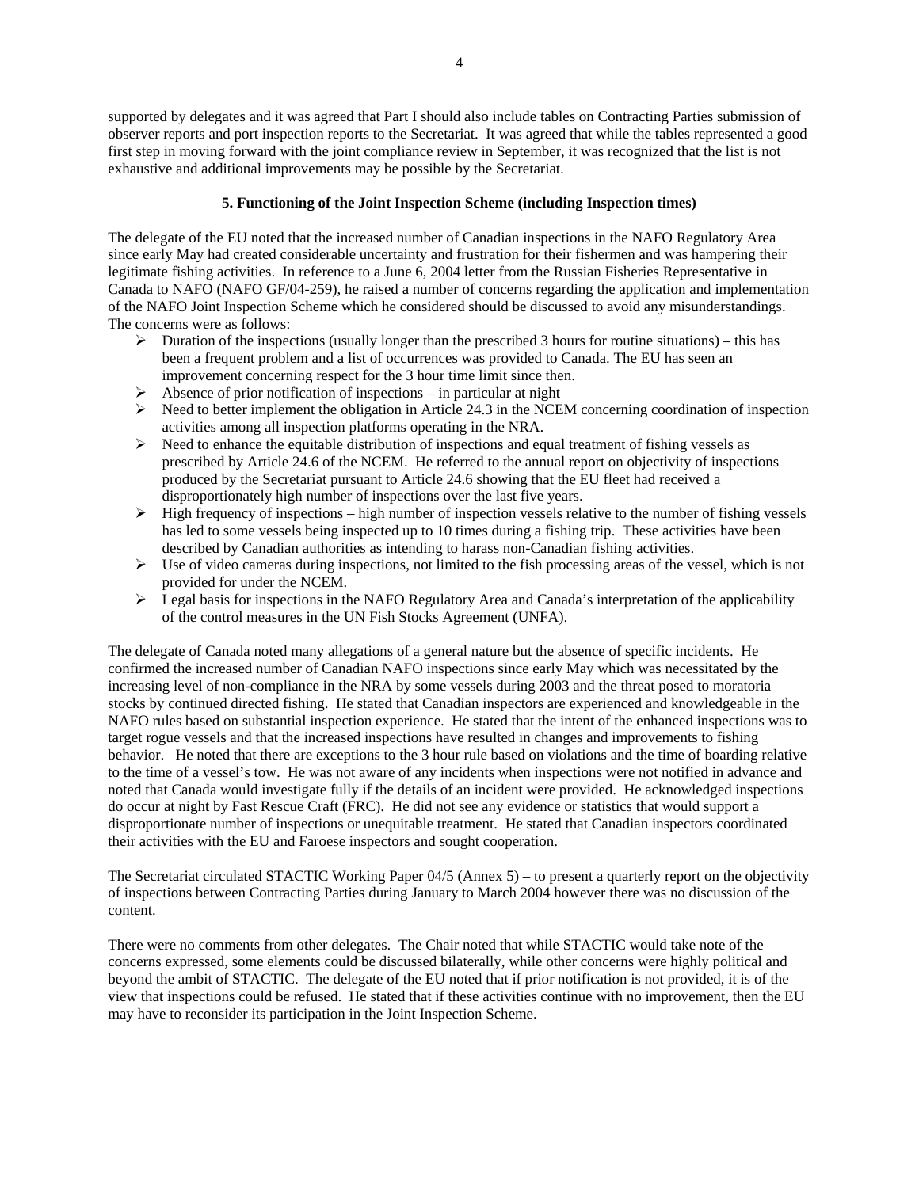supported by delegates and it was agreed that Part I should also include tables on Contracting Parties submission of observer reports and port inspection reports to the Secretariat. It was agreed that while the tables represented a good first step in moving forward with the joint compliance review in September, it was recognized that the list is not exhaustive and additional improvements may be possible by the Secretariat.

**5. Functioning of the Joint Inspection Scheme (including Inspection times)**

The delegate of the EU noted that the increased number of Canadian inspections in the NAFO Regulatory Area since early May had created considerable uncertainty and frustration for their fishermen and was hampering their legitimate fishing activities. In reference to a June 6, 2004 letter from the Russian Fisheries Representative in Canada to NAFO (NAFO GF/04-259), he raised a number of concerns regarding the application and implementation of the NAFO Joint Inspection Scheme which he considered should be discussed to avoid any misunderstandings. The concerns were as follows:

- Duration of the inspections (usually longer than the prescribed 3 hours for routine situations) – this has been a frequent problem and a list of occurrences was provided to Canada. The EU has seen an improvement concerning respect for the 3 hour time limit since then.
- Absence of prior notification of inspections – in particular at night
- Need to better implement the obligation in Article 24.3 in the NCEM concerning coordination of inspection activities among all inspection platforms operating in the NRA.
- Need to enhance the equitable distribution of inspections and equal treatment of fishing vessels as prescribed by Article 24.6 of the NCEM. He referred to the annual report on objectivity of inspections produced by the Secretariat pursuant to Article 24.6 showing that the EU fleet had received a disproportionately high number of inspections over the last five years.
- High frequency of inspections – high number of inspection vessels relative to the number of fishing vessels has led to some vessels being inspected up to 10 times during a fishing trip. These activities have been described by Canadian authorities as intending to harass non-Canadian fishing activities.
- Use of video cameras during inspections, not limited to the fish processing areas of the vessel, which is not provided for under the NCEM.
- Legal basis for inspections in the NAFO Regulatory Area and Canada's interpretation of the applicability of the control measures in the UN Fish Stocks Agreement (UNFA).

The delegate of Canada noted many allegations of a general nature but the absence of specific incidents. He confirmed the increased number of Canadian NAFO inspections since early May which was necessitated by the increasing level of non-compliance in the NRA by some vessels during 2003 and the threat posed to moratoria stocks by continued directed fishing. He stated that Canadian inspectors are experienced and knowledgeable in the NAFO rules based on substantial inspection experience. He stated that the intent of the enhanced inspections was to target rogue vessels and that the increased inspections have resulted in changes and improvements to fishing behavior. He noted that there are exceptions to the 3 hour rule based on violations and the time of boarding relative to the time of a vessel's tow. He was not aware of any incidents when inspections were not notified in advance and noted that Canada would investigate fully if the details of an incident were provided. He acknowledged inspections do occur at night by Fast Rescue Craft (FRC). He did not see any evidence or statistics that would support a disproportionate number of inspections or unequitable treatment. He stated that Canadian inspectors coordinated their activities with the EU and Faroese inspectors and sought cooperation.

The Secretariat circulated STACTIC Working Paper 04/5 (Annex 5) – to present a quarterly report on the objectivity of inspections between Contracting Parties during January to March 2004 however there was no discussion of the content.

There were no comments from other delegates. The Chair noted that while STACTIC would take note of the concerns expressed, some elements could be discussed bilaterally, while other concerns were highly political and beyond the ambit of STACTIC. The delegate of the EU noted that if prior notification is not provided, it is of the view that inspections could be refused. He stated that if these activities continue with no improvement, then the EU may have to reconsider its participation in the Joint Inspection Scheme.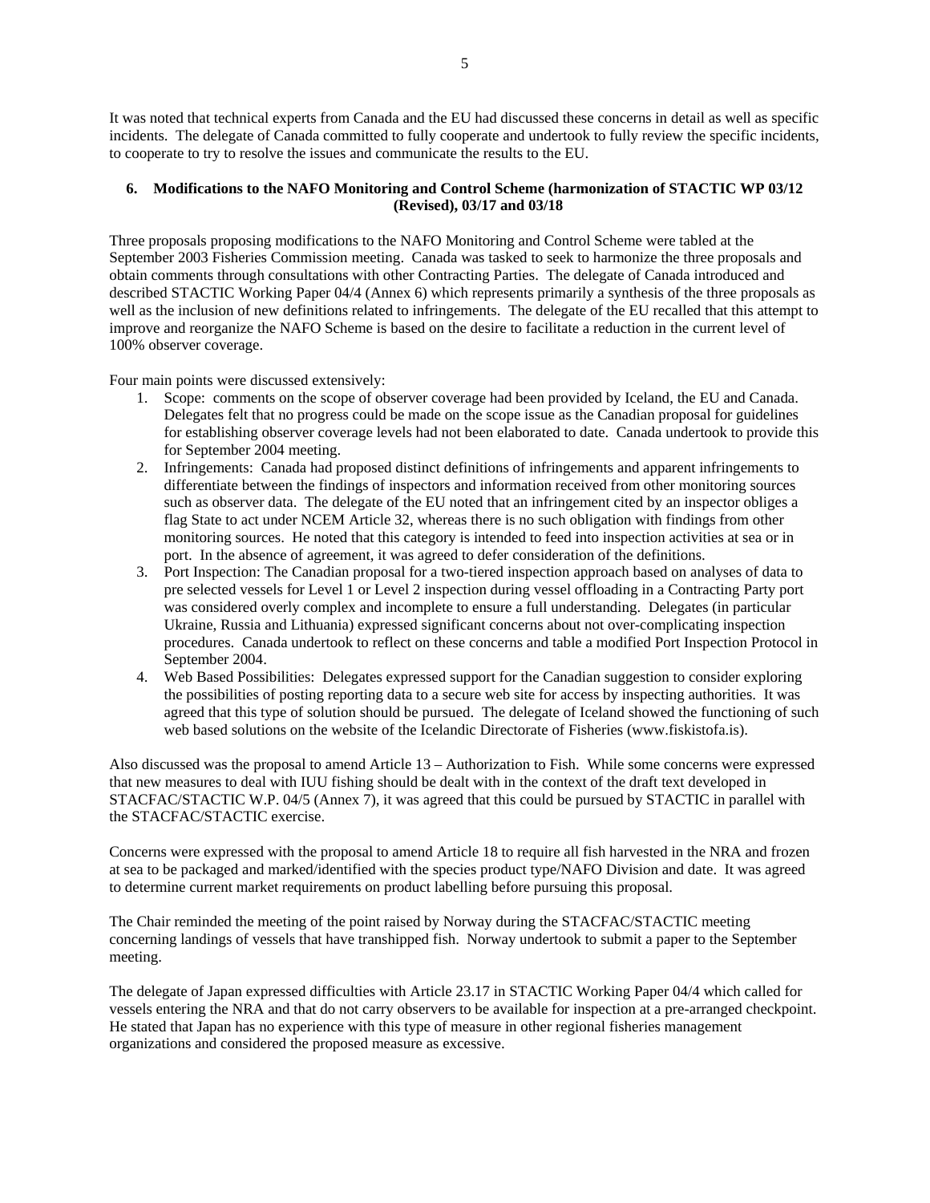It was noted that technical experts from Canada and the EU had discussed these concerns in detail as well as specific incidents. The delegate of Canada committed to fully cooperate and undertook to fully review the specific incidents, to cooperate to try to resolve the issues and communicate the results to the EU.

## 6. Modifications to the NAFO Monitoring and Control Scheme (harmonization of STACTIC WP 03/12 (Revised), 03/17 and 03/18

Three proposals proposing modifications to the NAFO Monitoring and Control Scheme were tabled at the September 2003 Fisheries Commission meeting. Canada was tasked to seek to harmonize the three proposals and obtain comments through consultations with other Contracting Parties. The delegate of Canada introduced and described STACTIC Working Paper 04/4 (Annex 6) which represents primarily a synthesis of the three proposals as well as the inclusion of new definitions related to infringements. The delegate of the EU recalled that this attempt to improve and reorganize the NAFO Scheme is based on the desire to facilitate a reduction in the current level of 100% observer coverage.

Four main points were discussed extensively:

1. Scope: comments on the scope of observer coverage had been provided by Iceland, the EU and Canada. Delegates felt that no progress could be made on the scope issue as the Canadian proposal for guidelines for establishing observer coverage levels had not been elaborated to date. Canada undertook to provide this for September 2004 meeting.
2. Infringements: Canada had proposed distinct definitions of infringements and apparent infringements to differentiate between the findings of inspectors and information received from other monitoring sources such as observer data. The delegate of the EU noted that an infringement cited by an inspector obliges a flag State to act under NCEM Article 32, whereas there is no such obligation with findings from other monitoring sources. He noted that this category is intended to feed into inspection activities at sea or in port. In the absence of agreement, it was agreed to defer consideration of the definitions.
3. Port Inspection: The Canadian proposal for a two-tiered inspection approach based on analyses of data to pre selected vessels for Level 1 or Level 2 inspection during vessel offloading in a Contracting Party port was considered overly complex and incomplete to ensure a full understanding. Delegates (in particular Ukraine, Russia and Lithuania) expressed significant concerns about not over-complicating inspection procedures. Canada undertook to reflect on these concerns and table a modified Port Inspection Protocol in September 2004.
4. Web Based Possibilities: Delegates expressed support for the Canadian suggestion to consider exploring the possibilities of posting reporting data to a secure web site for access by inspecting authorities. It was agreed that this type of solution should be pursued. The delegate of Iceland showed the functioning of such web based solutions on the website of the Icelandic Directorate of Fisheries (www.fiskistofa.is).

Also discussed was the proposal to amend Article 13 – Authorization to Fish. While some concerns were expressed that new measures to deal with IUU fishing should be dealt with in the context of the draft text developed in STACFAC/STACTIC W.P. 04/5 (Annex 7), it was agreed that this could be pursued by STACTIC in parallel with the STACFAC/STACTIC exercise.

Concerns were expressed with the proposal to amend Article 18 to require all fish harvested in the NRA and frozen at sea to be packaged and marked/identified with the species product type/NAFO Division and date. It was agreed to determine current market requirements on product labelling before pursuing this proposal.

The Chair reminded the meeting of the point raised by Norway during the STACFAC/STACTIC meeting concerning landings of vessels that have transhipped fish. Norway undertook to submit a paper to the September meeting.

The delegate of Japan expressed difficulties with Article 23.17 in STACTIC Working Paper 04/4 which called for vessels entering the NRA and that do not carry observers to be available for inspection at a pre-arranged checkpoint. He stated that Japan has no experience with this type of measure in other regional fisheries management organizations and considered the proposed measure as excessive.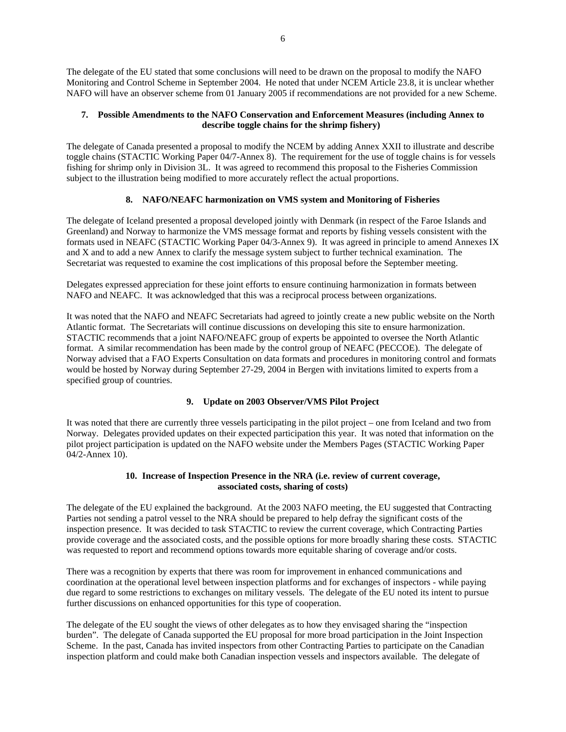The delegate of the EU stated that some conclusions will need to be drawn on the proposal to modify the NAFO Monitoring and Control Scheme in September 2004. He noted that under NCEM Article 23.8, it is unclear whether NAFO will have an observer scheme from 01 January 2005 if recommendations are not provided for a new Scheme.

### 7. Possible Amendments to the NAFO Conservation and Enforcement Measures (including Annex to describe toggle chains for the shrimp fishery)

The delegate of Canada presented a proposal to modify the NCEM by adding Annex XXII to illustrate and describe toggle chains (STACTIC Working Paper 04/7-Annex 8). The requirement for the use of toggle chains is for vessels fishing for shrimp only in Division 3L. It was agreed to recommend this proposal to the Fisheries Commission subject to the illustration being modified to more accurately reflect the actual proportions.

### 8. NAFO/NEAFC harmonization on VMS system and Monitoring of Fisheries

The delegate of Iceland presented a proposal developed jointly with Denmark (in respect of the Faroe Islands and Greenland) and Norway to harmonize the VMS message format and reports by fishing vessels consistent with the formats used in NEAFC (STACTIC Working Paper 04/3-Annex 9). It was agreed in principle to amend Annexes IX and X and to add a new Annex to clarify the message system subject to further technical examination. The Secretariat was requested to examine the cost implications of this proposal before the September meeting.

Delegates expressed appreciation for these joint efforts to ensure continuing harmonization in formats between NAFO and NEAFC. It was acknowledged that this was a reciprocal process between organizations.

It was noted that the NAFO and NEAFC Secretariats had agreed to jointly create a new public website on the North Atlantic format. The Secretariats will continue discussions on developing this site to ensure harmonization. STACTIC recommends that a joint NAFO/NEAFC group of experts be appointed to oversee the North Atlantic format. A similar recommendation has been made by the control group of NEAFC (PECCOE). The delegate of Norway advised that a FAO Experts Consultation on data formats and procedures in monitoring control and formats would be hosted by Norway during September 27-29, 2004 in Bergen with invitations limited to experts from a specified group of countries.

### 9. Update on 2003 Observer/VMS Pilot Project

It was noted that there are currently three vessels participating in the pilot project – one from Iceland and two from Norway. Delegates provided updates on their expected participation this year. It was noted that information on the pilot project participation is updated on the NAFO website under the Members Pages (STACTIC Working Paper 04/2-Annex 10).

### 10. Increase of Inspection Presence in the NRA (i.e. review of current coverage, associated costs, sharing of costs)

The delegate of the EU explained the background. At the 2003 NAFO meeting, the EU suggested that Contracting Parties not sending a patrol vessel to the NRA should be prepared to help defray the significant costs of the inspection presence. It was decided to task STACTIC to review the current coverage, which Contracting Parties provide coverage and the associated costs, and the possible options for more broadly sharing these costs. STACTIC was requested to report and recommend options towards more equitable sharing of coverage and/or costs.

There was a recognition by experts that there was room for improvement in enhanced communications and coordination at the operational level between inspection platforms and for exchanges of inspectors - while paying due regard to some restrictions to exchanges on military vessels. The delegate of the EU noted its intent to pursue further discussions on enhanced opportunities for this type of cooperation.

The delegate of the EU sought the views of other delegates as to how they envisaged sharing the "inspection burden". The delegate of Canada supported the EU proposal for more broad participation in the Joint Inspection Scheme. In the past, Canada has invited inspectors from other Contracting Parties to participate on the Canadian inspection platform and could make both Canadian inspection vessels and inspectors available. The delegate of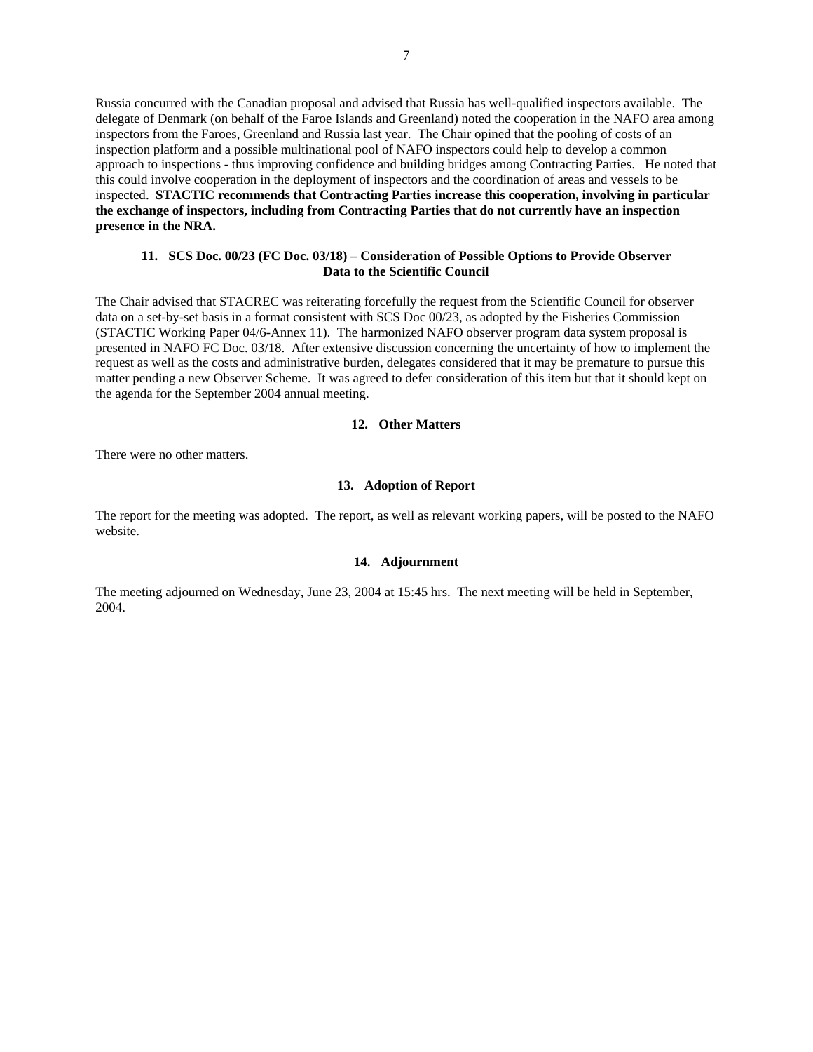Russia concurred with the Canadian proposal and advised that Russia has well-qualified inspectors available. The delegate of Denmark (on behalf of the Faroe Islands and Greenland) noted the cooperation in the NAFO area among inspectors from the Faroes, Greenland and Russia last year. The Chair opined that the pooling of costs of an inspection platform and a possible multinational pool of NAFO inspectors could help to develop a common approach to inspections - thus improving confidence and building bridges among Contracting Parties. He noted that this could involve cooperation in the deployment of inspectors and the coordination of areas and vessels to be inspected. **STACTIC recommends that Contracting Parties increase this cooperation, involving in particular the exchange of inspectors, including from Contracting Parties that do not currently have an inspection presence in the NRA.**

### 11. SCS Doc. 00/23 (FC Doc. 03/18) – Consideration of Possible Options to Provide Observer Data to the Scientific Council

The Chair advised that STACREC was reiterating forcefully the request from the Scientific Council for observer data on a set-by-set basis in a format consistent with SCS Doc 00/23, as adopted by the Fisheries Commission (STACTIC Working Paper 04/6-Annex 11). The harmonized NAFO observer program data system proposal is presented in NAFO FC Doc. 03/18. After extensive discussion concerning the uncertainty of how to implement the request as well as the costs and administrative burden, delegates considered that it may be premature to pursue this matter pending a new Observer Scheme. It was agreed to defer consideration of this item but that it should kept on the agenda for the September 2004 annual meeting.

### 12. Other Matters

There were no other matters.

### 13. Adoption of Report

The report for the meeting was adopted. The report, as well as relevant working papers, will be posted to the NAFO website.

### 14. Adjournment

The meeting adjourned on Wednesday, June 23, 2004 at 15:45 hrs. The next meeting will be held in September, 2004.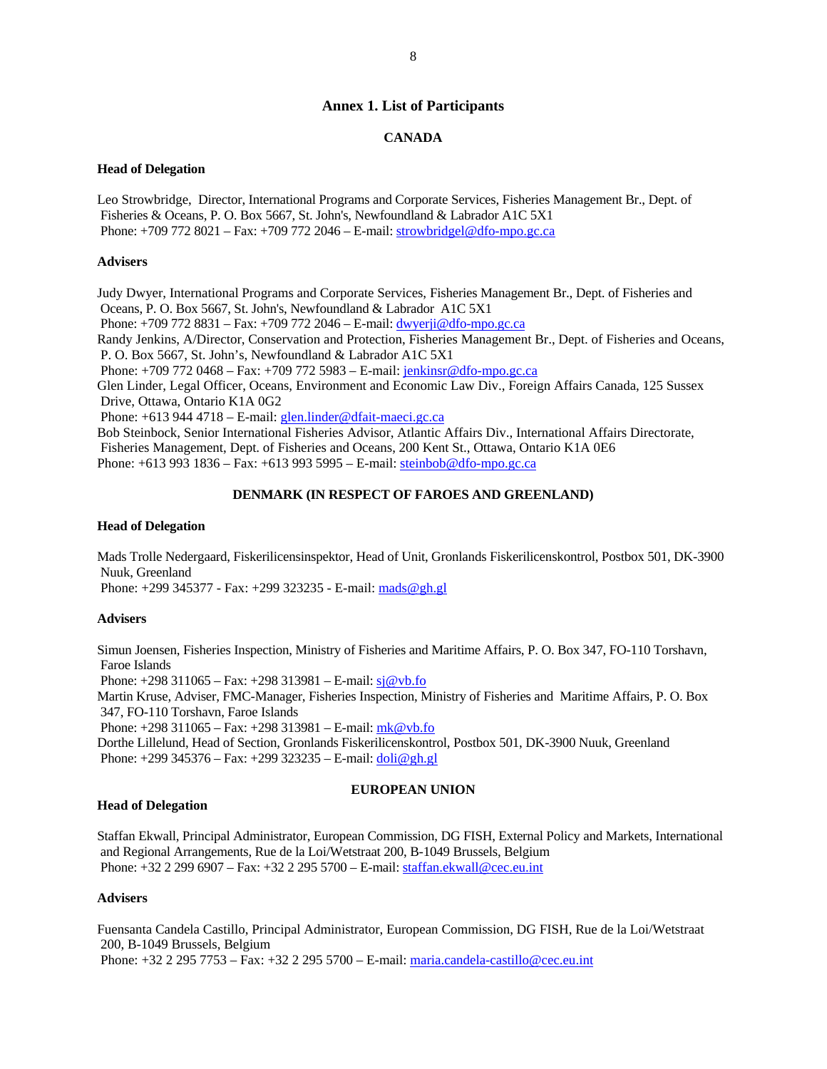## Annex 1. List of Participants

### CANADA

**Head of Delegation**

Leo Strowbridge, Director, International Programs and Corporate Services, Fisheries Management Br., Dept. of Fisheries & Oceans, P. O. Box 5667, St. John's, Newfoundland & Labrador A1C 5X1
Phone: +709 772 8021 – Fax: +709 772 2046 – E-mail: strowbridgel@dfo-mpo.gc.ca

**Advisers**

Judy Dwyer, International Programs and Corporate Services, Fisheries Management Br., Dept. of Fisheries and Oceans, P. O. Box 5667, St. John's, Newfoundland & Labrador A1C 5X1
Phone: +709 772 8831 – Fax: +709 772 2046 – E-mail: dwyerji@dfo-mpo.gc.ca
Randy Jenkins, A/Director, Conservation and Protection, Fisheries Management Br., Dept. of Fisheries and Oceans, P. O. Box 5667, St. John's, Newfoundland & Labrador A1C 5X1
Phone: +709 772 0468 – Fax: +709 772 5983 – E-mail: jenkinsr@dfo-mpo.gc.ca
Glen Linder, Legal Officer, Oceans, Environment and Economic Law Div., Foreign Affairs Canada, 125 Sussex Drive, Ottawa, Ontario K1A 0G2
Phone: +613 944 4718 – E-mail: glen.linder@dfait-maeci.gc.ca
Bob Steinbock, Senior International Fisheries Advisor, Atlantic Affairs Div., International Affairs Directorate, Fisheries Management, Dept. of Fisheries and Oceans, 200 Kent St., Ottawa, Ontario K1A 0E6
Phone: +613 993 1836 – Fax: +613 993 5995 – E-mail: steinbob@dfo-mpo.gc.ca

### DENMARK (IN RESPECT OF FAROES AND GREENLAND)

**Head of Delegation**

Mads Trolle Nedergaard, Fiskerilicensinspektor, Head of Unit, Gronlands Fiskerilicenskontrol, Postbox 501, DK-3900 Nuuk, Greenland
Phone: +299 345377 - Fax: +299 323235 - E-mail: mads@gh.gl

**Advisers**

Simun Joensen, Fisheries Inspection, Ministry of Fisheries and Maritime Affairs, P. O. Box 347, FO-110 Torshavn, Faroe Islands
Phone: +298 311065 – Fax: +298 313981 – E-mail: sj@vb.fo
Martin Kruse, Adviser, FMC-Manager, Fisheries Inspection, Ministry of Fisheries and Maritime Affairs, P. O. Box 347, FO-110 Torshavn, Faroe Islands
Phone: +298 311065 – Fax: +298 313981 – E-mail: mk@vb.fo
Dorthe Lillelund, Head of Section, Gronlands Fiskerilicenskontrol, Postbox 501, DK-3900 Nuuk, Greenland
Phone: +299 345376 – Fax: +299 323235 – E-mail: doli@gh.gl

### EUROPEAN UNION

**Head of Delegation**

Staffan Ekwall, Principal Administrator, European Commission, DG FISH, External Policy and Markets, International and Regional Arrangements, Rue de la Loi/Wetstraat 200, B-1049 Brussels, Belgium
Phone: +32 2 299 6907 – Fax: +32 2 295 5700 – E-mail: staffan.ekwall@cec.eu.int

**Advisers**

Fuensanta Candela Castillo, Principal Administrator, European Commission, DG FISH, Rue de la Loi/Wetstraat 200, B-1049 Brussels, Belgium
Phone: +32 2 295 7753 – Fax: +32 2 295 5700 – E-mail: maria.candela-castillo@cec.eu.int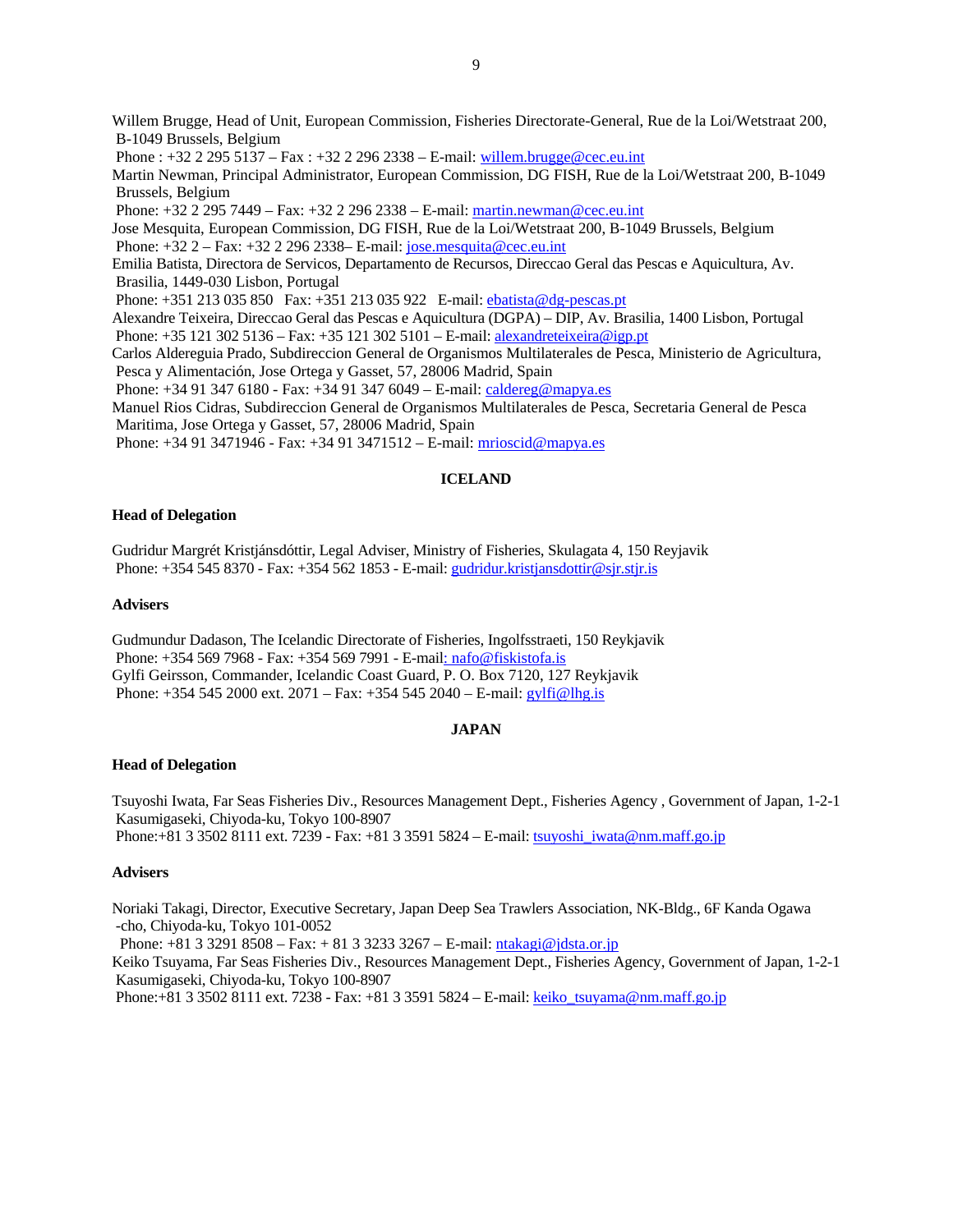Willem Brugge, Head of Unit, European Commission, Fisheries Directorate-General, Rue de la Loi/Wetstraat 200, B-1049 Brussels, Belgium
Phone : +32 2 295 5137 – Fax : +32 2 296 2338 – E-mail: willem.brugge@cec.eu.int

Martin Newman, Principal Administrator, European Commission, DG FISH, Rue de la Loi/Wetstraat 200, B-1049 Brussels, Belgium
Phone: +32 2 295 7449 – Fax: +32 2 296 2338 – E-mail: martin.newman@cec.eu.int

Jose Mesquita, European Commission, DG FISH, Rue de la Loi/Wetstraat 200, B-1049 Brussels, Belgium
Phone: +32 2 – Fax: +32 2 296 2338– E-mail: jose.mesquita@cec.eu.int

Emilia Batista, Directora de Servicos, Departamento de Recursos, Direccao Geral das Pescas e Aquicultura, Av. Brasilia, 1449-030 Lisbon, Portugal
Phone: +351 213 035 850 Fax: +351 213 035 922 E-mail: ebatista@dg-pescas.pt

Alexandre Teixeira, Direccao Geral das Pescas e Aquicultura (DGPA) – DIP, Av. Brasilia, 1400 Lisbon, Portugal
Phone: +35 121 302 5136 – Fax: +35 121 302 5101 – E-mail: alexandreteixeira@igp.pt

Carlos Aldereguia Prado, Subdireccion General de Organismos Multilaterales de Pesca, Ministerio de Agricultura, Pesca y Alimentación, Jose Ortega y Gasset, 57, 28006 Madrid, Spain
Phone: +34 91 347 6180 - Fax: +34 91 347 6049 – E-mail: caldereg@mapya.es

Manuel Rios Cidras, Subdireccion General de Organismos Multilaterales de Pesca, Secretaria General de Pesca Maritima, Jose Ortega y Gasset, 57, 28006 Madrid, Spain
Phone: +34 91 3471946 - Fax: +34 91 3471512 – E-mail: mrioscid@mapya.es

## ICELAND

### Head of Delegation

Gudridur Margrét Kristjánsdóttir, Legal Adviser, Ministry of Fisheries, Skulagata 4, 150 Reyjavik
Phone: +354 545 8370 - Fax: +354 562 1853 - E-mail: gudridur.kristjansdottir@sjr.stjr.is

### Advisers

Gudmundur Dadason, The Icelandic Directorate of Fisheries, Ingolfsstraeti, 150 Reykjavik
Phone: +354 569 7968 - Fax: +354 569 7991 - E-mail: nafo@fiskistofa.is

Gylfi Geirsson, Commander, Icelandic Coast Guard, P. O. Box 7120, 127 Reykjavik
Phone: +354 545 2000 ext. 2071 – Fax: +354 545 2040 – E-mail: gylfi@lhg.is

## JAPAN

### Head of Delegation

Tsuyoshi Iwata, Far Seas Fisheries Div., Resources Management Dept., Fisheries Agency , Government of Japan, 1-2-1 Kasumigaseki, Chiyoda-ku, Tokyo 100-8907
Phone:+81 3 3502 8111 ext. 7239 - Fax: +81 3 3591 5824 – E-mail: tsuyoshi_iwata@nm.maff.go.jp

### Advisers

Noriaki Takagi, Director, Executive Secretary, Japan Deep Sea Trawlers Association, NK-Bldg., 6F Kanda Ogawa -cho, Chiyoda-ku, Tokyo 101-0052
Phone: +81 3 3291 8508 – Fax: + 81 3 3233 3267 – E-mail: ntakagi@jdsta.or.jp

Keiko Tsuyama, Far Seas Fisheries Div., Resources Management Dept., Fisheries Agency, Government of Japan, 1-2-1 Kasumigaseki, Chiyoda-ku, Tokyo 100-8907
Phone:+81 3 3502 8111 ext. 7238 - Fax: +81 3 3591 5824 – E-mail: keiko_tsuyama@nm.maff.go.jp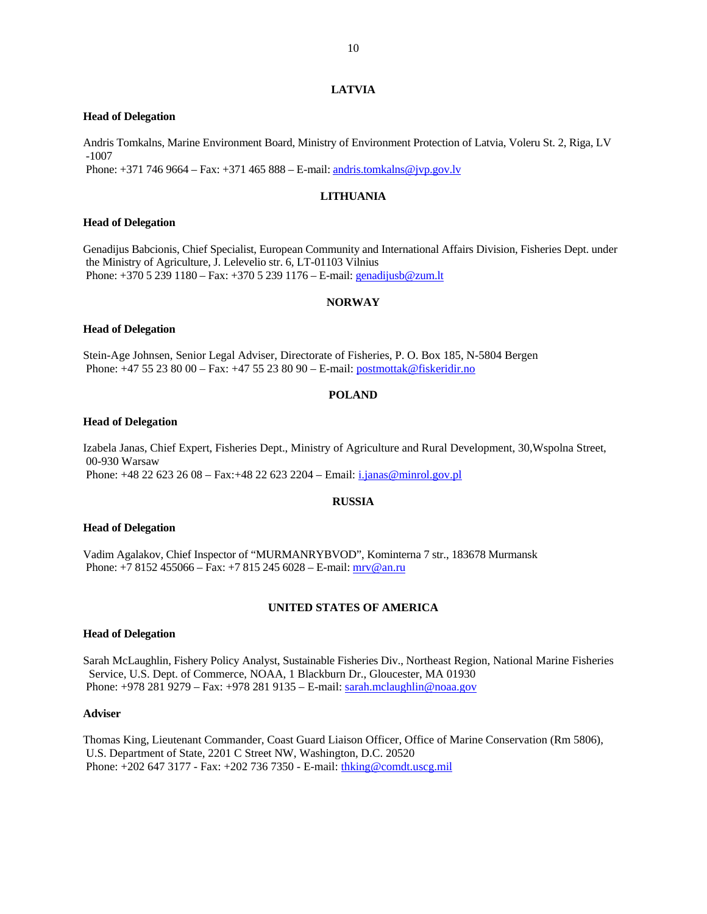## LATVIA

**Head of Delegation**

Andris Tomkalns, Marine Environment Board, Ministry of Environment Protection of Latvia, Voleru St. 2, Riga, LV -1007
Phone: +371 746 9664 – Fax: +371 465 888 – E-mail: andris.tomkalns@jvp.gov.lv

## LITHUANIA

**Head of Delegation**

Genadijus Babcionis, Chief Specialist, European Community and International Affairs Division, Fisheries Dept. under the Ministry of Agriculture, J. Lelevelio str. 6, LT-01103 Vilnius
Phone: +370 5 239 1180 – Fax: +370 5 239 1176 – E-mail: genadijusb@zum.lt

## NORWAY

**Head of Delegation**

Stein-Age Johnsen, Senior Legal Adviser, Directorate of Fisheries, P. O. Box 185, N-5804 Bergen
Phone: +47 55 23 80 00 – Fax: +47 55 23 80 90 – E-mail: postmottak@fiskeridir.no

## POLAND

**Head of Delegation**

Izabela Janas, Chief Expert, Fisheries Dept., Ministry of Agriculture and Rural Development, 30,Wspolna Street, 00-930 Warsaw
Phone: +48 22 623 26 08 – Fax:+48 22 623 2204 – Email: i.janas@minrol.gov.pl

## RUSSIA

**Head of Delegation**

Vadim Agalakov, Chief Inspector of "MURMANRYBVOD", Kominterna 7 str., 183678 Murmansk
Phone: +7 8152 455066 – Fax: +7 815 245 6028 – E-mail: mrv@an.ru

## UNITED STATES OF AMERICA

**Head of Delegation**

Sarah McLaughlin, Fishery Policy Analyst, Sustainable Fisheries Div., Northeast Region, National Marine Fisheries Service, U.S. Dept. of Commerce, NOAA, 1 Blackburn Dr., Gloucester, MA 01930
Phone: +978 281 9279 – Fax: +978 281 9135 – E-mail: sarah.mclaughlin@noaa.gov

**Adviser**

Thomas King, Lieutenant Commander, Coast Guard Liaison Officer, Office of Marine Conservation (Rm 5806), U.S. Department of State, 2201 C Street NW, Washington, D.C. 20520
Phone: +202 647 3177 - Fax: +202 736 7350 - E-mail: thking@comdt.uscg.mil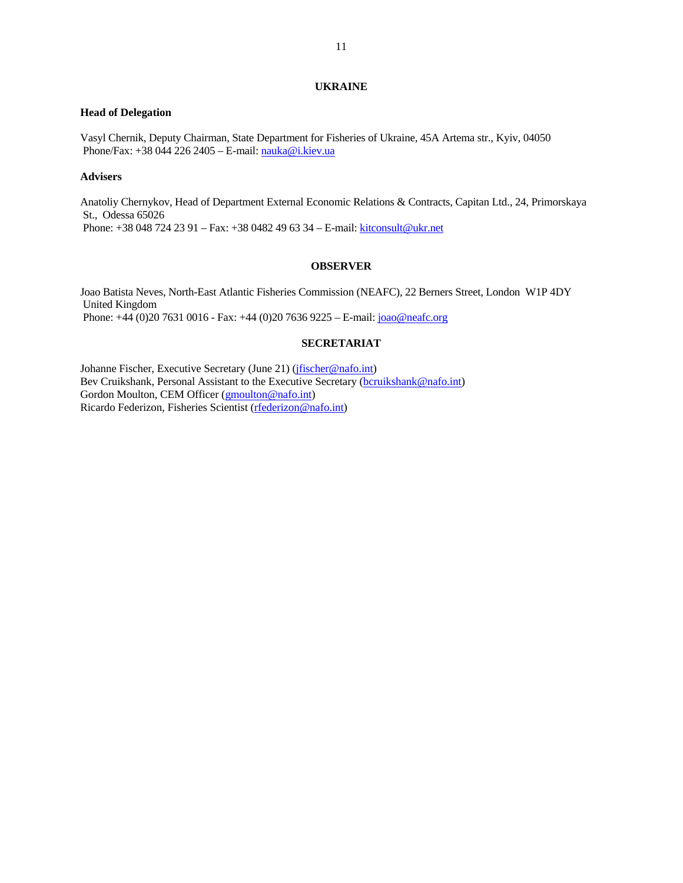## UKRAINE

**Head of Delegation**

Vasyl Chernik, Deputy Chairman, State Department for Fisheries of Ukraine, 45A Artema str., Kyiv, 04050
Phone/Fax: +38 044 226 2405 – E-mail: nauka@i.kiev.ua

**Advisers**

Anatoliy Chernykov, Head of Department External Economic Relations & Contracts, Capitan Ltd., 24, Primorskaya St., Odessa 65026
Phone: +38 048 724 23 91 – Fax: +38 0482 49 63 34 – E-mail: kitconsult@ukr.net

## OBSERVER

Joao Batista Neves, North-East Atlantic Fisheries Commission (NEAFC), 22 Berners Street, London W1P 4DY United Kingdom
Phone: +44 (0)20 7631 0016 - Fax: +44 (0)20 7636 9225 – E-mail: joao@neafc.org

## SECRETARIAT

Johanne Fischer, Executive Secretary (June 21) (jfischer@nafo.int)
Bev Cruikshank, Personal Assistant to the Executive Secretary (bcruikshank@nafo.int)
Gordon Moulton, CEM Officer (gmoulton@nafo.int)
Ricardo Federizon, Fisheries Scientist (rfederizon@nafo.int)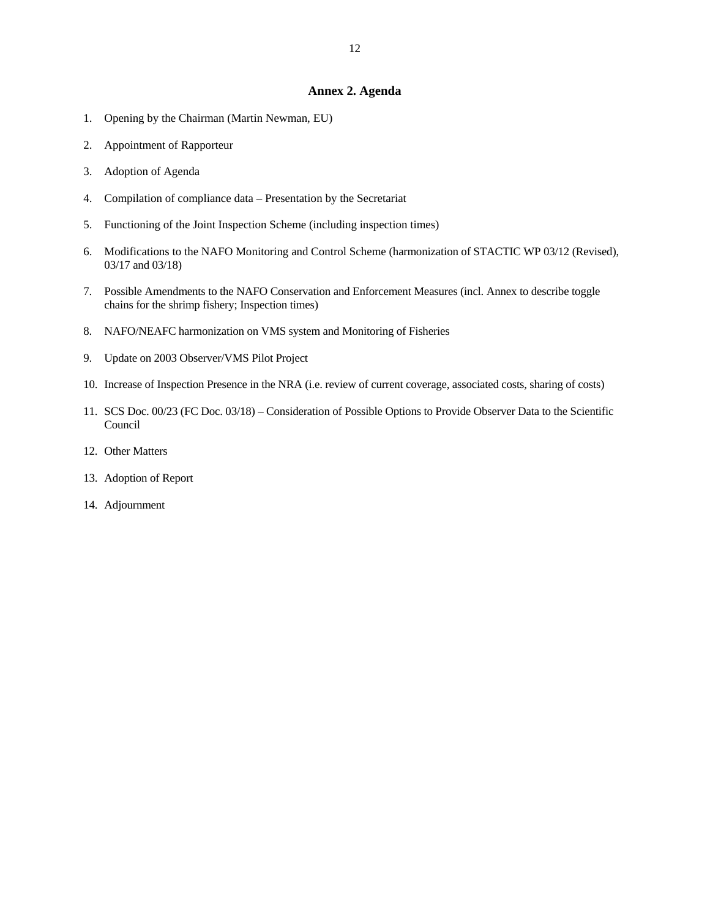## Annex 2. Agenda

1. Opening by the Chairman (Martin Newman, EU)
2. Appointment of Rapporteur
3. Adoption of Agenda
4. Compilation of compliance data – Presentation by the Secretariat
5. Functioning of the Joint Inspection Scheme (including inspection times)
6. Modifications to the NAFO Monitoring and Control Scheme (harmonization of STACTIC WP 03/12 (Revised), 03/17 and 03/18)
7. Possible Amendments to the NAFO Conservation and Enforcement Measures (incl. Annex to describe toggle chains for the shrimp fishery; Inspection times)
8. NAFO/NEAFC harmonization on VMS system and Monitoring of Fisheries
9. Update on 2003 Observer/VMS Pilot Project
10. Increase of Inspection Presence in the NRA (i.e. review of current coverage, associated costs, sharing of costs)
11. SCS Doc. 00/23 (FC Doc. 03/18) – Consideration of Possible Options to Provide Observer Data to the Scientific Council
12. Other Matters
13. Adoption of Report
14. Adjournment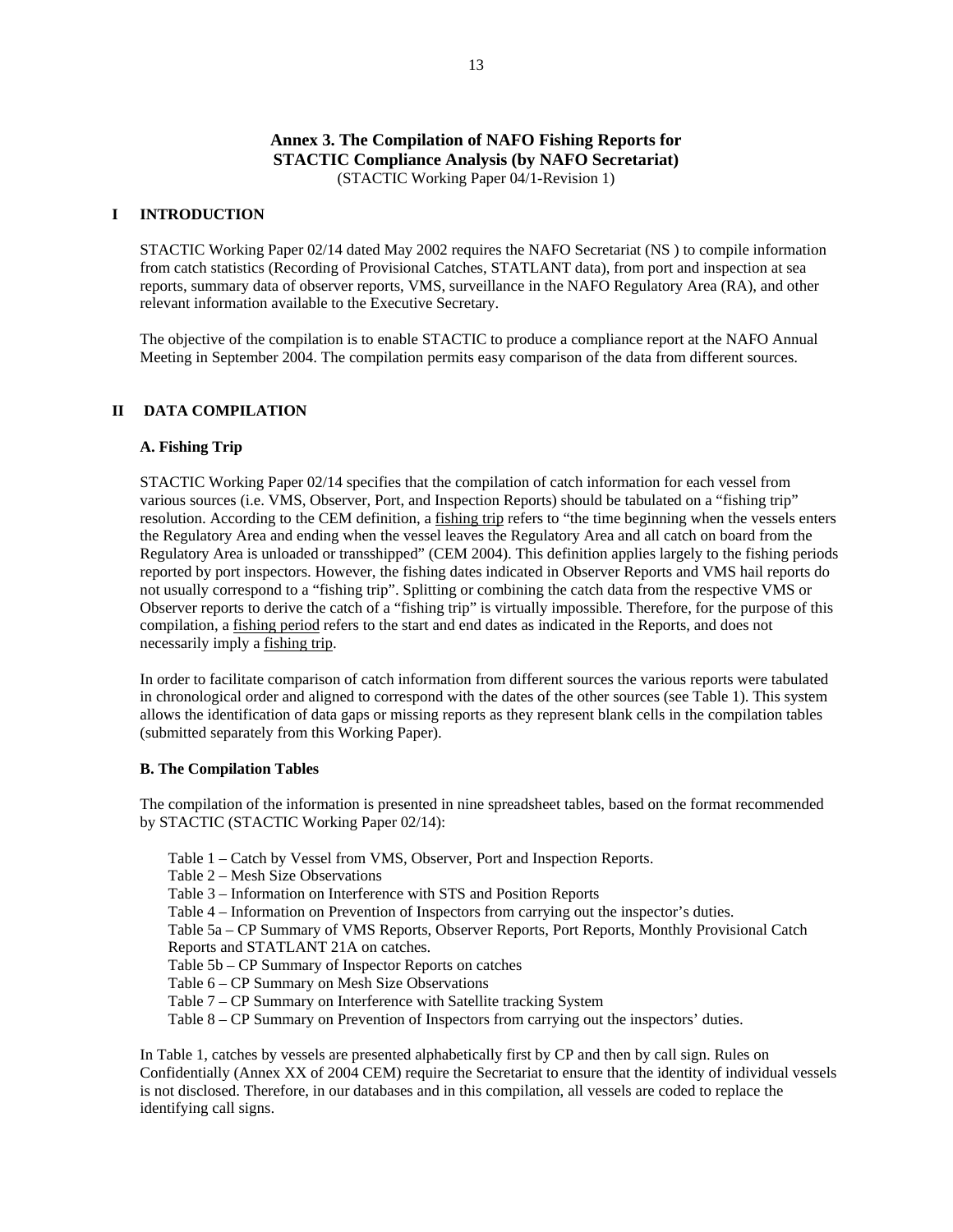# Annex 3. The Compilation of NAFO Fishing Reports for STACTIC Compliance Analysis (by NAFO Secretariat)

(STACTIC Working Paper 04/1-Revision 1)

## I INTRODUCTION

STACTIC Working Paper 02/14 dated May 2002 requires the NAFO Secretariat (NS ) to compile information from catch statistics (Recording of Provisional Catches, STATLANT data), from port and inspection at sea reports, summary data of observer reports, VMS, surveillance in the NAFO Regulatory Area (RA), and other relevant information available to the Executive Secretary.

The objective of the compilation is to enable STACTIC to produce a compliance report at the NAFO Annual Meeting in September 2004. The compilation permits easy comparison of the data from different sources.

## II DATA COMPILATION

### A. Fishing Trip

STACTIC Working Paper 02/14 specifies that the compilation of catch information for each vessel from various sources (i.e. VMS, Observer, Port, and Inspection Reports) should be tabulated on a "fishing trip" resolution. According to the CEM definition, a fishing trip refers to "the time beginning when the vessels enters the Regulatory Area and ending when the vessel leaves the Regulatory Area and all catch on board from the Regulatory Area is unloaded or transshipped" (CEM 2004). This definition applies largely to the fishing periods reported by port inspectors. However, the fishing dates indicated in Observer Reports and VMS hail reports do not usually correspond to a "fishing trip". Splitting or combining the catch data from the respective VMS or Observer reports to derive the catch of a "fishing trip" is virtually impossible. Therefore, for the purpose of this compilation, a fishing period refers to the start and end dates as indicated in the Reports, and does not necessarily imply a fishing trip.

In order to facilitate comparison of catch information from different sources the various reports were tabulated in chronological order and aligned to correspond with the dates of the other sources (see Table 1). This system allows the identification of data gaps or missing reports as they represent blank cells in the compilation tables (submitted separately from this Working Paper).

### B. The Compilation Tables

The compilation of the information is presented in nine spreadsheet tables, based on the format recommended by STACTIC (STACTIC Working Paper 02/14):

- Table 1 – Catch by Vessel from VMS, Observer, Port and Inspection Reports.
- Table 2 – Mesh Size Observations
- Table 3 – Information on Interference with STS and Position Reports
- Table 4 – Information on Prevention of Inspectors from carrying out the inspector's duties.
- Table 5a – CP Summary of VMS Reports, Observer Reports, Port Reports, Monthly Provisional Catch Reports and STATLANT 21A on catches.
- Table 5b – CP Summary of Inspector Reports on catches
- Table 6 – CP Summary on Mesh Size Observations
- Table 7 – CP Summary on Interference with Satellite tracking System
- Table 8 – CP Summary on Prevention of Inspectors from carrying out the inspectors' duties.

In Table 1, catches by vessels are presented alphabetically first by CP and then by call sign. Rules on Confidentially (Annex XX of 2004 CEM) require the Secretariat to ensure that the identity of individual vessels is not disclosed. Therefore, in our databases and in this compilation, all vessels are coded to replace the identifying call signs.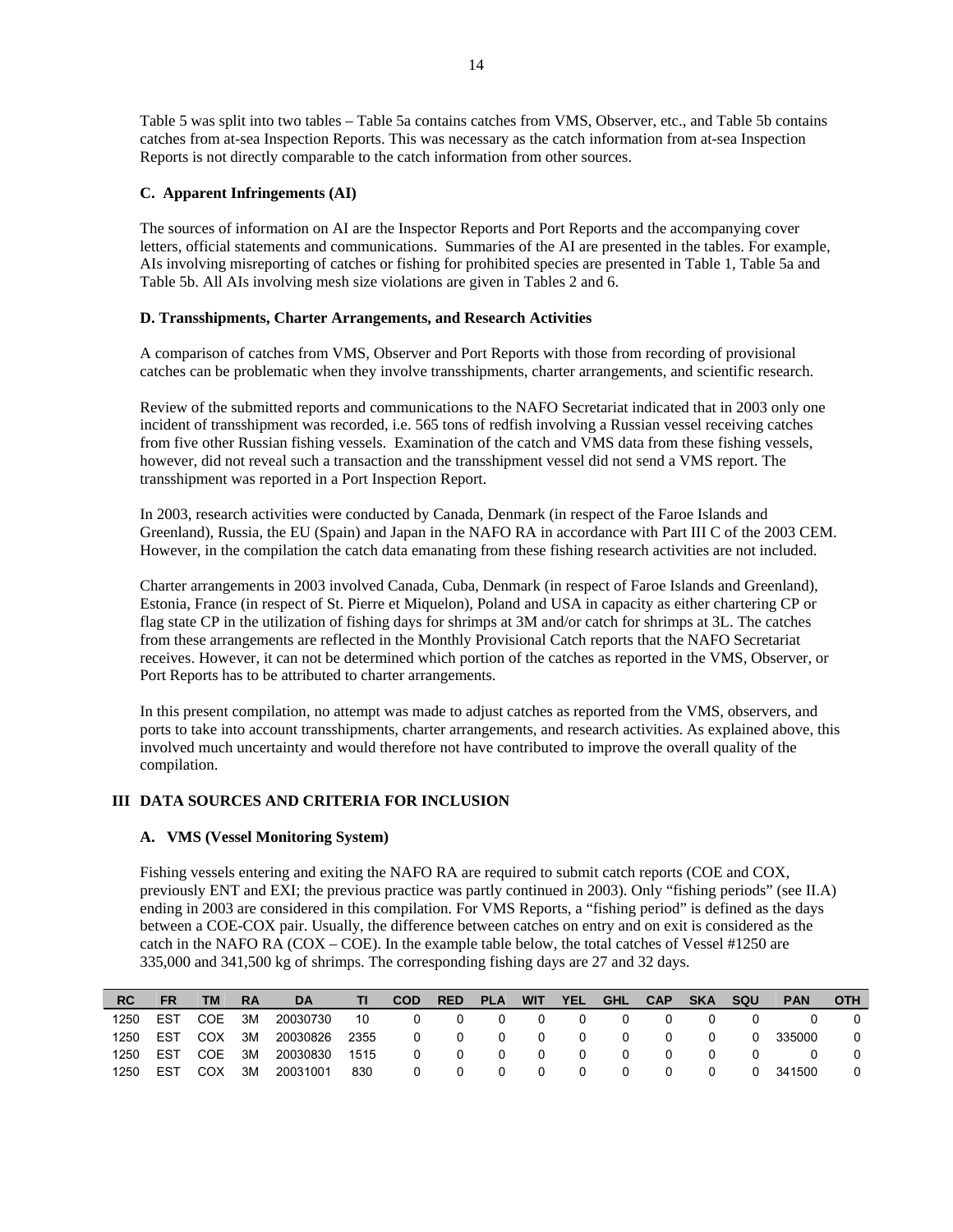Table 5 was split into two tables – Table 5a contains catches from VMS, Observer, etc., and Table 5b contains catches from at-sea Inspection Reports. This was necessary as the catch information from at-sea Inspection Reports is not directly comparable to the catch information from other sources.

### C. Apparent Infringements (AI)

The sources of information on AI are the Inspector Reports and Port Reports and the accompanying cover letters, official statements and communications. Summaries of the AI are presented in the tables. For example, AIs involving misreporting of catches or fishing for prohibited species are presented in Table 1, Table 5a and Table 5b. All AIs involving mesh size violations are given in Tables 2 and 6.

### D. Transshipments, Charter Arrangements, and Research Activities

A comparison of catches from VMS, Observer and Port Reports with those from recording of provisional catches can be problematic when they involve transshipments, charter arrangements, and scientific research.

Review of the submitted reports and communications to the NAFO Secretariat indicated that in 2003 only one incident of transshipment was recorded, i.e. 565 tons of redfish involving a Russian vessel receiving catches from five other Russian fishing vessels. Examination of the catch and VMS data from these fishing vessels, however, did not reveal such a transaction and the transshipment vessel did not send a VMS report. The transshipment was reported in a Port Inspection Report.

In 2003, research activities were conducted by Canada, Denmark (in respect of the Faroe Islands and Greenland), Russia, the EU (Spain) and Japan in the NAFO RA in accordance with Part III C of the 2003 CEM. However, in the compilation the catch data emanating from these fishing research activities are not included.

Charter arrangements in 2003 involved Canada, Cuba, Denmark (in respect of Faroe Islands and Greenland), Estonia, France (in respect of St. Pierre et Miquelon), Poland and USA in capacity as either chartering CP or flag state CP in the utilization of fishing days for shrimps at 3M and/or catch for shrimps at 3L. The catches from these arrangements are reflected in the Monthly Provisional Catch reports that the NAFO Secretariat receives. However, it can not be determined which portion of the catches as reported in the VMS, Observer, or Port Reports has to be attributed to charter arrangements.

In this present compilation, no attempt was made to adjust catches as reported from the VMS, observers, and ports to take into account transshipments, charter arrangements, and research activities. As explained above, this involved much uncertainty and would therefore not have contributed to improve the overall quality of the compilation.

## III DATA SOURCES AND CRITERIA FOR INCLUSION

### A. VMS (Vessel Monitoring System)

Fishing vessels entering and exiting the NAFO RA are required to submit catch reports (COE and COX, previously ENT and EXI; the previous practice was partly continued in 2003). Only "fishing periods" (see II.A) ending in 2003 are considered in this compilation. For VMS Reports, a "fishing period" is defined as the days between a COE-COX pair. Usually, the difference between catches on entry and on exit is considered as the catch in the NAFO RA (COX – COE). In the example table below, the total catches of Vessel #1250 are 335,000 and 341,500 kg of shrimps. The corresponding fishing days are 27 and 32 days.

| RC | FR | TM | RA | DA | TI | COD | RED | PLA | WIT | YEL | GHL | CAP | SKA | SQU | PAN | OTH |
|---|---|---|---|---|---|---|---|---|---|---|---|---|---|---|---|---|
| 1250 | EST | COE | 3M | 20030730 | 10 | 0 | 0 | 0 | 0 | 0 | 0 | 0 | 0 | 0 | 0 | 0 |
| 1250 | EST | COX | 3M | 20030826 | 2355 | 0 | 0 | 0 | 0 | 0 | 0 | 0 | 0 | 0 | 335000 | 0 |
| 1250 | EST | COE | 3M | 20030830 | 1515 | 0 | 0 | 0 | 0 | 0 | 0 | 0 | 0 | 0 | 0 | 0 |
| 1250 | EST | COX | 3M | 20031001 | 830 | 0 | 0 | 0 | 0 | 0 | 0 | 0 | 0 | 0 | 341500 | 0 |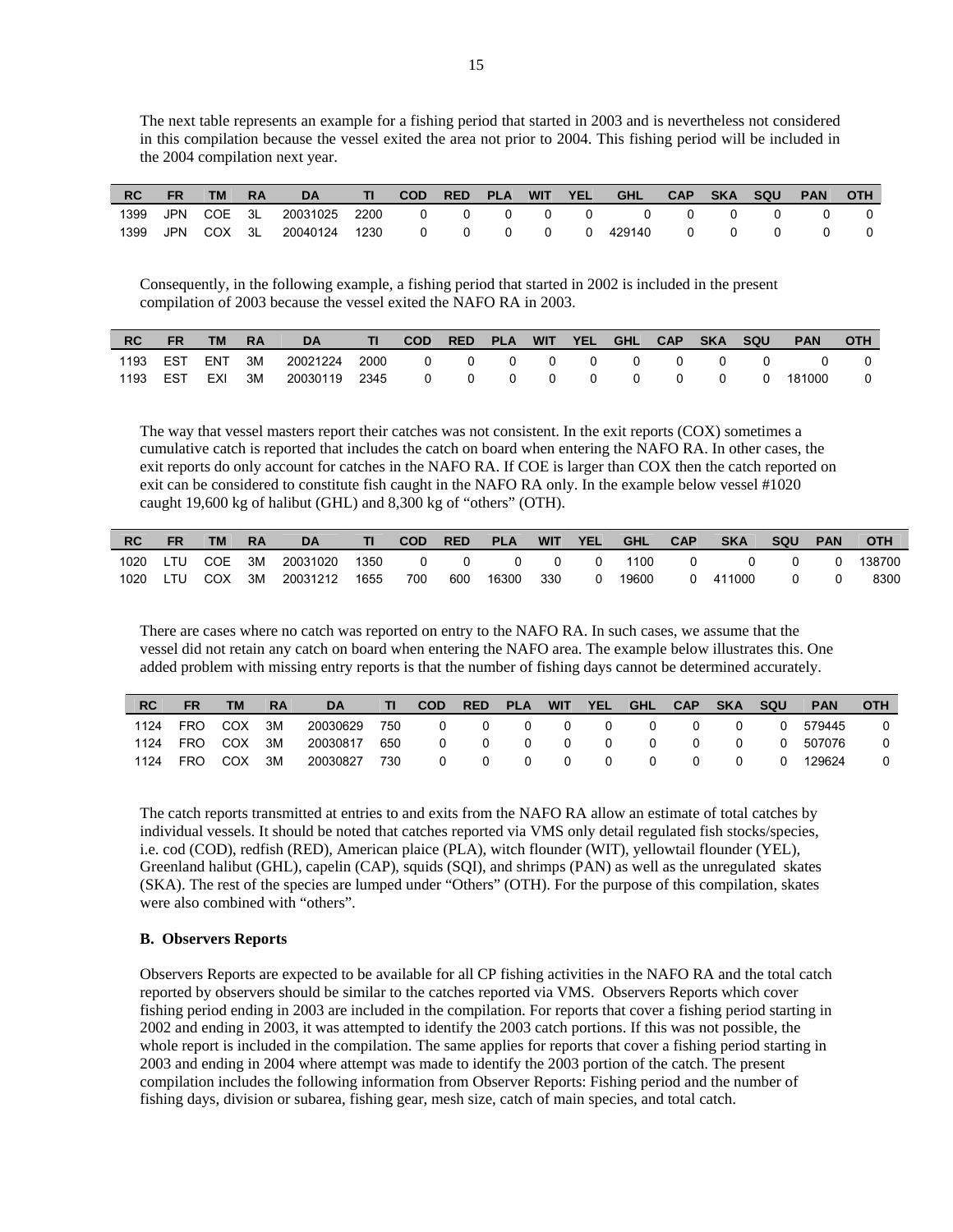The next table represents an example for a fishing period that started in 2003 and is nevertheless not considered in this compilation because the vessel exited the area not prior to 2004. This fishing period will be included in the 2004 compilation next year.

| RC | FR | TM | RA | DA | TI | COD | RED | PLA | WIT | YEL | GHL | CAP | SKA | SQU | PAN | OTH |
|---|---|---|---|---|---|---|---|---|---|---|---|---|---|---|---|---|
| 1399 | JPN | COE | 3L | 20031025 | 2200 | 0 | 0 | 0 | 0 | 0 | 0 | 0 | 0 | 0 | 0 | 0 |
| 1399 | JPN | COX | 3L | 20040124 | 1230 | 0 | 0 | 0 | 0 | 0 | 429140 | 0 | 0 | 0 | 0 | 0 |

Consequently, in the following example, a fishing period that started in 2002 is included in the present compilation of 2003 because the vessel exited the NAFO RA in 2003.

| RC | FR | TM | RA | DA | TI | COD | RED | PLA | WIT | YEL | GHL | CAP | SKA | SQU | PAN | OTH |
|---|---|---|---|---|---|---|---|---|---|---|---|---|---|---|---|---|
| 1193 | EST | ENT | 3M | 20021224 | 2000 | 0 | 0 | 0 | 0 | 0 | 0 | 0 | 0 | 0 | 0 | 0 |
| 1193 | EST | EXI | 3M | 20030119 | 2345 | 0 | 0 | 0 | 0 | 0 | 0 | 0 | 0 | 0 | 181000 | 0 |

The way that vessel masters report their catches was not consistent. In the exit reports (COX) sometimes a cumulative catch is reported that includes the catch on board when entering the NAFO RA. In other cases, the exit reports do only account for catches in the NAFO RA. If COE is larger than COX then the catch reported on exit can be considered to constitute fish caught in the NAFO RA only. In the example below vessel #1020 caught 19,600 kg of halibut (GHL) and 8,300 kg of "others" (OTH).

| RC | FR | TM | RA | DA | TI | COD | RED | PLA | WIT | YEL | GHL | CAP | SKA | SQU | PAN | OTH |
|---|---|---|---|---|---|---|---|---|---|---|---|---|---|---|---|---|
| 1020 | LTU | COE | 3M | 20031020 | 1350 | 0 | 0 | 0 | 0 | 0 | 1100 | 0 | 0 | 0 | 0 | 138700 |
| 1020 | LTU | COX | 3M | 20031212 | 1655 | 700 | 600 | 16300 | 330 | 0 | 19600 | 0 | 411000 | 0 | 0 | 8300 |

There are cases where no catch was reported on entry to the NAFO RA. In such cases, we assume that the vessel did not retain any catch on board when entering the NAFO area. The example below illustrates this. One added problem with missing entry reports is that the number of fishing days cannot be determined accurately.

| RC | FR | TM | RA | DA | TI | COD | RED | PLA | WIT | YEL | GHL | CAP | SKA | SQU | PAN | OTH |
|---|---|---|---|---|---|---|---|---|---|---|---|---|---|---|---|---|
| 1124 | FRO | COX | 3M | 20030629 | 750 | 0 | 0 | 0 | 0 | 0 | 0 | 0 | 0 | 0 | 579445 | 0 |
| 1124 | FRO | COX | 3M | 20030817 | 650 | 0 | 0 | 0 | 0 | 0 | 0 | 0 | 0 | 0 | 507076 | 0 |
| 1124 | FRO | COX | 3M | 20030827 | 730 | 0 | 0 | 0 | 0 | 0 | 0 | 0 | 0 | 0 | 129624 | 0 |

The catch reports transmitted at entries to and exits from the NAFO RA allow an estimate of total catches by individual vessels. It should be noted that catches reported via VMS only detail regulated fish stocks/species, i.e. cod (COD), redfish (RED), American plaice (PLA), witch flounder (WIT), yellowtail flounder (YEL), Greenland halibut (GHL), capelin (CAP), squids (SQI), and shrimps (PAN) as well as the unregulated skates (SKA). The rest of the species are lumped under "Others" (OTH). For the purpose of this compilation, skates were also combined with "others".

**B. Observers Reports**

Observers Reports are expected to be available for all CP fishing activities in the NAFO RA and the total catch reported by observers should be similar to the catches reported via VMS. Observers Reports which cover fishing period ending in 2003 are included in the compilation. For reports that cover a fishing period starting in 2002 and ending in 2003, it was attempted to identify the 2003 catch portions. If this was not possible, the whole report is included in the compilation. The same applies for reports that cover a fishing period starting in 2003 and ending in 2004 where attempt was made to identify the 2003 portion of the catch. The present compilation includes the following information from Observer Reports: Fishing period and the number of fishing days, division or subarea, fishing gear, mesh size, catch of main species, and total catch.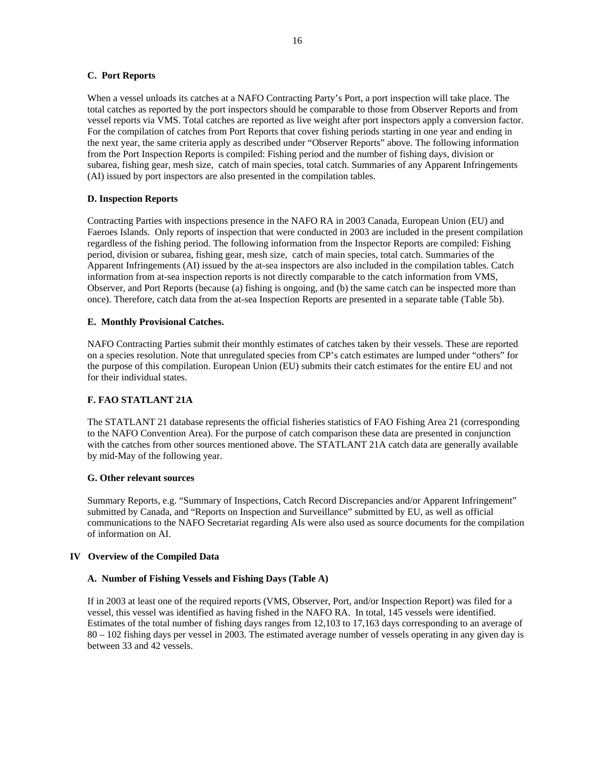### C. Port Reports

When a vessel unloads its catches at a NAFO Contracting Party's Port, a port inspection will take place. The total catches as reported by the port inspectors should be comparable to those from Observer Reports and from vessel reports via VMS. Total catches are reported as live weight after port inspectors apply a conversion factor. For the compilation of catches from Port Reports that cover fishing periods starting in one year and ending in the next year, the same criteria apply as described under "Observer Reports" above. The following information from the Port Inspection Reports is compiled: Fishing period and the number of fishing days, division or subarea, fishing gear, mesh size, catch of main species, total catch. Summaries of any Apparent Infringements (AI) issued by port inspectors are also presented in the compilation tables.

### D. Inspection Reports

Contracting Parties with inspections presence in the NAFO RA in 2003 Canada, European Union (EU) and Faeroes Islands. Only reports of inspection that were conducted in 2003 are included in the present compilation regardless of the fishing period. The following information from the Inspector Reports are compiled: Fishing period, division or subarea, fishing gear, mesh size, catch of main species, total catch. Summaries of the Apparent Infringements (AI) issued by the at-sea inspectors are also included in the compilation tables. Catch information from at-sea inspection reports is not directly comparable to the catch information from VMS, Observer, and Port Reports (because (a) fishing is ongoing, and (b) the same catch can be inspected more than once). Therefore, catch data from the at-sea Inspection Reports are presented in a separate table (Table 5b).

### E. Monthly Provisional Catches.

NAFO Contracting Parties submit their monthly estimates of catches taken by their vessels. These are reported on a species resolution. Note that unregulated species from CP's catch estimates are lumped under "others" for the purpose of this compilation. European Union (EU) submits their catch estimates for the entire EU and not for their individual states.

### F. FAO STATLANT 21A

The STATLANT 21 database represents the official fisheries statistics of FAO Fishing Area 21 (corresponding to the NAFO Convention Area). For the purpose of catch comparison these data are presented in conjunction with the catches from other sources mentioned above. The STATLANT 21A catch data are generally available by mid-May of the following year.

### G. Other relevant sources

Summary Reports, e.g. "Summary of Inspections, Catch Record Discrepancies and/or Apparent Infringement" submitted by Canada, and "Reports on Inspection and Surveillance" submitted by EU, as well as official communications to the NAFO Secretariat regarding AIs were also used as source documents for the compilation of information on AI.

## IV Overview of the Compiled Data

### A. Number of Fishing Vessels and Fishing Days (Table A)

If in 2003 at least one of the required reports (VMS, Observer, Port, and/or Inspection Report) was filed for a vessel, this vessel was identified as having fished in the NAFO RA. In total, 145 vessels were identified. Estimates of the total number of fishing days ranges from 12,103 to 17,163 days corresponding to an average of 80 – 102 fishing days per vessel in 2003. The estimated average number of vessels operating in any given day is between 33 and 42 vessels.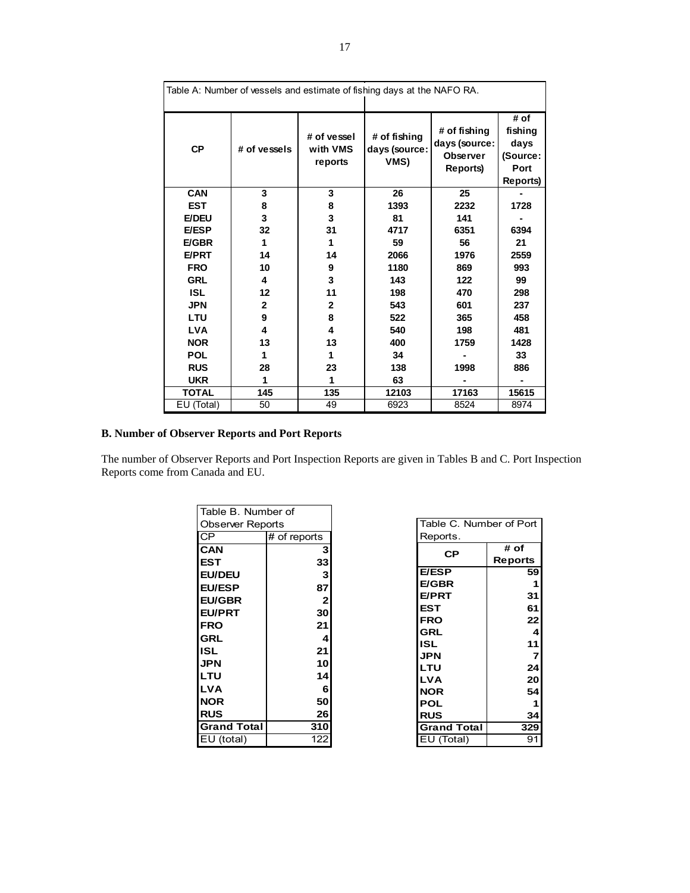Table A: Number of vessels and estimate of fishing days at the NAFO RA.

| CP | # of vessels | # of vessel with VMS reports | # of fishing days (source: VMS) | # of fishing days (source: Observer Reports) | # of fishing days (Source: Port Reports) |
|---|---|---|---|---|---|
| **CAN** | **3** | **3** | **26** | **25** | **-** |
| **EST** | **8** | **8** | **1393** | **2232** | **1728** |
| **E/DEU** | **3** | **3** | **81** | **141** | **-** |
| **E/ESP** | **32** | **31** | **4717** | **6351** | **6394** |
| **E/GBR** | **1** | **1** | **59** | **56** | **21** |
| **E/PRT** | **14** | **14** | **2066** | **1976** | **2559** |
| **FRO** | **10** | **9** | **1180** | **869** | **993** |
| **GRL** | **4** | **3** | **143** | **122** | **99** |
| **ISL** | **12** | **11** | **198** | **470** | **298** |
| **JPN** | **2** | **2** | **543** | **601** | **237** |
| **LTU** | **9** | **8** | **522** | **365** | **458** |
| **LVA** | **4** | **4** | **540** | **198** | **481** |
| **NOR** | **13** | **13** | **400** | **1759** | **1428** |
| **POL** | **1** | **1** | **34** | **-** | **33** |
| **RUS** | **28** | **23** | **138** | **1998** | **886** |
| **UKR** | **1** | **1** | **63** | **-** | **-** |
| **TOTAL** | **145** | **135** | **12103** | **17163** | **15615** |
| EU (Total) | 50 | 49 | 6923 | 8524 | 8974 |

**B. Number of Observer Reports and Port Reports**

The number of Observer Reports and Port Inspection Reports are given in Tables B and C. Port Inspection Reports come from Canada and EU.

Table B. Number of Observer Reports

| CP | # of reports |
|---|---|
| **CAN** | **3** |
| **EST** | **33** |
| **EU/DEU** | **3** |
| **EU/ESP** | **87** |
| **EU/GBR** | **2** |
| **EU/PRT** | **30** |
| **FRO** | **21** |
| **GRL** | **4** |
| **ISL** | **21** |
| **JPN** | **10** |
| **LTU** | **14** |
| **LVA** | **6** |
| **NOR** | **50** |
| **RUS** | **26** |
| **Grand Total** | **310** |
| EU (total) | 122 |

Table C. Number of Port Reports.

| CP | # of Reports |
|---|---|
| **E/ESP** | **59** |
| **E/GBR** | **1** |
| **E/PRT** | **31** |
| **EST** | **61** |
| **FRO** | **22** |
| **GRL** | **4** |
| **ISL** | **11** |
| **JPN** | **7** |
| **LTU** | **24** |
| **LVA** | **20** |
| **NOR** | **54** |
| **POL** | **1** |
| **RUS** | **34** |
| **Grand Total** | **329** |
| EU (Total) | 91 |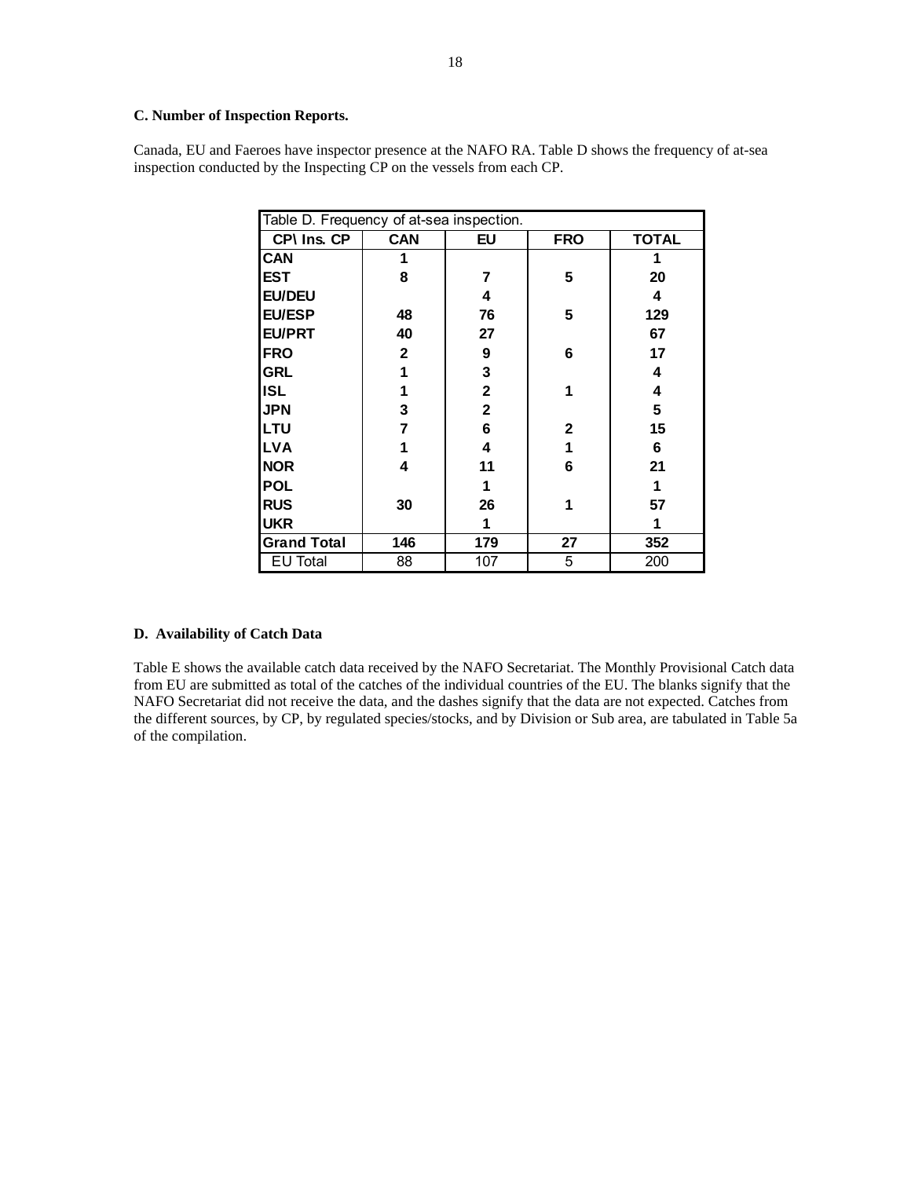### C. Number of Inspection Reports.

Canada, EU and Faeroes have inspector presence at the NAFO RA. Table D shows the frequency of at-sea inspection conducted by the Inspecting CP on the vessels from each CP.

Table D. Frequency of at-sea inspection.

| CP\ Ins. CP | CAN | EU | FRO | TOTAL |
|---|---|---|---|---|
| CAN | 1 | | | 1 |
| EST | 8 | 7 | 5 | 20 |
| EU/DEU | | 4 | | 4 |
| EU/ESP | 48 | 76 | 5 | 129 |
| EU/PRT | 40 | 27 | | 67 |
| FRO | 2 | 9 | 6 | 17 |
| GRL | 1 | 3 | | 4 |
| ISL | 1 | 2 | 1 | 4 |
| JPN | 3 | 2 | | 5 |
| LTU | 7 | 6 | 2 | 15 |
| LVA | 1 | 4 | 1 | 6 |
| NOR | 4 | 11 | 6 | 21 |
| POL | | 1 | | 1 |
| RUS | 30 | 26 | 1 | 57 |
| UKR | | 1 | | 1 |
| Grand Total | 146 | 179 | 27 | 352 |
| EU Total | 88 | 107 | 5 | 200 |

### D. Availability of Catch Data

Table E shows the available catch data received by the NAFO Secretariat. The Monthly Provisional Catch data from EU are submitted as total of the catches of the individual countries of the EU. The blanks signify that the NAFO Secretariat did not receive the data, and the dashes signify that the data are not expected. Catches from the different sources, by CP, by regulated species/stocks, and by Division or Sub area, are tabulated in Table 5a of the compilation.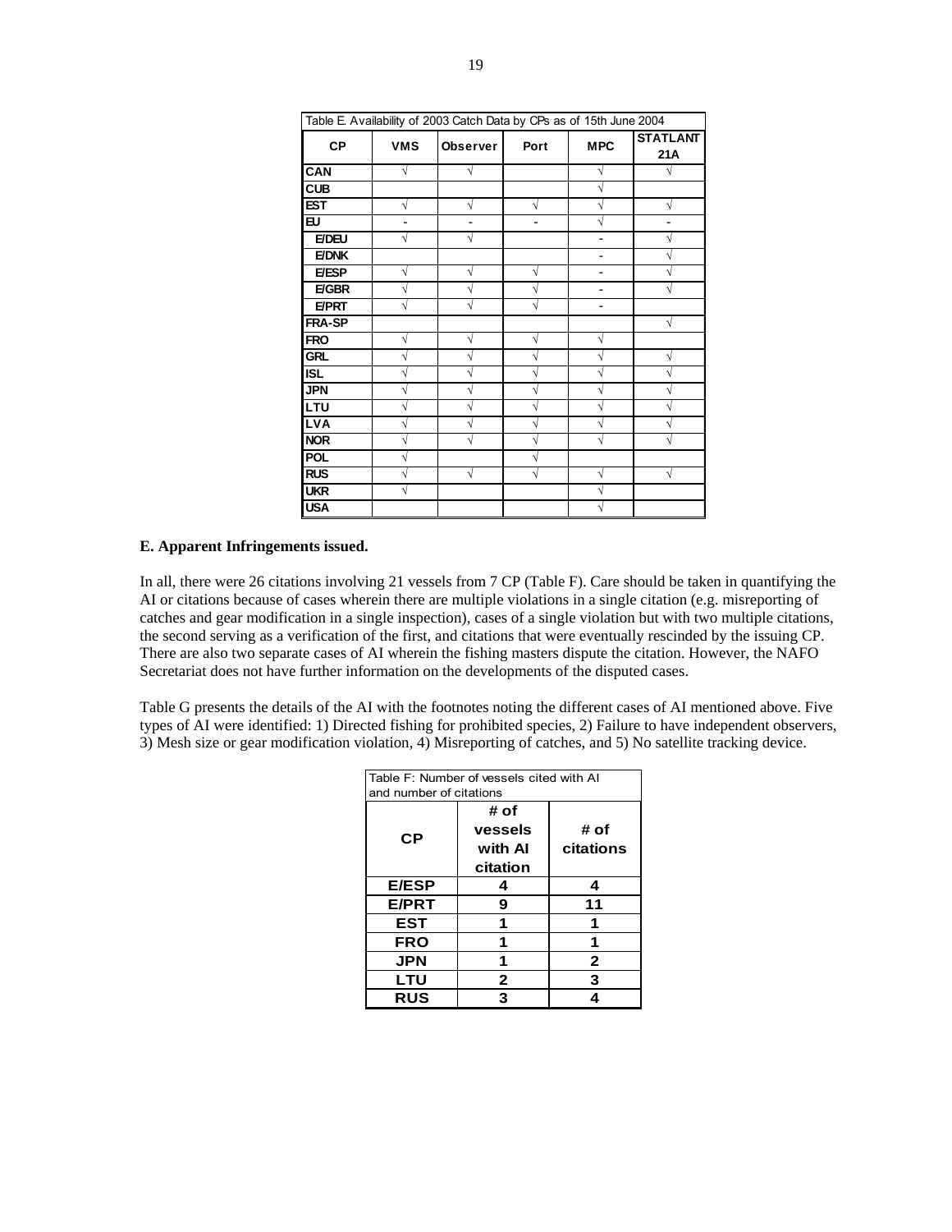| Table E. Availability of 2003 Catch Data by CPs as of 15th June 2004 | | | | | |
|---|---|---|---|---|---|
| **CP** | **VMS** | **Observer** | **Port** | **MPC** | **STATLANT 21A** |
| **CAN** | √ | √ | | √ | √ |
| **CUB** | | | | √ | |
| **EST** | √ | √ | √ | √ | √ |
| **EU** | - | - | - | √ | - |
| **E/DEU** | √ | √ | | - | √ |
| **E/DNK** | | | | - | √ |
| **E/ESP** | √ | √ | √ | - | √ |
| **E/GBR** | √ | √ | √ | - | √ |
| **E/PRT** | √ | √ | √ | - | |
| **FRA-SP** | | | | | √ |
| **FRO** | √ | √ | √ | √ | |
| **GRL** | √ | √ | √ | √ | √ |
| **ISL** | √ | √ | √ | √ | √ |
| **JPN** | √ | √ | √ | √ | √ |
| **LTU** | √ | √ | √ | √ | √ |
| **LVA** | √ | √ | √ | √ | √ |
| **NOR** | √ | √ | √ | √ | √ |
| **POL** | √ | | √ | | |
| **RUS** | √ | √ | √ | √ | √ |
| **UKR** | √ | | | √ | |
| **USA** | | | | √ | |

**E. Apparent Infringements issued.**

In all, there were 26 citations involving 21 vessels from 7 CP (Table F). Care should be taken in quantifying the AI or citations because of cases wherein there are multiple violations in a single citation (e.g. misreporting of catches and gear modification in a single inspection), cases of a single violation but with two multiple citations, the second serving as a verification of the first, and citations that were eventually rescinded by the issuing CP. There are also two separate cases of AI wherein the fishing masters dispute the citation. However, the NAFO Secretariat does not have further information on the developments of the disputed cases.

Table G presents the details of the AI with the footnotes noting the different cases of AI mentioned above. Five types of AI were identified: 1) Directed fishing for prohibited species, 2) Failure to have independent observers, 3) Mesh size or gear modification violation, 4) Misreporting of catches, and 5) No satellite tracking device.

| Table F: Number of vessels cited with AI and number of citations | | |
|---|---|---|
| **CP** | **# of vessels with AI citation** | **# of citations** |
| **E/ESP** | **4** | **4** |
| **E/PRT** | **9** | **11** |
| **EST** | **1** | **1** |
| **FRO** | **1** | **1** |
| **JPN** | **1** | **2** |
| **LTU** | **2** | **3** |
| **RUS** | **3** | **4** |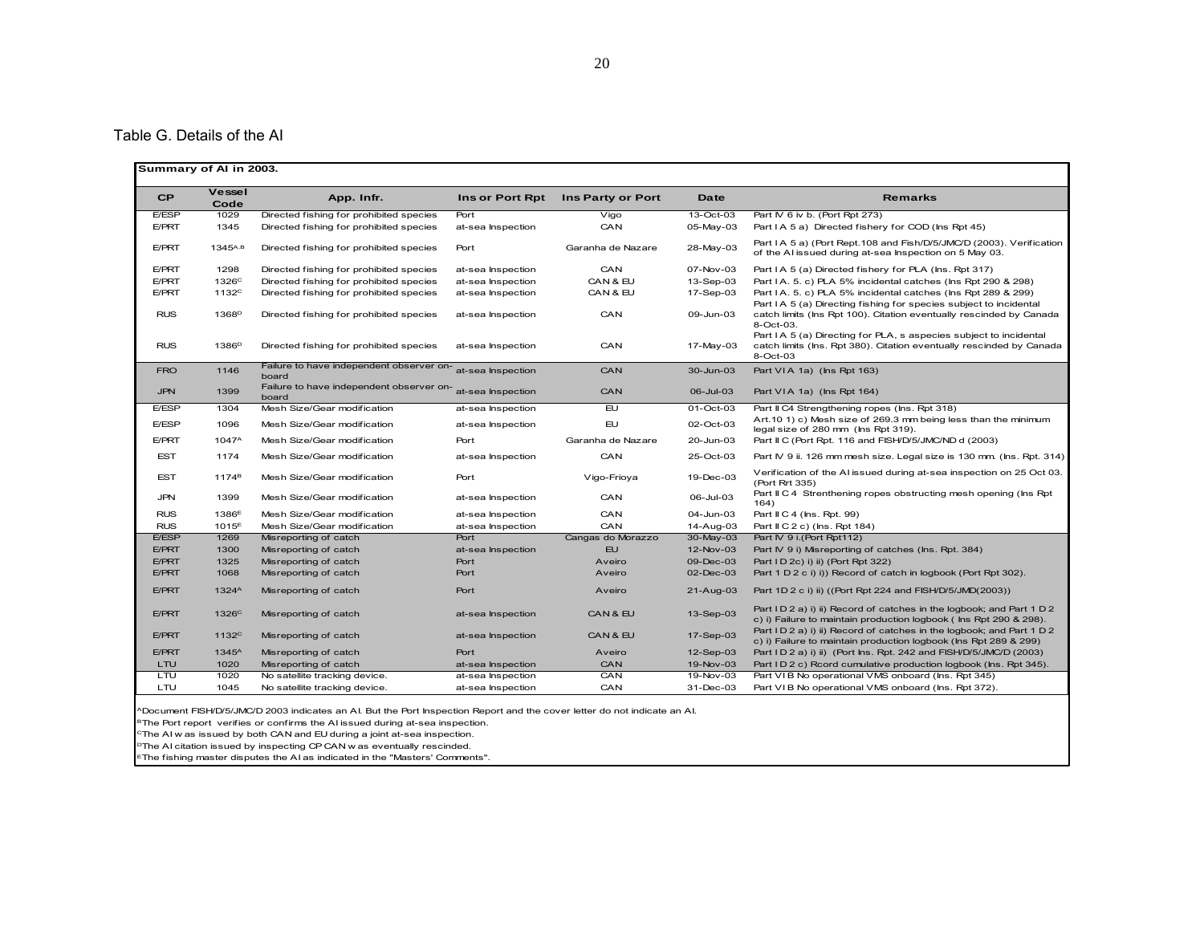Table G. Details of the AI

**Summary of AI in 2003.**

| CP | Vessel Code | App. Infr. | Ins or Port Rpt | Ins Party or Port | Date | Remarks |
|---|---|---|---|---|---|---|
| E/ESP | 1029 | Directed fishing for prohibited species | Port | Vigo | 13-Oct-03 | Part IV 6 iv b. (Port Rpt 273) |
| E/PRT | 1345 | Directed fishing for prohibited species | at-sea Inspection | CAN | 05-May-03 | Part I A 5 a) Directed fishery for COD (Ins Rpt 45) |
| E/PRT | 1345[A,B] | Directed fishing for prohibited species | Port | Garanha de Nazare | 28-May-03 | Part I A 5 a) (Port Rept.108 and Fish/D/5/JMC/D (2003). Verification of the AI issued during at-sea Inspection on 5 May 03. |
| E/PRT | 1298 | Directed fishing for prohibited species | at-sea Inspection | CAN | 07-Nov-03 | Part I A 5 (a) Directed fishery for PLA (Ins. Rpt 317) |
| E/PRT | 1326[C] | Directed fishing for prohibited species | at-sea Inspection | CAN & EU | 13-Sep-03 | Part I A. 5. c) PLA 5% incidental catches (Ins Rpt 290 & 298) |
| E/PRT | 1132[C] | Directed fishing for prohibited species | at-sea Inspection | CAN & EU | 17-Sep-03 | Part I A. 5. c) PLA 5% incidental catches (Ins Rpt 289 & 299) |
| RUS | 1368[D] | Directed fishing for prohibited species | at-sea Inspection | CAN | 09-Jun-03 | Part I A 5 (a) Directing fishing for species subject to incidental catch limits (Ins Rpt 100). Citation eventually rescinded by Canada 8-Oct-03. |
| RUS | 1386[D] | Directed fishing for prohibited species | at-sea Inspection | CAN | 17-May-03 | Part I A 5 (a) Directing for PLA, s aspecies subject to incidental catch limits (Ins. Rpt 380). Citation eventually rescinded by Canada 8-Oct-03 |
| FRO | 1146 | Failure to have independent observer on-board | at-sea Inspection | CAN | 30-Jun-03 | Part VI A 1a) (Ins Rpt 163) |
| JPN | 1399 | Failure to have independent observer on-board | at-sea Inspection | CAN | 06-Jul-03 | Part VI A 1a) (Ins Rpt 164) |
| E/ESP | 1304 | Mesh Size/Gear modification | at-sea Inspection | EU | 01-Oct-03 | Part II C4 Strengthening ropes (Ins. Rpt 318) |
| E/ESP | 1096 | Mesh Size/Gear modification | at-sea Inspection | EU | 02-Oct-03 | Art.10 1) c) Mesh size of 269.3 mm being less than the minimum legal size of 280 mm (Ins Rpt 319). |
| E/PRT | 1047[A] | Mesh Size/Gear modification | Port | Garanha de Nazare | 20-Jun-03 | Part II C (Port Rpt. 116 and FISH/D/5/JMC/ND d (2003) |
| EST | 1174 | Mesh Size/Gear modification | at-sea Inspection | CAN | 25-Oct-03 | Part IV 9 ii. 126 mm mesh size. Legal size is 130 mm. (Ins. Rpt. 314) |
| EST | 1174[B] | Mesh Size/Gear modification | Port | Vigo-Frioya | 19-Dec-03 | Verification of the AI issued during at-sea inspection on 25 Oct 03. (Port Rrt 335) |
| JPN | 1399 | Mesh Size/Gear modification | at-sea Inspection | CAN | 06-Jul-03 | Part II C 4 Strenthening ropes obstructing mesh opening (Ins Rpt 164) |
| RUS | 1386[E] | Mesh Size/Gear modification | at-sea Inspection | CAN | 04-Jun-03 | Part II C 4 (Ins. Rpt. 99) |
| RUS | 1015[E] | Mesh Size/Gear modification | at-sea Inspection | CAN | 14-Aug-03 | Part II C 2 c) (Ins. Rpt 184) |
| E/ESP | 1269 | Misreporting of catch | Port | Cangas do Morazzo | 30-May-03 | Part IV 9 i.(Port Rpt112) |
| E/PRT | 1300 | Misreporting of catch | at-sea Inspection | EU | 12-Nov-03 | Part IV 9 i) Misreporting of catches (Ins. Rpt. 384) |
| E/PRT | 1325 | Misreporting of catch | Port | Aveiro | 09-Dec-03 | Part I D 2c) i) ii) (Port Rpt 322) |
| E/PRT | 1068 | Misreporting of catch | Port | Aveiro | 02-Dec-03 | Part 1 D 2 c i) i)) Record of catch in logbook (Port Rpt 302). |
| E/PRT | 1324[A] | Misreporting of catch | Port | Aveiro | 21-Aug-03 | Part 1D 2 c i) ii) ((Port Rpt 224 and FISH/D/5/JMD(2003)) |
| E/PRT | 1326[C] | Misreporting of catch | at-sea Inspection | CAN & EU | 13-Sep-03 | Part I D 2 a) i) ii) Record of catches in the logbook; and Part 1 D 2 c) i) Failure to maintain production logbook ( Ins Rpt 290 & 298). |
| E/PRT | 1132[C] | Misreporting of catch | at-sea Inspection | CAN & EU | 17-Sep-03 | Part I D 2 a) i) ii) Record of catches in the logbook; and Part 1 D 2 c) i) Failure to maintain production logbook (Ins Rpt 289 & 299) |
| E/PRT | 1345[A] | Misreporting of catch | Port | Aveiro | 12-Sep-03 | Part I D 2 a) i) ii) (Port Ins. Rpt. 242 and FISH/D/5/JMC/D (2003) |
| LTU | 1020 | Misreporting of catch | at-sea Inspection | CAN | 19-Nov-03 | Part I D 2 c) Rcord cumulative production logbook (Ins. Rpt 345). |
| LTU | 1020 | No satellite tracking device. | at-sea Inspection | CAN | 19-Nov-03 | Part VI B No operational VMS onboard (Ins. Rpt 345) |
| LTU | 1045 | No satellite tracking device. | at-sea Inspection | CAN | 31-Dec-03 | Part VI B No operational VMS onboard (Ins. Rpt 372). |

[A]Document FISH/D/5/JMC/D 2003 indicates an AI. But the Port Inspection Report and the cover letter do not indicate an AI.
[B]The Port report verifies or confirms the AI issued during at-sea inspection.
[C]The AI was issued by both CAN and EU during a joint at-sea inspection.
[D]The AI citation issued by inspecting CP CAN was eventually rescinded.
[E]The fishing master disputes the AI as indicated in the "Masters' Comments".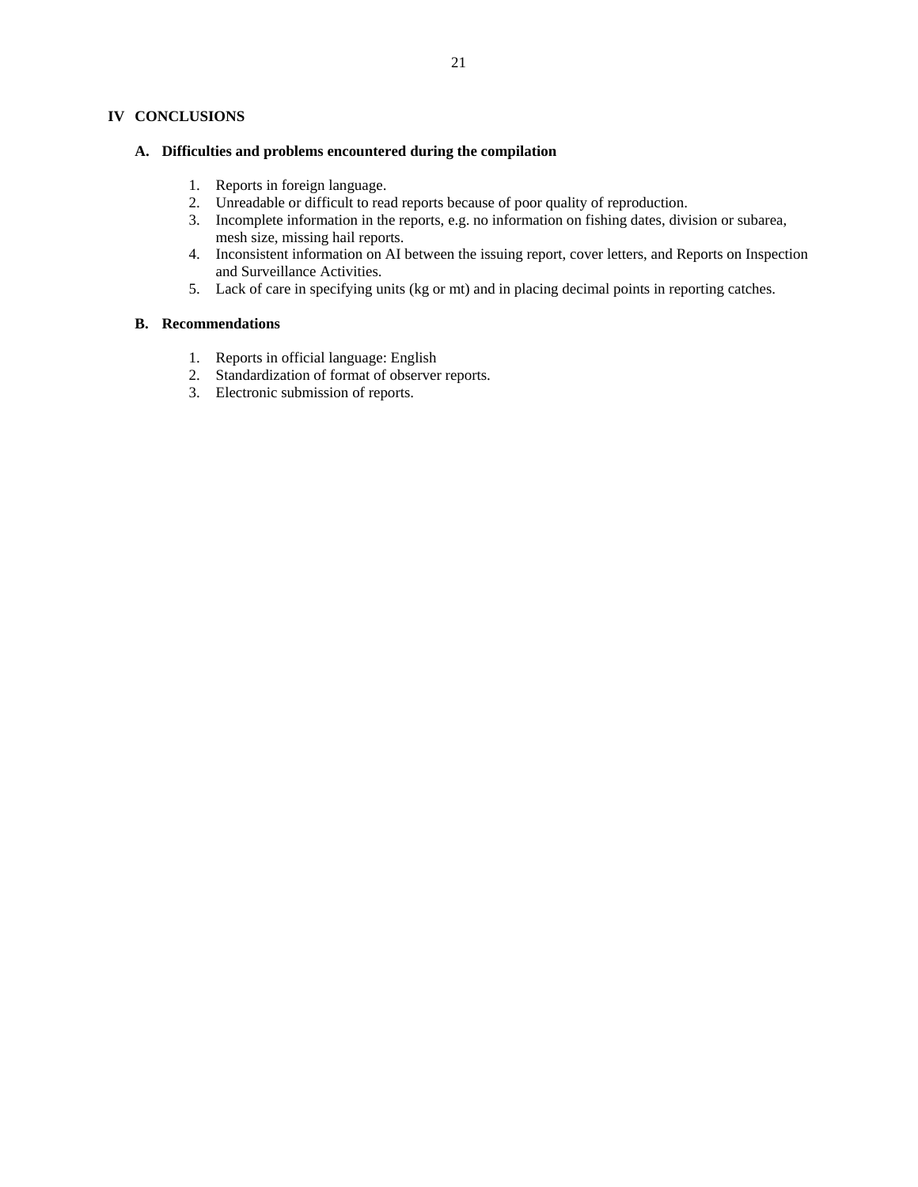## IV CONCLUSIONS

### A. Difficulties and problems encountered during the compilation

1. Reports in foreign language.
2. Unreadable or difficult to read reports because of poor quality of reproduction.
3. Incomplete information in the reports, e.g. no information on fishing dates, division or subarea, mesh size, missing hail reports.
4. Inconsistent information on AI between the issuing report, cover letters, and Reports on Inspection and Surveillance Activities.
5. Lack of care in specifying units (kg or mt) and in placing decimal points in reporting catches.

### B. Recommendations

1. Reports in official language: English
2. Standardization of format of observer reports.
3. Electronic submission of reports.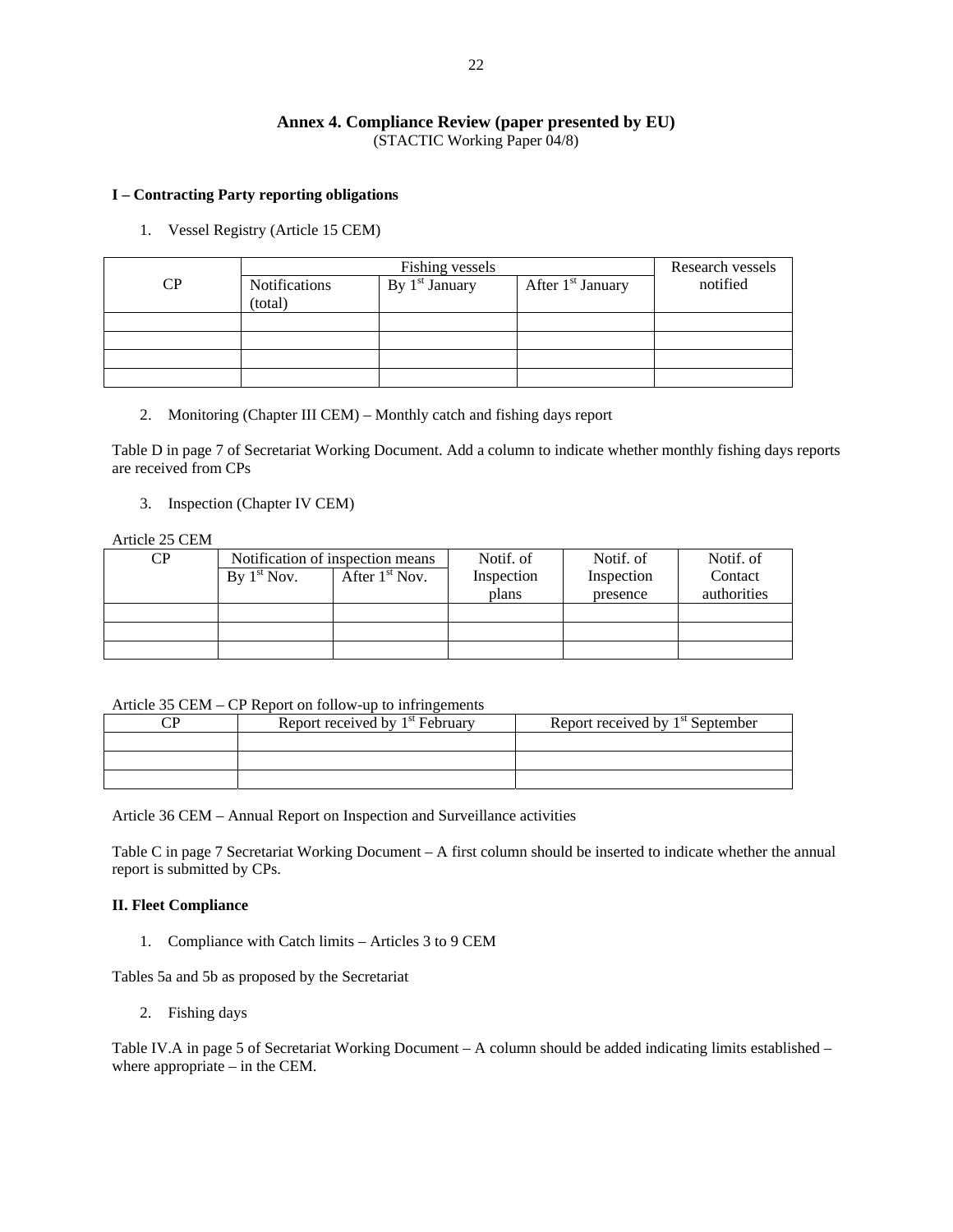## Annex 4. Compliance Review (paper presented by EU)

(STACTIC Working Paper 04/8)

### I – Contracting Party reporting obligations

1. Vessel Registry (Article 15 CEM)

| CP | Fishing vessels | | | Research vessels notified |
|---|---|---|---|---|
| | Notifications (total) | By 1st January | After 1st January | |
| | | | | |
| | | | | |
| | | | | |
| | | | | |

2. Monitoring (Chapter III CEM) – Monthly catch and fishing days report

Table D in page 7 of Secretariat Working Document. Add a column to indicate whether monthly fishing days reports are received from CPs

3. Inspection (Chapter IV CEM)

Article 25 CEM

| CP | Notification of inspection means | | Notif. of Inspection plans | Notif. of Inspection presence | Notif. of Contact authorities |
|---|---|---|---|---|---|
| | By 1st Nov. | After 1st Nov. | | | |
| | | | | | |
| | | | | | |
| | | | | | |

Article 35 CEM – CP Report on follow-up to infringements

| CP | Report received by 1st February | Report received by 1st September |
|---|---|---|
| | | |
| | | |
| | | |

Article 36 CEM – Annual Report on Inspection and Surveillance activities

Table C in page 7 Secretariat Working Document – A first column should be inserted to indicate whether the annual report is submitted by CPs.

### II. Fleet Compliance

1. Compliance with Catch limits – Articles 3 to 9 CEM

Tables 5a and 5b as proposed by the Secretariat

2. Fishing days

Table IV.A in page 5 of Secretariat Working Document – A column should be added indicating limits established – where appropriate – in the CEM.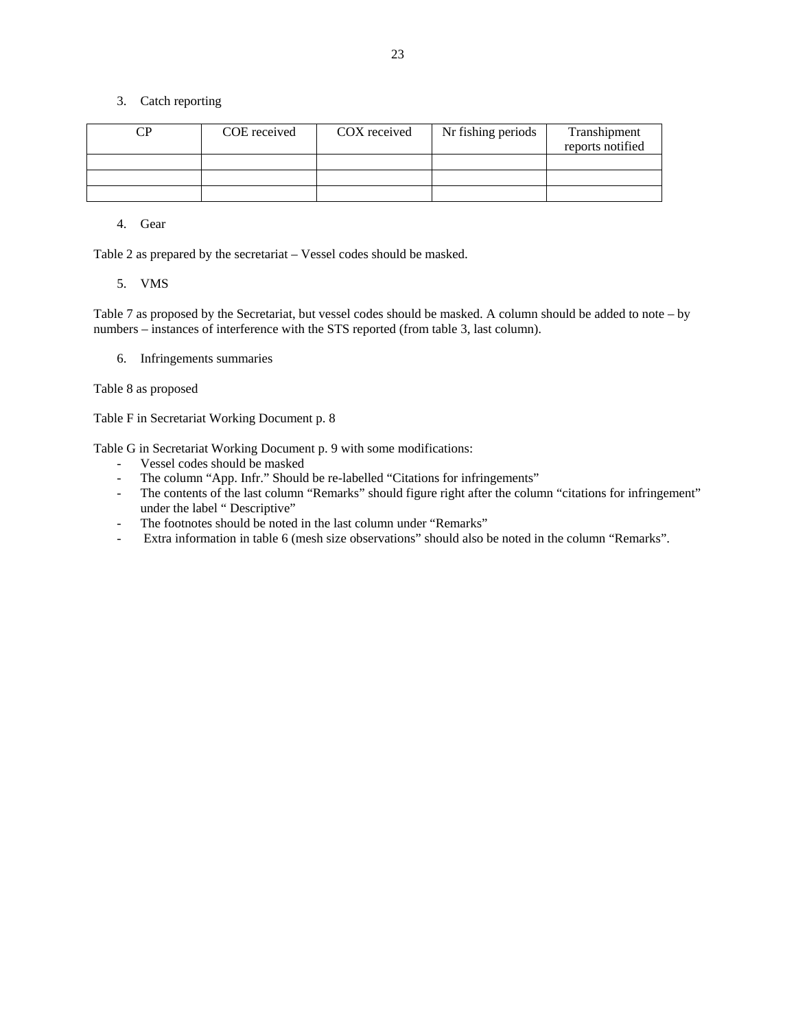3. Catch reporting

| CP | COE received | COX received | Nr fishing periods | Transhipment reports notified |
|---|---|---|---|---|
| | | | | |
| | | | | |
| | | | | |

4. Gear

Table 2 as prepared by the secretariat – Vessel codes should be masked.

5. VMS

Table 7 as proposed by the Secretariat, but vessel codes should be masked. A column should be added to note – by numbers – instances of interference with the STS reported (from table 3, last column).

6. Infringements summaries

Table 8 as proposed

Table F in Secretariat Working Document p. 8

Table G in Secretariat Working Document p. 9 with some modifications:

- Vessel codes should be masked
- The column "App. Infr." Should be re-labelled "Citations for infringements"
- The contents of the last column "Remarks" should figure right after the column "citations for infringement" under the label " Descriptive"
- The footnotes should be noted in the last column under "Remarks"
- Extra information in table 6 (mesh size observations" should also be noted in the column "Remarks".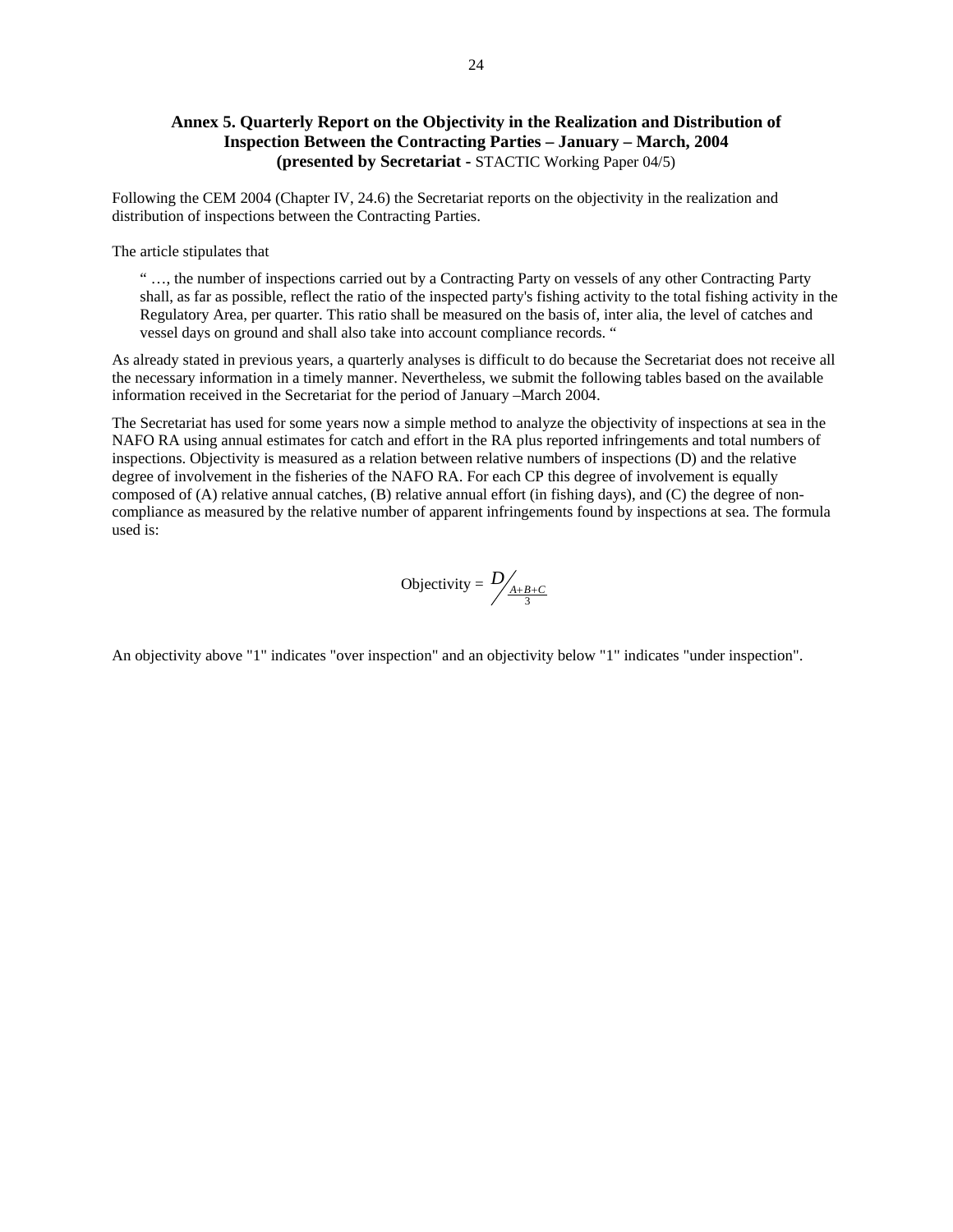## Annex 5. Quarterly Report on the Objectivity in the Realization and Distribution of Inspection Between the Contracting Parties – January – March, 2004
**(presented by Secretariat -** STACTIC Working Paper 04/5)

Following the CEM 2004 (Chapter IV, 24.6) the Secretariat reports on the objectivity in the realization and distribution of inspections between the Contracting Parties.

The article stipulates that

> " …, the number of inspections carried out by a Contracting Party on vessels of any other Contracting Party shall, as far as possible, reflect the ratio of the inspected party's fishing activity to the total fishing activity in the Regulatory Area, per quarter. This ratio shall be measured on the basis of, inter alia, the level of catches and vessel days on ground and shall also take into account compliance records. "

As already stated in previous years, a quarterly analyses is difficult to do because the Secretariat does not receive all the necessary information in a timely manner. Nevertheless, we submit the following tables based on the available information received in the Secretariat for the period of January –March 2004.

The Secretariat has used for some years now a simple method to analyze the objectivity of inspections at sea in the NAFO RA using annual estimates for catch and effort in the RA plus reported infringements and total numbers of inspections. Objectivity is measured as a relation between relative numbers of inspections (D) and the relative degree of involvement in the fisheries of the NAFO RA. For each CP this degree of involvement is equally composed of (A) relative annual catches, (B) relative annual effort (in fishing days), and (C) the degree of non-compliance as measured by the relative number of apparent infringements found by inspections at sea. The formula used is:

$$\text{Objectivity} = D \Big/ \frac{A+B+C}{3}$$

An objectivity above "1" indicates "over inspection" and an objectivity below "1" indicates "under inspection".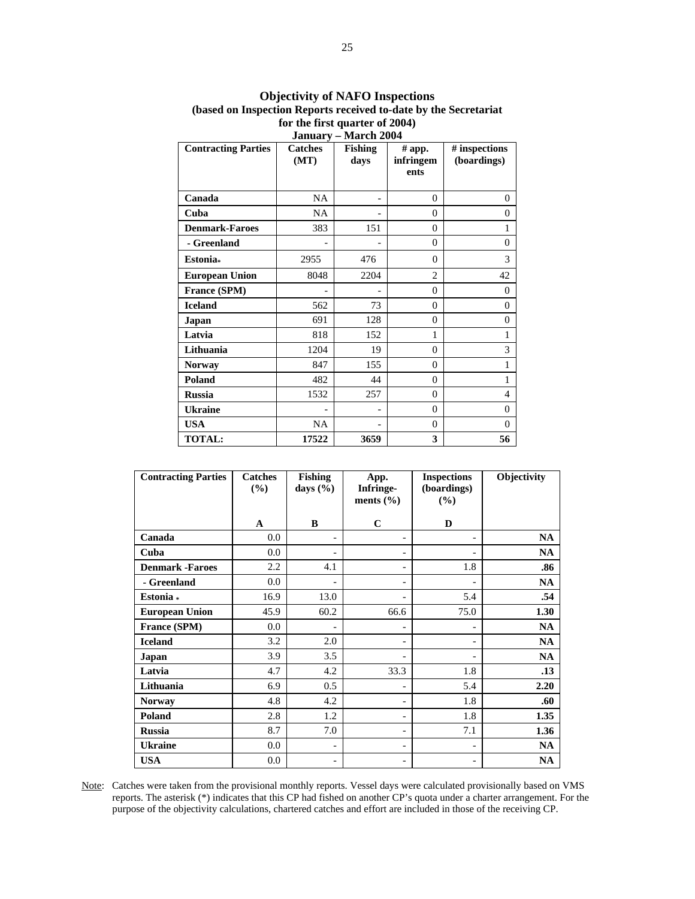**Objectivity of NAFO Inspections**
**(based on Inspection Reports received to-date by the Secretariat for the first quarter of 2004)**
**January – March 2004**

| Contracting Parties | Catches (MT) | Fishing days | # app. infringements | # inspections (boardings) |
|---|---|---|---|---|
| **Canada** | NA | - | 0 | 0 |
| **Cuba** | NA | - | 0 | 0 |
| **Denmark-Faroes** | 383 | 151 | 0 | 1 |
| **- Greenland** | - | - | 0 | 0 |
| **Estonia*** | 2955 | 476 | 0 | 3 |
| **European Union** | 8048 | 2204 | 2 | 42 |
| **France (SPM)** | - | - | 0 | 0 |
| **Iceland** | 562 | 73 | 0 | 0 |
| **Japan** | 691 | 128 | 0 | 0 |
| **Latvia** | 818 | 152 | 1 | 1 |
| **Lithuania** | 1204 | 19 | 0 | 3 |
| **Norway** | 847 | 155 | 0 | 1 |
| **Poland** | 482 | 44 | 0 | 1 |
| **Russia** | 1532 | 257 | 0 | 4 |
| **Ukraine** | - | - | 0 | 0 |
| **USA** | NA | - | 0 | 0 |
| **TOTAL:** | **17522** | **3659** | **3** | **56** |

| Contracting Parties | Catches (%) | Fishing days (%) | App. Infringements (%) | Inspections (boardings) (%) | Objectivity |
|---|---|---|---|---|---|
| | **A** | **B** | **C** | **D** | |
| **Canada** | 0.0 | - | - | - | **NA** |
| **Cuba** | 0.0 | - | - | - | **NA** |
| **Denmark -Faroes** | 2.2 | 4.1 | - | 1.8 | **.86** |
| **- Greenland** | 0.0 | - | - | - | **NA** |
| **Estonia *** | 16.9 | 13.0 | - | 5.4 | **.54** |
| **European Union** | 45.9 | 60.2 | 66.6 | 75.0 | **1.30** |
| **France (SPM)** | 0.0 | - | - | - | **NA** |
| **Iceland** | 3.2 | 2.0 | - | - | **NA** |
| **Japan** | 3.9 | 3.5 | - | - | **NA** |
| **Latvia** | 4.7 | 4.2 | 33.3 | 1.8 | **.13** |
| **Lithuania** | 6.9 | 0.5 | - | 5.4 | **2.20** |
| **Norway** | 4.8 | 4.2 | - | 1.8 | **.60** |
| **Poland** | 2.8 | 1.2 | - | 1.8 | **1.35** |
| **Russia** | 8.7 | 7.0 | - | 7.1 | **1.36** |
| **Ukraine** | 0.0 | - | - | - | **NA** |
| **USA** | 0.0 | - | - | - | **NA** |

Note: Catches were taken from the provisional monthly reports. Vessel days were calculated provisionally based on VMS reports. The asterisk (*) indicates that this CP had fished on another CP's quota under a charter arrangement. For the purpose of the objectivity calculations, chartered catches and effort are included in those of the receiving CP.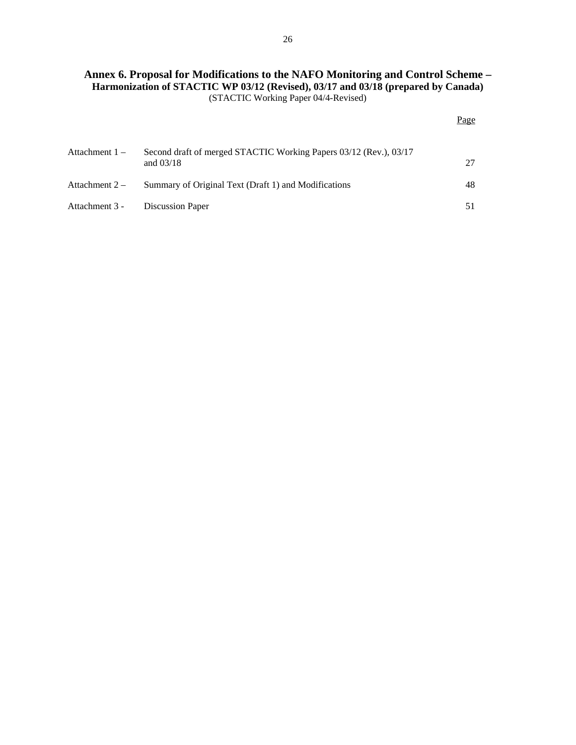# Annex 6. Proposal for Modifications to the NAFO Monitoring and Control Scheme – Harmonization of STACTIC WP 03/12 (Revised), 03/17 and 03/18 (prepared by Canada)

(STACTIC Working Paper 04/4-Revised)

| | | Page |
|---|---|---|
| Attachment 1 – | Second draft of merged STACTIC Working Papers 03/12 (Rev.), 03/17 and 03/18 | 27 |
| Attachment 2 – | Summary of Original Text (Draft 1) and Modifications | 48 |
| Attachment 3 - | Discussion Paper | 51 |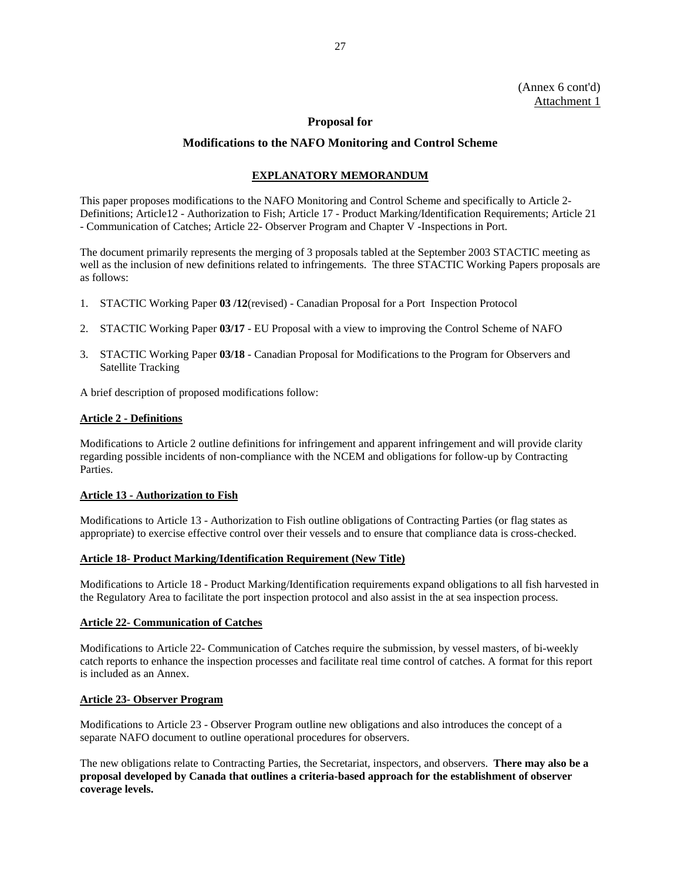(Annex 6 cont'd)
Attachment 1

## Proposal for

## Modifications to the NAFO Monitoring and Control Scheme

### EXPLANATORY MEMORANDUM

This paper proposes modifications to the NAFO Monitoring and Control Scheme and specifically to Article 2- Definitions; Article12 - Authorization to Fish; Article 17 - Product Marking/Identification Requirements; Article 21 - Communication of Catches; Article 22- Observer Program and Chapter V -Inspections in Port.

The document primarily represents the merging of 3 proposals tabled at the September 2003 STACTIC meeting as well as the inclusion of new definitions related to infringements. The three STACTIC Working Papers proposals are as follows:

1. STACTIC Working Paper **03 /12**(revised) - Canadian Proposal for a Port Inspection Protocol
2. STACTIC Working Paper **03/17** - EU Proposal with a view to improving the Control Scheme of NAFO
3. STACTIC Working Paper **03/18** - Canadian Proposal for Modifications to the Program for Observers and Satellite Tracking

A brief description of proposed modifications follow:

**Article 2 - Definitions**

Modifications to Article 2 outline definitions for infringement and apparent infringement and will provide clarity regarding possible incidents of non-compliance with the NCEM and obligations for follow-up by Contracting Parties.

**Article 13 - Authorization to Fish**

Modifications to Article 13 - Authorization to Fish outline obligations of Contracting Parties (or flag states as appropriate) to exercise effective control over their vessels and to ensure that compliance data is cross-checked.

**Article 18- Product Marking/Identification Requirement (New Title)**

Modifications to Article 18 - Product Marking/Identification requirements expand obligations to all fish harvested in the Regulatory Area to facilitate the port inspection protocol and also assist in the at sea inspection process.

**Article 22- Communication of Catches**

Modifications to Article 22- Communication of Catches require the submission, by vessel masters, of bi-weekly catch reports to enhance the inspection processes and facilitate real time control of catches. A format for this report is included as an Annex.

**Article 23- Observer Program**

Modifications to Article 23 - Observer Program outline new obligations and also introduces the concept of a separate NAFO document to outline operational procedures for observers.

The new obligations relate to Contracting Parties, the Secretariat, inspectors, and observers. **There may also be a proposal developed by Canada that outlines a criteria-based approach for the establishment of observer coverage levels.**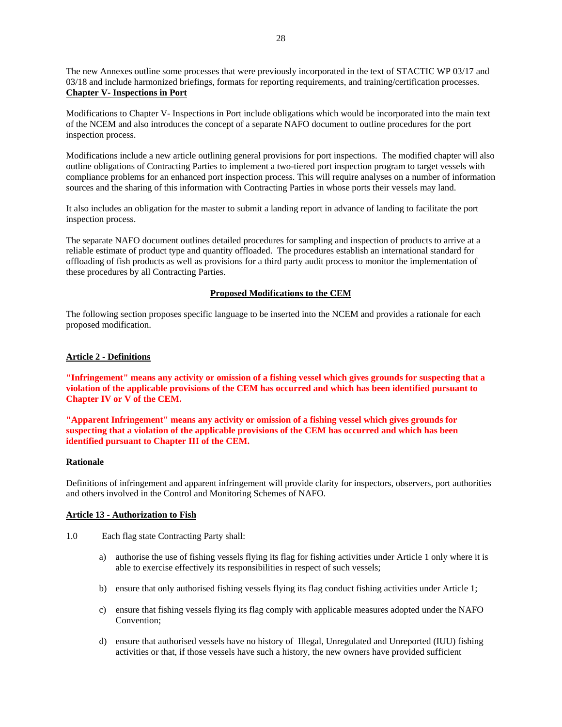The new Annexes outline some processes that were previously incorporated in the text of STACTIC WP 03/17 and 03/18 and include harmonized briefings, formats for reporting requirements, and training/certification processes.

**Chapter V- Inspections in Port**

Modifications to Chapter V- Inspections in Port include obligations which would be incorporated into the main text of the NCEM and also introduces the concept of a separate NAFO document to outline procedures for the port inspection process.

Modifications include a new article outlining general provisions for port inspections. The modified chapter will also outline obligations of Contracting Parties to implement a two-tiered port inspection program to target vessels with compliance problems for an enhanced port inspection process. This will require analyses on a number of information sources and the sharing of this information with Contracting Parties in whose ports their vessels may land.

It also includes an obligation for the master to submit a landing report in advance of landing to facilitate the port inspection process.

The separate NAFO document outlines detailed procedures for sampling and inspection of products to arrive at a reliable estimate of product type and quantity offloaded. The procedures establish an international standard for offloading of fish products as well as provisions for a third party audit process to monitor the implementation of these procedures by all Contracting Parties.

**Proposed Modifications to the CEM**

The following section proposes specific language to be inserted into the NCEM and provides a rationale for each proposed modification.

**Article 2 - Definitions**

**"Infringement" means any activity or omission of a fishing vessel which gives grounds for suspecting that a violation of the applicable provisions of the CEM has occurred and which has been identified pursuant to Chapter IV or V of the CEM.**

**"Apparent Infringement" means any activity or omission of a fishing vessel which gives grounds for suspecting that a violation of the applicable provisions of the CEM has occurred and which has been identified pursuant to Chapter III of the CEM.**

**Rationale**

Definitions of infringement and apparent infringement will provide clarity for inspectors, observers, port authorities and others involved in the Control and Monitoring Schemes of NAFO.

**Article 13 - Authorization to Fish**

1.0 Each flag state Contracting Party shall:

a) authorise the use of fishing vessels flying its flag for fishing activities under Article 1 only where it is able to exercise effectively its responsibilities in respect of such vessels;

b) ensure that only authorised fishing vessels flying its flag conduct fishing activities under Article 1;

c) ensure that fishing vessels flying its flag comply with applicable measures adopted under the NAFO Convention;

d) ensure that authorised vessels have no history of Illegal, Unregulated and Unreported (IUU) fishing activities or that, if those vessels have such a history, the new owners have provided sufficient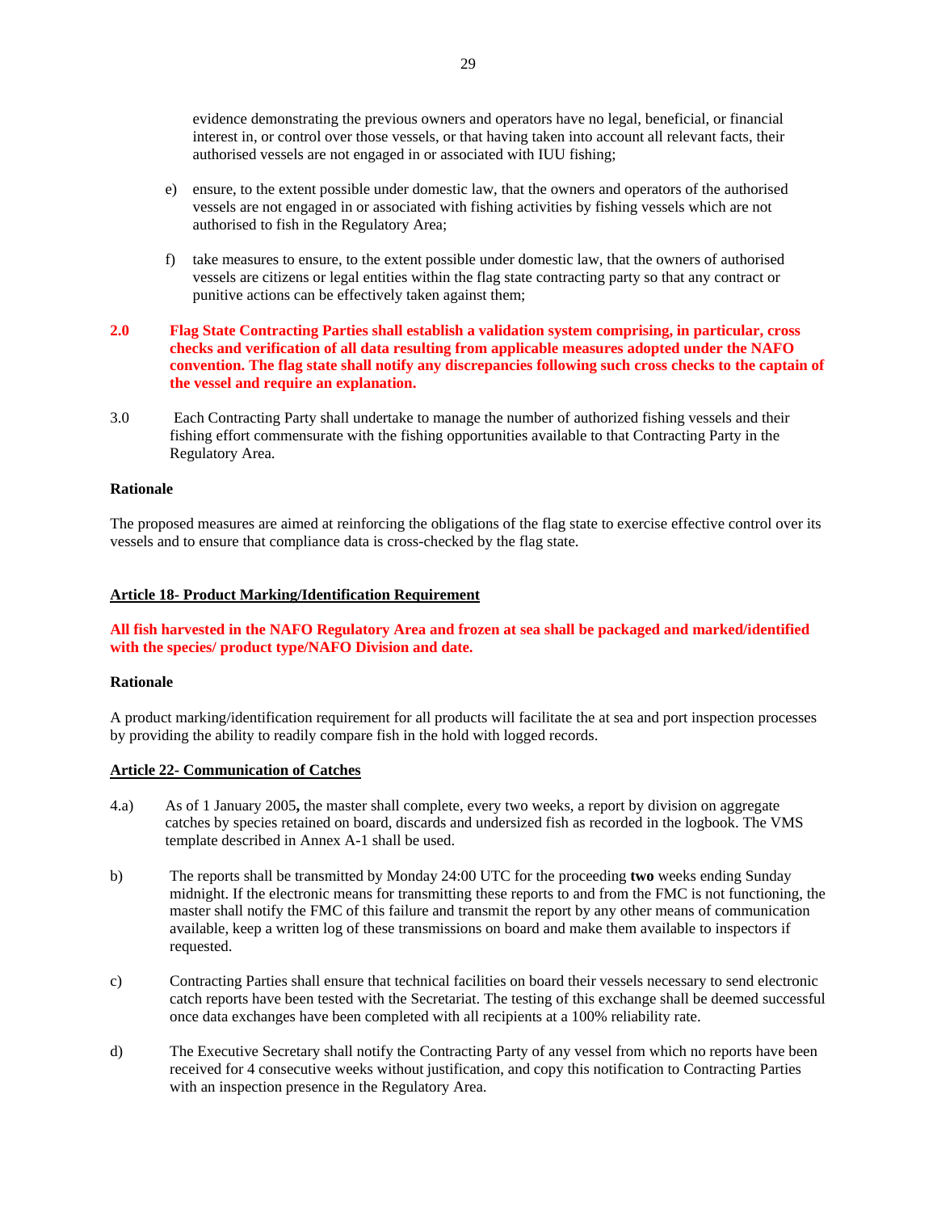evidence demonstrating the previous owners and operators have no legal, beneficial, or financial interest in, or control over those vessels, or that having taken into account all relevant facts, their authorised vessels are not engaged in or associated with IUU fishing;

e) ensure, to the extent possible under domestic law, that the owners and operators of the authorised vessels are not engaged in or associated with fishing activities by fishing vessels which are not authorised to fish in the Regulatory Area;

f) take measures to ensure, to the extent possible under domestic law, that the owners of authorised vessels are citizens or legal entities within the flag state contracting party so that any contract or punitive actions can be effectively taken against them;

**2.0 Flag State Contracting Parties shall establish a validation system comprising, in particular, cross checks and verification of all data resulting from applicable measures adopted under the NAFO convention. The flag state shall notify any discrepancies following such cross checks to the captain of the vessel and require an explanation.**

3.0 Each Contracting Party shall undertake to manage the number of authorized fishing vessels and their fishing effort commensurate with the fishing opportunities available to that Contracting Party in the Regulatory Area.

**Rationale**

The proposed measures are aimed at reinforcing the obligations of the flag state to exercise effective control over its vessels and to ensure that compliance data is cross-checked by the flag state.

**Article 18- Product Marking/Identification Requirement**

**All fish harvested in the NAFO Regulatory Area and frozen at sea shall be packaged and marked/identified with the species/ product type/NAFO Division and date.**

**Rationale**

A product marking/identification requirement for all products will facilitate the at sea and port inspection processes by providing the ability to readily compare fish in the hold with logged records.

**Article 22- Communication of Catches**

4.a) As of 1 January 2005**,** the master shall complete, every two weeks, a report by division on aggregate catches by species retained on board, discards and undersized fish as recorded in the logbook. The VMS template described in Annex A-1 shall be used.

b) The reports shall be transmitted by Monday 24:00 UTC for the proceeding **two** weeks ending Sunday midnight. If the electronic means for transmitting these reports to and from the FMC is not functioning, the master shall notify the FMC of this failure and transmit the report by any other means of communication available, keep a written log of these transmissions on board and make them available to inspectors if requested.

c) Contracting Parties shall ensure that technical facilities on board their vessels necessary to send electronic catch reports have been tested with the Secretariat. The testing of this exchange shall be deemed successful once data exchanges have been completed with all recipients at a 100% reliability rate.

d) The Executive Secretary shall notify the Contracting Party of any vessel from which no reports have been received for 4 consecutive weeks without justification, and copy this notification to Contracting Parties with an inspection presence in the Regulatory Area.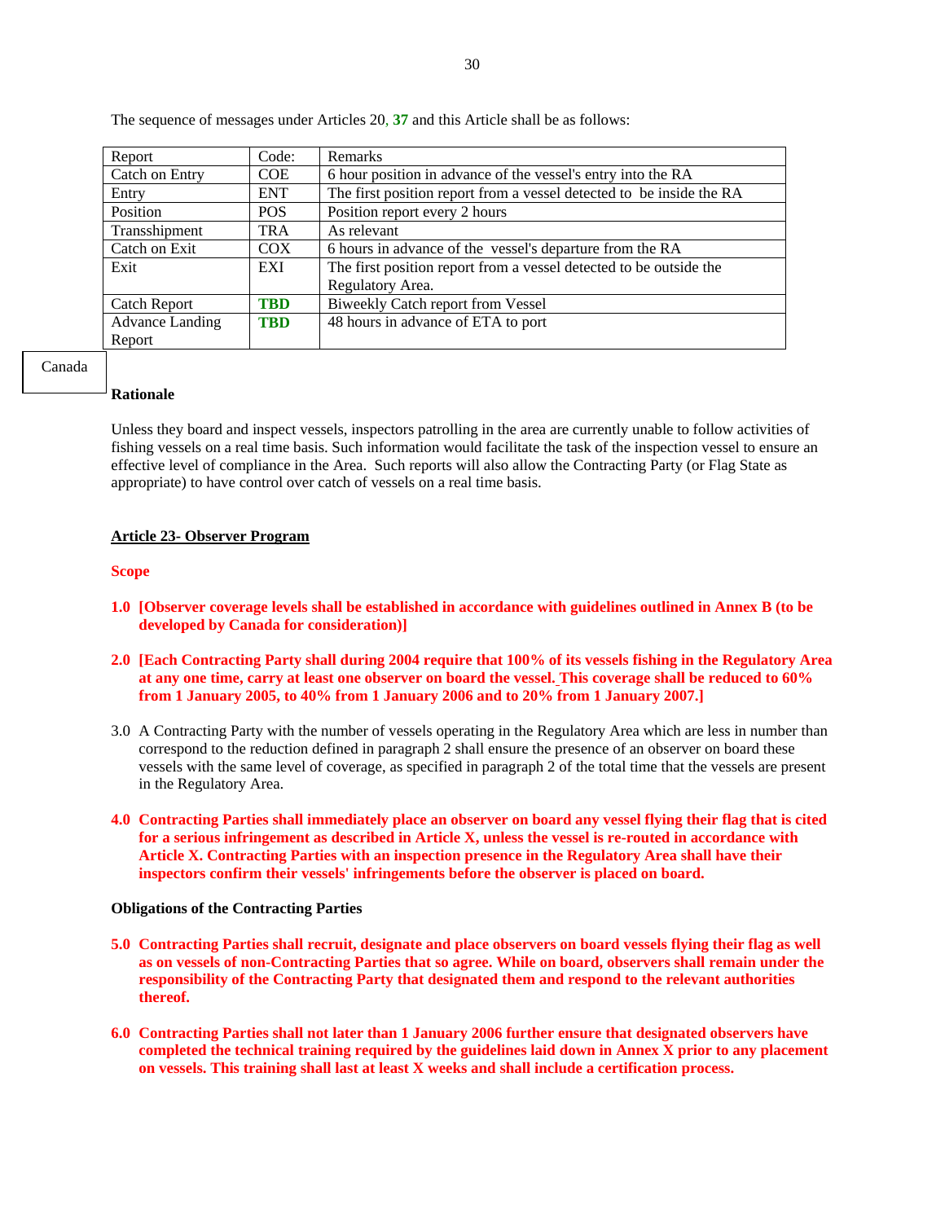The sequence of messages under Articles 20, **37** and this Article shall be as follows:

| Report | Code: | Remarks |
|---|---|---|
| Catch on Entry | COE | 6 hour position in advance of the vessel's entry into the RA |
| Entry | ENT | The first position report from a vessel detected to be inside the RA |
| Position | POS | Position report every 2 hours |
| Transshipment | TRA | As relevant |
| Catch on Exit | COX | 6 hours in advance of the vessel's departure from the RA |
| Exit | EXI | The first position report from a vessel detected to be outside the Regulatory Area. |
| Catch Report | **TBD** | Biweekly Catch report from Vessel |
| Advance Landing Report | **TBD** | 48 hours in advance of ETA to port |

Canada

**Rationale**

Unless they board and inspect vessels, inspectors patrolling in the area are currently unable to follow activities of fishing vessels on a real time basis. Such information would facilitate the task of the inspection vessel to ensure an effective level of compliance in the Area. Such reports will also allow the Contracting Party (or Flag State as appropriate) to have control over catch of vessels on a real time basis.

**Article 23- Observer Program**

**Scope**

**1.0 [Observer coverage levels shall be established in accordance with guidelines outlined in Annex B (to be developed by Canada for consideration)]**

**2.0 [Each Contracting Party shall during 2004 require that 100% of its vessels fishing in the Regulatory Area at any one time, carry at least one observer on board the vessel. This coverage shall be reduced to 60% from 1 January 2005, to 40% from 1 January 2006 and to 20% from 1 January 2007.]**

3.0 A Contracting Party with the number of vessels operating in the Regulatory Area which are less in number than correspond to the reduction defined in paragraph 2 shall ensure the presence of an observer on board these vessels with the same level of coverage, as specified in paragraph 2 of the total time that the vessels are present in the Regulatory Area.

**4.0 Contracting Parties shall immediately place an observer on board any vessel flying their flag that is cited for a serious infringement as described in Article X, unless the vessel is re-routed in accordance with Article X. Contracting Parties with an inspection presence in the Regulatory Area shall have their inspectors confirm their vessels' infringements before the observer is placed on board.**

**Obligations of the Contracting Parties**

**5.0 Contracting Parties shall recruit, designate and place observers on board vessels flying their flag as well as on vessels of non-Contracting Parties that so agree. While on board, observers shall remain under the responsibility of the Contracting Party that designated them and respond to the relevant authorities thereof.**

**6.0 Contracting Parties shall not later than 1 January 2006 further ensure that designated observers have completed the technical training required by the guidelines laid down in Annex X prior to any placement on vessels. This training shall last at least X weeks and shall include a certification process.**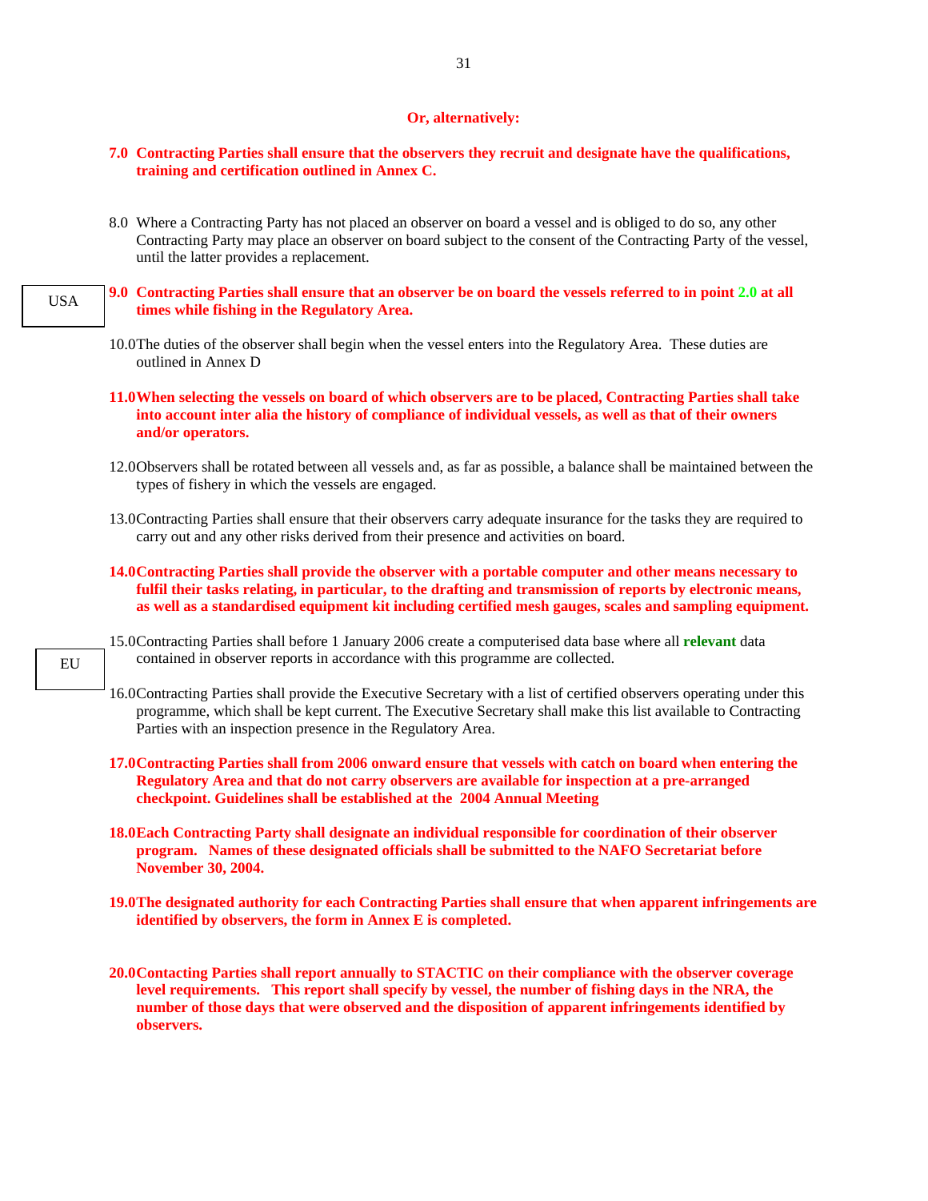**Or, alternatively:**

**7.0 Contracting Parties shall ensure that the observers they recruit and designate have the qualifications, training and certification outlined in Annex C.**

8.0 Where a Contracting Party has not placed an observer on board a vessel and is obliged to do so, any other Contracting Party may place an observer on board subject to the consent of the Contracting Party of the vessel, until the latter provides a replacement.

USA

**9.0 Contracting Parties shall ensure that an observer be on board the vessels referred to in point 2.0 at all times while fishing in the Regulatory Area.**

10.0 The duties of the observer shall begin when the vessel enters into the Regulatory Area. These duties are outlined in Annex D

**11.0 When selecting the vessels on board of which observers are to be placed, Contracting Parties shall take into account inter alia the history of compliance of individual vessels, as well as that of their owners and/or operators.**

12.0 Observers shall be rotated between all vessels and, as far as possible, a balance shall be maintained between the types of fishery in which the vessels are engaged.

13.0 Contracting Parties shall ensure that their observers carry adequate insurance for the tasks they are required to carry out and any other risks derived from their presence and activities on board.

**14.0 Contracting Parties shall provide the observer with a portable computer and other means necessary to fulfil their tasks relating, in particular, to the drafting and transmission of reports by electronic means, as well as a standardised equipment kit including certified mesh gauges, scales and sampling equipment.**

EU

15.0 Contracting Parties shall before 1 January 2006 create a computerised data base where all **relevant** data contained in observer reports in accordance with this programme are collected.

16.0 Contracting Parties shall provide the Executive Secretary with a list of certified observers operating under this programme, which shall be kept current. The Executive Secretary shall make this list available to Contracting Parties with an inspection presence in the Regulatory Area.

**17.0 Contracting Parties shall from 2006 onward ensure that vessels with catch on board when entering the Regulatory Area and that do not carry observers are available for inspection at a pre-arranged checkpoint. Guidelines shall be established at the 2004 Annual Meeting**

**18.0 Each Contracting Party shall designate an individual responsible for coordination of their observer program. Names of these designated officials shall be submitted to the NAFO Secretariat before November 30, 2004.**

**19.0 The designated authority for each Contracting Parties shall ensure that when apparent infringements are identified by observers, the form in Annex E is completed.**

**20.0 Contacting Parties shall report annually to STACTIC on their compliance with the observer coverage level requirements. This report shall specify by vessel, the number of fishing days in the NRA, the number of those days that were observed and the disposition of apparent infringements identified by observers.**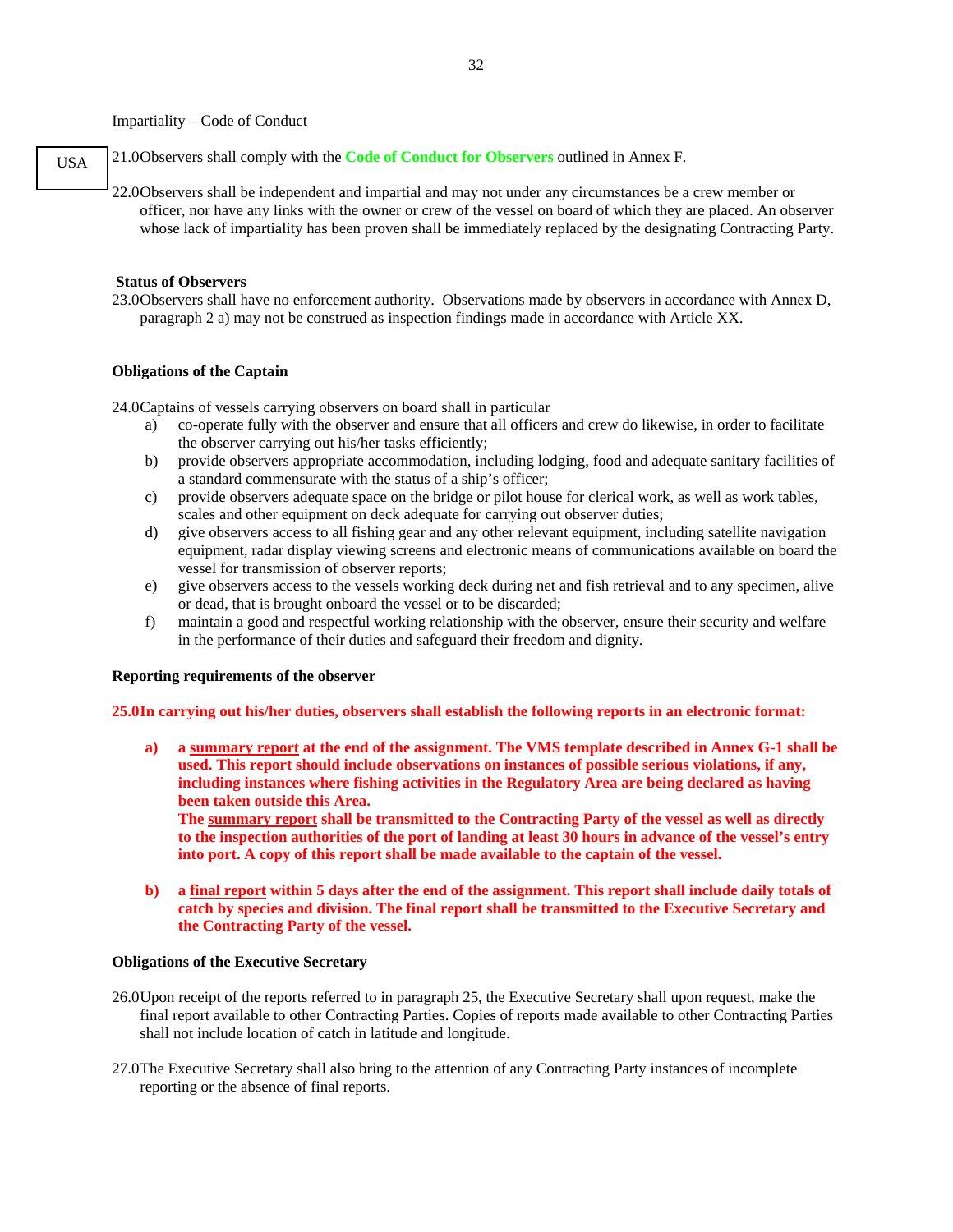Impartiality – Code of Conduct

USA

21.0 Observers shall comply with the **Code of Conduct for Observers** outlined in Annex F.

22.0 Observers shall be independent and impartial and may not under any circumstances be a crew member or officer, nor have any links with the owner or crew of the vessel on board of which they are placed. An observer whose lack of impartiality has been proven shall be immediately replaced by the designating Contracting Party.

**Status of Observers**

23.0 Observers shall have no enforcement authority. Observations made by observers in accordance with Annex D, paragraph 2 a) may not be construed as inspection findings made in accordance with Article XX.

**Obligations of the Captain**

24.0 Captains of vessels carrying observers on board shall in particular

a) co-operate fully with the observer and ensure that all officers and crew do likewise, in order to facilitate the observer carrying out his/her tasks efficiently;

b) provide observers appropriate accommodation, including lodging, food and adequate sanitary facilities of a standard commensurate with the status of a ship's officer;

c) provide observers adequate space on the bridge or pilot house for clerical work, as well as work tables, scales and other equipment on deck adequate for carrying out observer duties;

d) give observers access to all fishing gear and any other relevant equipment, including satellite navigation equipment, radar display viewing screens and electronic means of communications available on board the vessel for transmission of observer reports;

e) give observers access to the vessels working deck during net and fish retrieval and to any specimen, alive or dead, that is brought onboard the vessel or to be discarded;

f) maintain a good and respectful working relationship with the observer, ensure their security and welfare in the performance of their duties and safeguard their freedom and dignity.

**Reporting requirements of the observer**

**25.0 In carrying out his/her duties, observers shall establish the following reports in an electronic format:**

**a) a summary report at the end of the assignment. The VMS template described in Annex G-1 shall be used. This report should include observations on instances of possible serious violations, if any, including instances where fishing activities in the Regulatory Area are being declared as having been taken outside this Area.**
**The summary report shall be transmitted to the Contracting Party of the vessel as well as directly to the inspection authorities of the port of landing at least 30 hours in advance of the vessel's entry into port. A copy of this report shall be made available to the captain of the vessel.**

**b) a final report within 5 days after the end of the assignment. This report shall include daily totals of catch by species and division. The final report shall be transmitted to the Executive Secretary and the Contracting Party of the vessel.**

**Obligations of the Executive Secretary**

26.0 Upon receipt of the reports referred to in paragraph 25, the Executive Secretary shall upon request, make the final report available to other Contracting Parties. Copies of reports made available to other Contracting Parties shall not include location of catch in latitude and longitude.

27.0 The Executive Secretary shall also bring to the attention of any Contracting Party instances of incomplete reporting or the absence of final reports.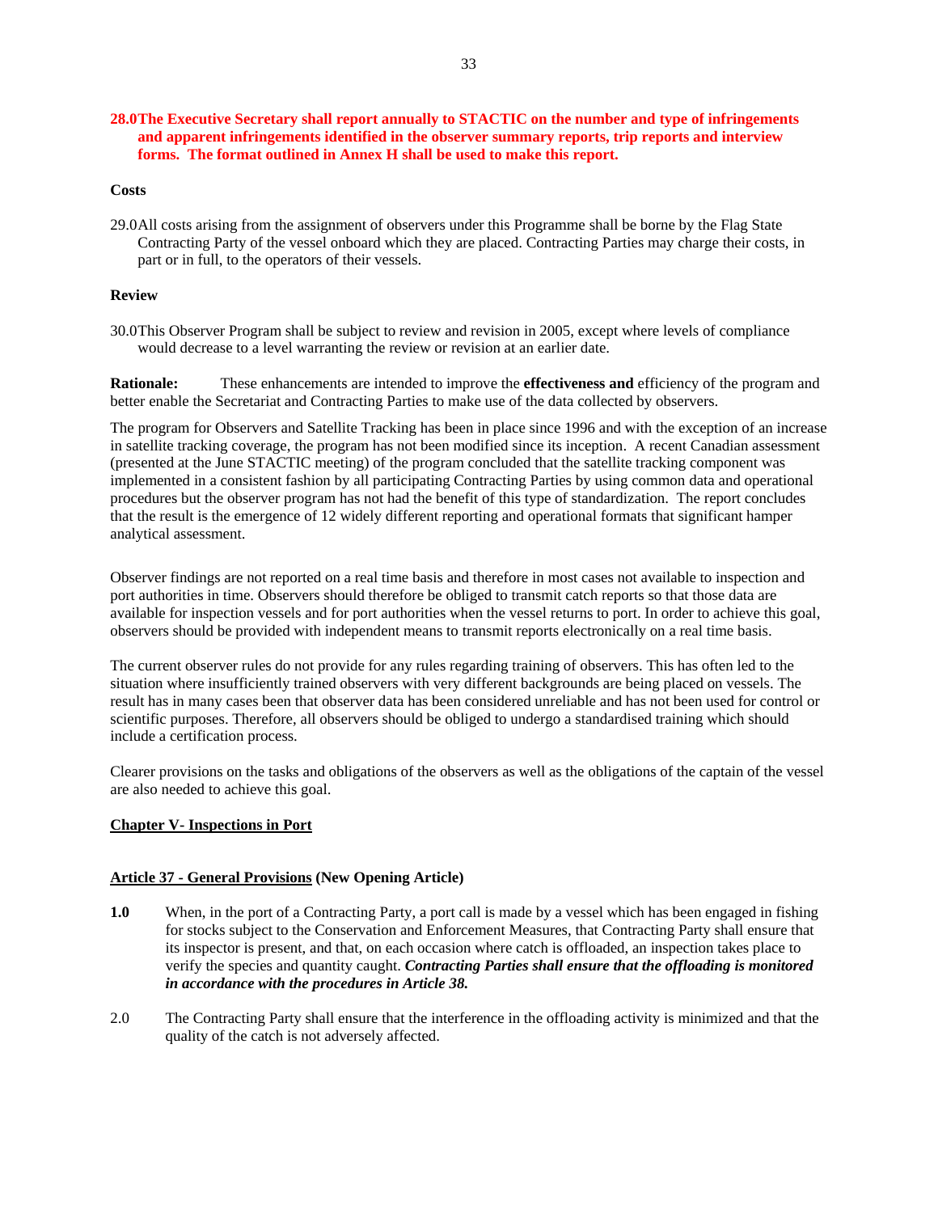**28.0 The Executive Secretary shall report annually to STACTIC on the number and type of infringements and apparent infringements identified in the observer summary reports, trip reports and interview forms. The format outlined in Annex H shall be used to make this report.**

**Costs**

29.0 All costs arising from the assignment of observers under this Programme shall be borne by the Flag State Contracting Party of the vessel onboard which they are placed. Contracting Parties may charge their costs, in part or in full, to the operators of their vessels.

**Review**

30.0 This Observer Program shall be subject to review and revision in 2005, except where levels of compliance would decrease to a level warranting the review or revision at an earlier date.

**Rationale:** These enhancements are intended to improve the **effectiveness and** efficiency of the program and better enable the Secretariat and Contracting Parties to make use of the data collected by observers.

The program for Observers and Satellite Tracking has been in place since 1996 and with the exception of an increase in satellite tracking coverage, the program has not been modified since its inception. A recent Canadian assessment (presented at the June STACTIC meeting) of the program concluded that the satellite tracking component was implemented in a consistent fashion by all participating Contracting Parties by using common data and operational procedures but the observer program has not had the benefit of this type of standardization. The report concludes that the result is the emergence of 12 widely different reporting and operational formats that significant hamper analytical assessment.

Observer findings are not reported on a real time basis and therefore in most cases not available to inspection and port authorities in time. Observers should therefore be obliged to transmit catch reports so that those data are available for inspection vessels and for port authorities when the vessel returns to port. In order to achieve this goal, observers should be provided with independent means to transmit reports electronically on a real time basis.

The current observer rules do not provide for any rules regarding training of observers. This has often led to the situation where insufficiently trained observers with very different backgrounds are being placed on vessels. The result has in many cases been that observer data has been considered unreliable and has not been used for control or scientific purposes. Therefore, all observers should be obliged to undergo a standardised training which should include a certification process.

Clearer provisions on the tasks and obligations of the observers as well as the obligations of the captain of the vessel are also needed to achieve this goal.

**Chapter V- Inspections in Port**

**Article 37 - General Provisions (New Opening Article)**

**1.0** When, in the port of a Contracting Party, a port call is made by a vessel which has been engaged in fishing for stocks subject to the Conservation and Enforcement Measures, that Contracting Party shall ensure that its inspector is present, and that, on each occasion where catch is offloaded, an inspection takes place to verify the species and quantity caught. ***Contracting Parties shall ensure that the offloading is monitored in accordance with the procedures in Article 38.***

2.0 The Contracting Party shall ensure that the interference in the offloading activity is minimized and that the quality of the catch is not adversely affected.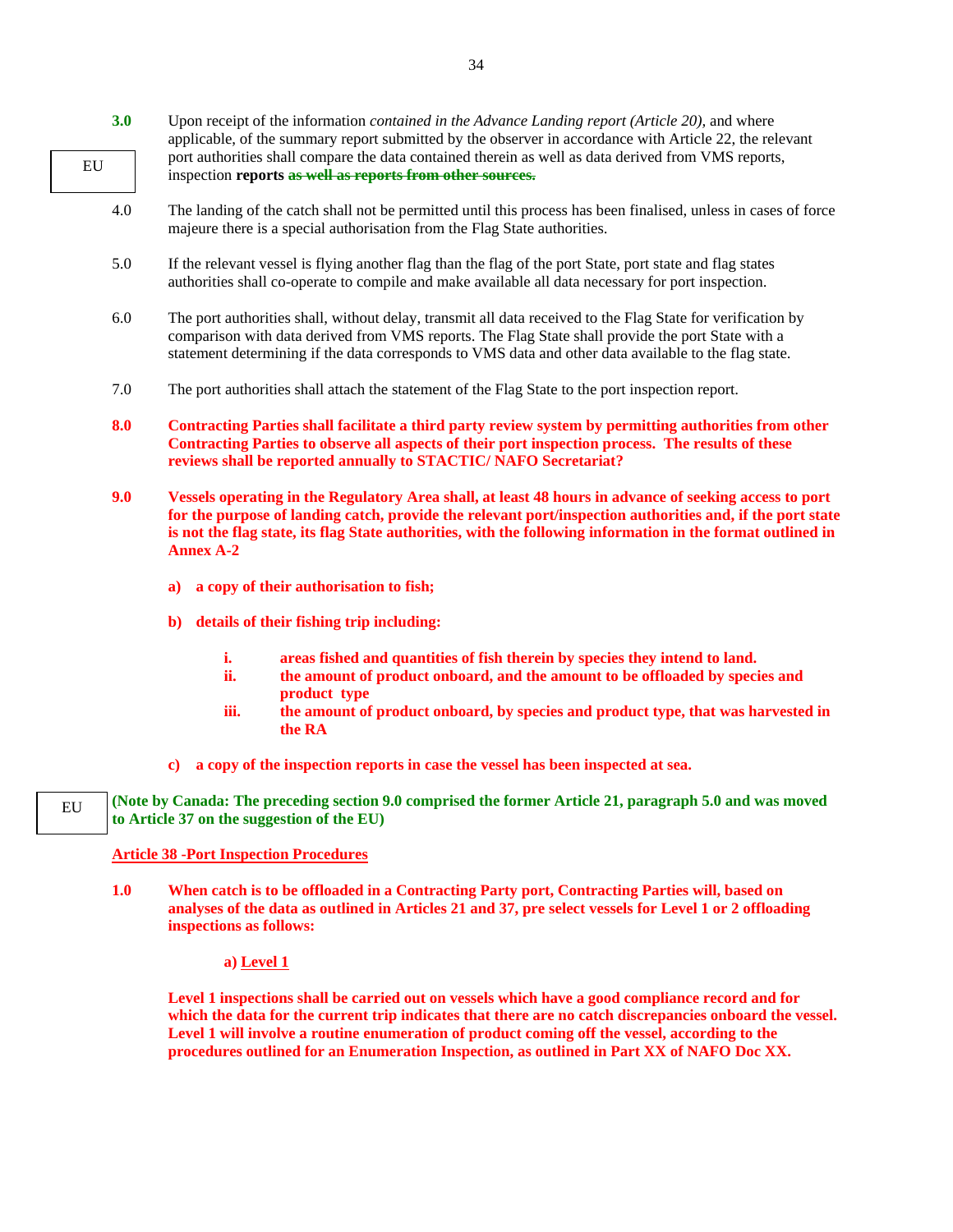**3.0** Upon receipt of the information *contained in the Advance Landing report (Article 20),* and where applicable, of the summary report submitted by the observer in accordance with Article 22, the relevant port authorities shall compare the data contained therein as well as data derived from VMS reports, inspection **reports** ~~as well as reports from other sources.~~

EU

4.0 The landing of the catch shall not be permitted until this process has been finalised, unless in cases of force majeure there is a special authorisation from the Flag State authorities.

5.0 If the relevant vessel is flying another flag than the flag of the port State, port state and flag states authorities shall co-operate to compile and make available all data necessary for port inspection.

6.0 The port authorities shall, without delay, transmit all data received to the Flag State for verification by comparison with data derived from VMS reports. The Flag State shall provide the port State with a statement determining if the data corresponds to VMS data and other data available to the flag state.

7.0 The port authorities shall attach the statement of the Flag State to the port inspection report.

**8.0** **Contracting Parties shall facilitate a third party review system by permitting authorities from other Contracting Parties to observe all aspects of their port inspection process. The results of these reviews shall be reported annually to STACTIC/ NAFO Secretariat?**

**9.0** **Vessels operating in the Regulatory Area shall, at least 48 hours in advance of seeking access to port for the purpose of landing catch, provide the relevant port/inspection authorities and, if the port state is not the flag state, its flag State authorities, with the following information in the format outlined in Annex A-2**

**a)** **a copy of their authorisation to fish;**

**b)** **details of their fishing trip including:**

- **i.** **areas fished and quantities of fish therein by species they intend to land.**
- **ii.** **the amount of product onboard, and the amount to be offloaded by species and product type**
- **iii.** **the amount of product onboard, by species and product type, that was harvested in the RA**

**c)** **a copy of the inspection reports in case the vessel has been inspected at sea.**

EU

**(Note by Canada: The preceding section 9.0 comprised the former Article 21, paragraph 5.0 and was moved to Article 37 on the suggestion of the EU)**

## Article 38 -Port Inspection Procedures

**1.0** **When catch is to be offloaded in a Contracting Party port, Contracting Parties will, based on analyses of the data as outlined in Articles 21 and 37, pre select vessels for Level 1 or 2 offloading inspections as follows:**

**a) Level 1**

**Level 1 inspections shall be carried out on vessels which have a good compliance record and for which the data for the current trip indicates that there are no catch discrepancies onboard the vessel. Level 1 will involve a routine enumeration of product coming off the vessel, according to the procedures outlined for an Enumeration Inspection, as outlined in Part XX of NAFO Doc XX.**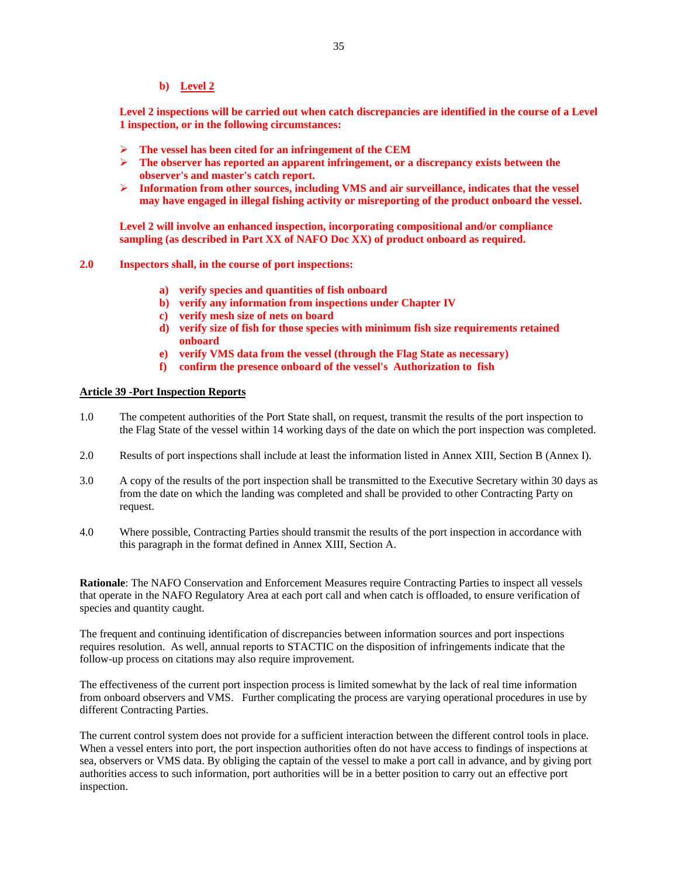**b) Level 2**

**Level 2 inspections will be carried out when catch discrepancies are identified in the course of a Level 1 inspection, or in the following circumstances:**

- **The vessel has been cited for an infringement of the CEM**
- **The observer has reported an apparent infringement, or a discrepancy exists between the observer's and master's catch report.**
- **Information from other sources, including VMS and air surveillance, indicates that the vessel may have engaged in illegal fishing activity or misreporting of the product onboard the vessel.**

**Level 2 will involve an enhanced inspection, incorporating compositional and/or compliance sampling (as described in Part XX of NAFO Doc XX) of product onboard as required.**

**2.0 Inspectors shall, in the course of port inspections:**

**a) verify species and quantities of fish onboard**
**b) verify any information from inspections under Chapter IV**
**c) verify mesh size of nets on board**
**d) verify size of fish for those species with minimum fish size requirements retained onboard**
**e) verify VMS data from the vessel (through the Flag State as necessary)**
**f) confirm the presence onboard of the vessel's Authorization to fish**

**Article 39 -Port Inspection Reports**

1.0 The competent authorities of the Port State shall, on request, transmit the results of the port inspection to the Flag State of the vessel within 14 working days of the date on which the port inspection was completed.

2.0 Results of port inspections shall include at least the information listed in Annex XIII, Section B (Annex I).

3.0 A copy of the results of the port inspection shall be transmitted to the Executive Secretary within 30 days as from the date on which the landing was completed and shall be provided to other Contracting Party on request.

4.0 Where possible, Contracting Parties should transmit the results of the port inspection in accordance with this paragraph in the format defined in Annex XIII, Section A.

**Rationale**: The NAFO Conservation and Enforcement Measures require Contracting Parties to inspect all vessels that operate in the NAFO Regulatory Area at each port call and when catch is offloaded, to ensure verification of species and quantity caught.

The frequent and continuing identification of discrepancies between information sources and port inspections requires resolution. As well, annual reports to STACTIC on the disposition of infringements indicate that the follow-up process on citations may also require improvement.

The effectiveness of the current port inspection process is limited somewhat by the lack of real time information from onboard observers and VMS. Further complicating the process are varying operational procedures in use by different Contracting Parties.

The current control system does not provide for a sufficient interaction between the different control tools in place. When a vessel enters into port, the port inspection authorities often do not have access to findings of inspections at sea, observers or VMS data. By obliging the captain of the vessel to make a port call in advance, and by giving port authorities access to such information, port authorities will be in a better position to carry out an effective port inspection.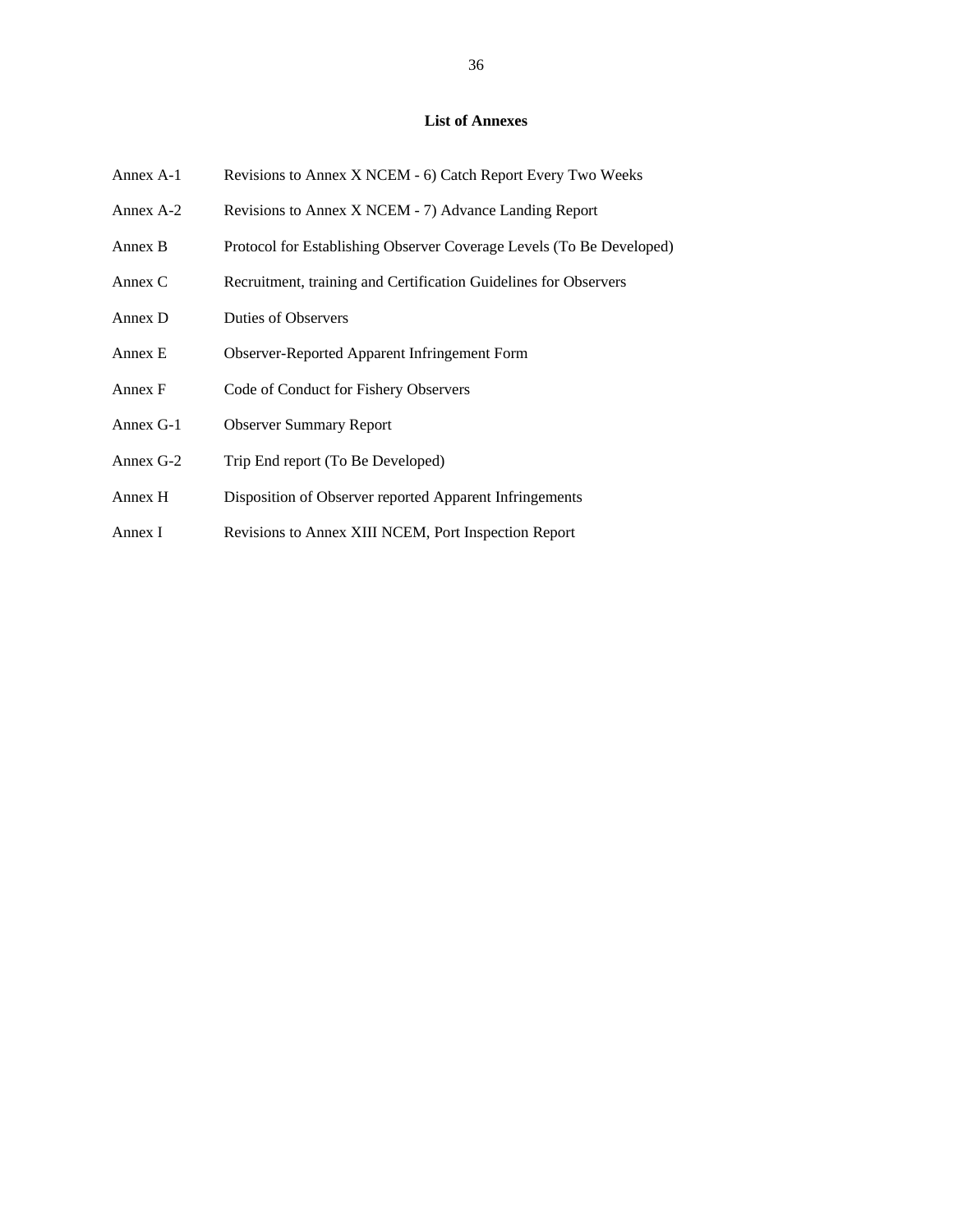### List of Annexes

| | |
|---|---|
| Annex A-1 | Revisions to Annex X NCEM - 6) Catch Report Every Two Weeks |
| Annex A-2 | Revisions to Annex X NCEM - 7) Advance Landing Report |
| Annex B | Protocol for Establishing Observer Coverage Levels (To Be Developed) |
| Annex C | Recruitment, training and Certification Guidelines for Observers |
| Annex D | Duties of Observers |
| Annex E | Observer-Reported Apparent Infringement Form |
| Annex F | Code of Conduct for Fishery Observers |
| Annex G-1 | Observer Summary Report |
| Annex G-2 | Trip End report (To Be Developed) |
| Annex H | Disposition of Observer reported Apparent Infringements |
| Annex I | Revisions to Annex XIII NCEM, Port Inspection Report |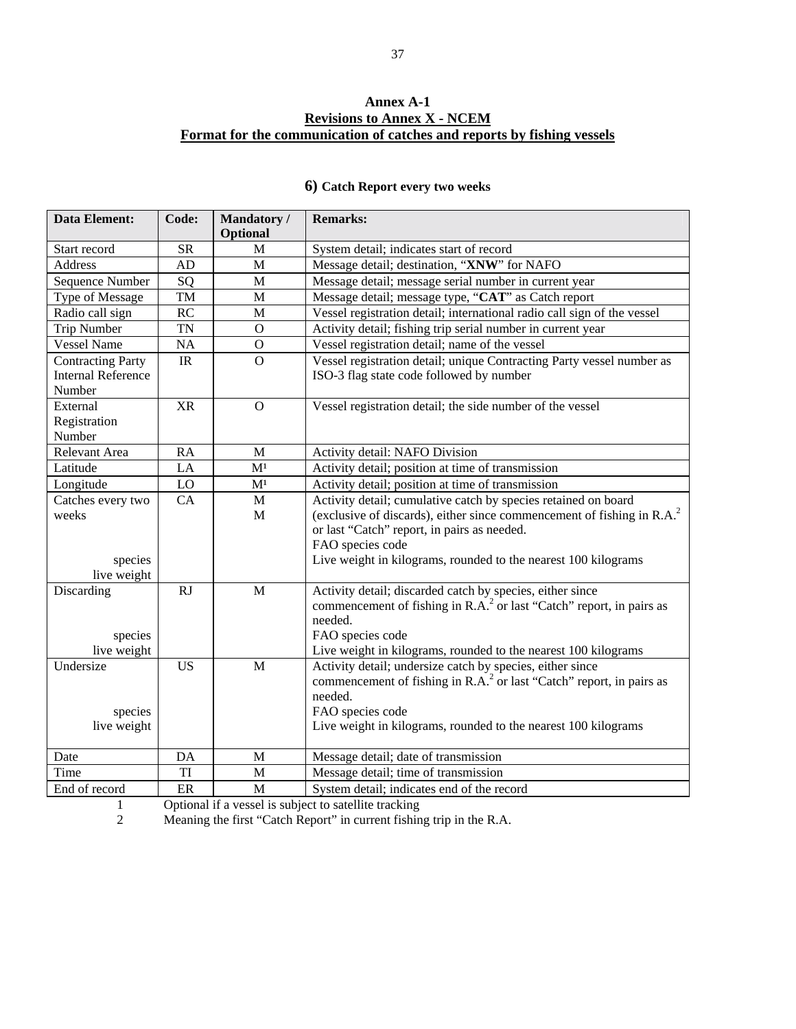**Annex A-1**

**Revisions to Annex X - NCEM**

**Format for the communication of catches and reports by fishing vessels**

### 6) Catch Report every two weeks

| Data Element: | Code: | Mandatory / Optional | Remarks: |
|---|---|---|---|
| Start record | SR | M | System detail; indicates start of record |
| Address | AD | M | Message detail; destination, "**XNW**" for NAFO |
| Sequence Number | SQ | M | Message detail; message serial number in current year |
| Type of Message | TM | M | Message detail; message type, "**CAT**" as Catch report |
| Radio call sign | RC | M | Vessel registration detail; international radio call sign of the vessel |
| Trip Number | TN | O | Activity detail; fishing trip serial number in current year |
| Vessel Name | NA | O | Vessel registration detail; name of the vessel |
| Contracting Party Internal Reference Number | IR | O | Vessel registration detail; unique Contracting Party vessel number as ISO-3 flag state code followed by number |
| External Registration Number | XR | O | Vessel registration detail; the side number of the vessel |
| Relevant Area | RA | M | Activity detail: NAFO Division |
| Latitude | LA | M[1] | Activity detail; position at time of transmission |
| Longitude | LO | M[1] | Activity detail; position at time of transmission |
| Catches every two weeks<br>species<br>live weight | CA | M<br>M | Activity detail; cumulative catch by species retained on board (exclusive of discards), either since commencement of fishing in R.A.[2] or last "Catch" report, in pairs as needed.<br>FAO species code<br>Live weight in kilograms, rounded to the nearest 100 kilograms |
| Discarding<br>species<br>live weight | RJ | M | Activity detail; discarded catch by species, either since commencement of fishing in R.A.[2] or last "Catch" report, in pairs as needed.<br>FAO species code<br>Live weight in kilograms, rounded to the nearest 100 kilograms |
| Undersize<br>species<br>live weight | US | M | Activity detail; undersize catch by species, either since commencement of fishing in R.A.[2] or last "Catch" report, in pairs as needed.<br>FAO species code<br>Live weight in kilograms, rounded to the nearest 100 kilograms |
| Date | DA | M | Message detail; date of transmission |
| Time | TI | M | Message detail; time of transmission |
| End of record | ER | M | System detail; indicates end of the record |

1 Optional if a vessel is subject to satellite tracking

2 Meaning the first "Catch Report" in current fishing trip in the R.A.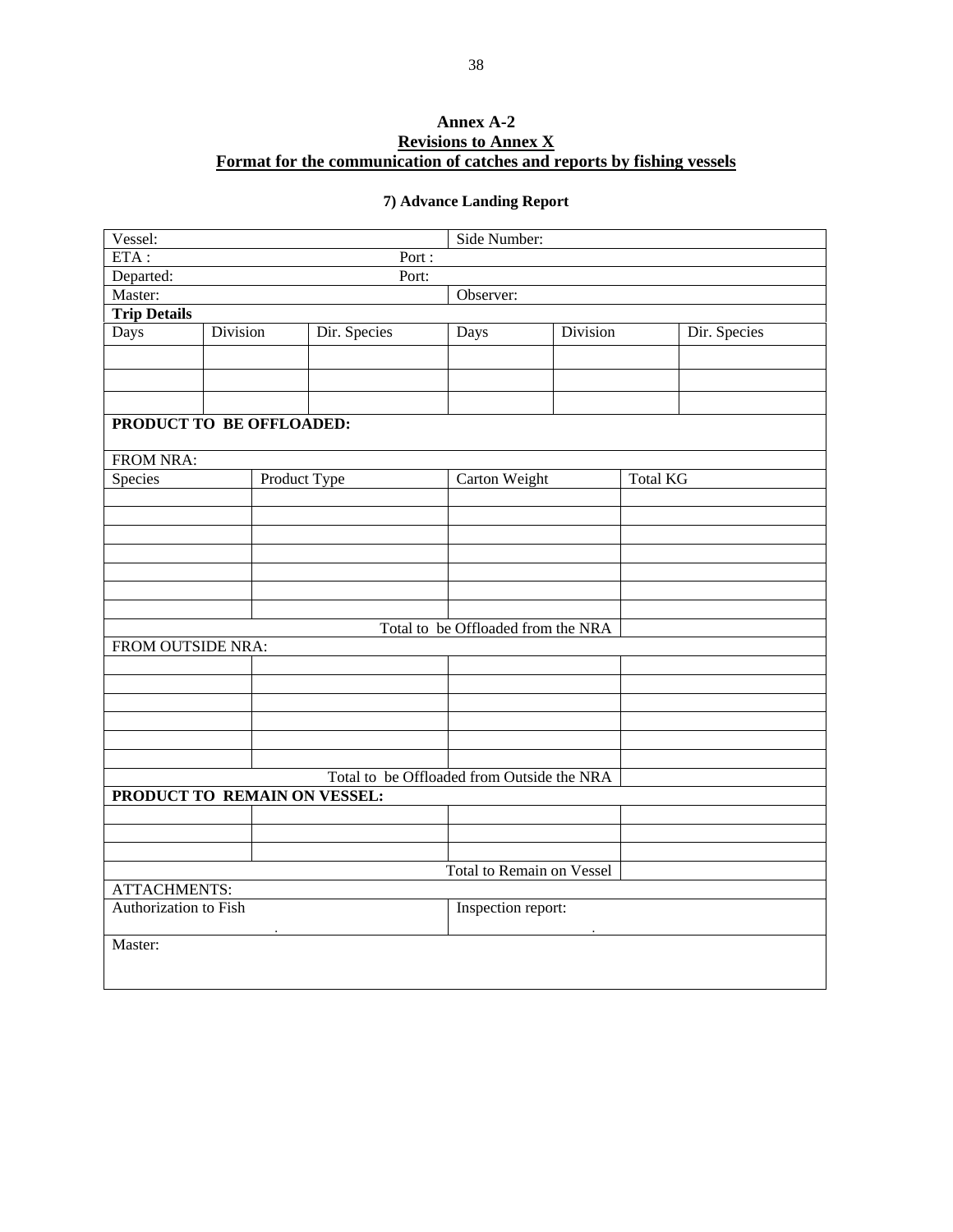**Annex A-2**
**Revisions to Annex X**
**Format for the communication of catches and reports by fishing vessels**

**7) Advance Landing Report**

| Vessel: | | | Side Number: | | |
|---|---|---|---|---|---|
| ETA : | | Port : | | | |
| Departed: | | Port: | | | |
| Master: | | | Observer: | | |
| **Trip Details** | | | | | |
| Days | Division | Dir. Species | Days | Division | Dir. Species |
| | | | | | |
| | | | | | |
| | | | | | |

| **PRODUCT TO BE OFFLOADED:** | | | |
|---|---|---|---|
| FROM NRA: | | | |
| Species | Product Type | Carton Weight | Total KG |
| | | | |
| | | | |
| | | | |
| | | | |
| | | | |
| | | | |
| | | | |
| | | Total to be Offloaded from the NRA | |
| FROM OUTSIDE NRA: | | | |
| | | | |
| | | | |
| | | | |
| | | | |
| | | | |
| | | | |
| | | Total to be Offloaded from Outside the NRA | |
| **PRODUCT TO REMAIN ON VESSEL:** | | | |
| | | | |
| | | | |
| | | | |
| | | Total to Remain on Vessel | |

| ATTACHMENTS: | |
|---|---|
| Authorization to Fish | Inspection report: |
| Master: | |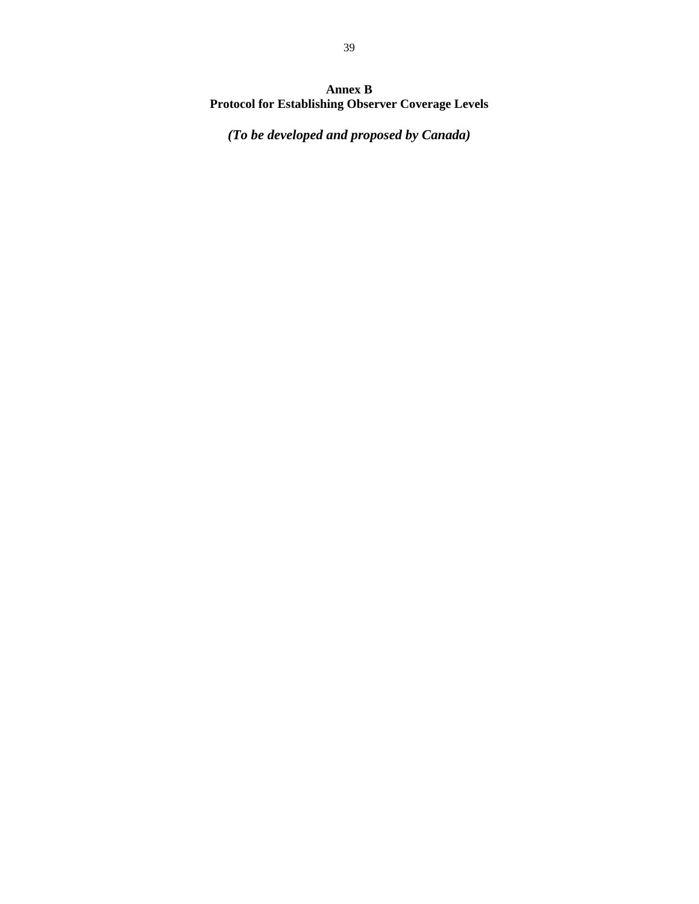# Annex B
# Protocol for Establishing Observer Coverage Levels

***(To be developed and proposed by Canada)***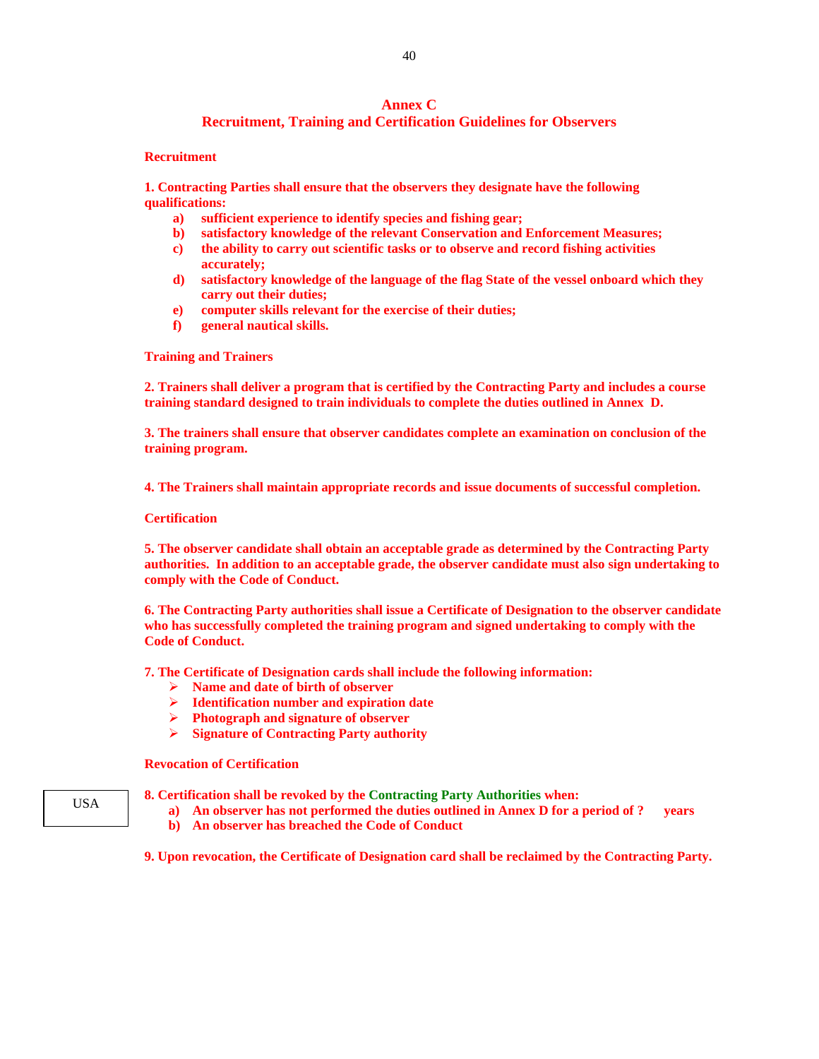# Annex C
## Recruitment, Training and Certification Guidelines for Observers

### Recruitment

**1. Contracting Parties shall ensure that the observers they designate have the following qualifications:**

- **a) sufficient experience to identify species and fishing gear;**
- **b) satisfactory knowledge of the relevant Conservation and Enforcement Measures;**
- **c) the ability to carry out scientific tasks or to observe and record fishing activities accurately;**
- **d) satisfactory knowledge of the language of the flag State of the vessel onboard which they carry out their duties;**
- **e) computer skills relevant for the exercise of their duties;**
- **f) general nautical skills.**

### Training and Trainers

**2. Trainers shall deliver a program that is certified by the Contracting Party and includes a course training standard designed to train individuals to complete the duties outlined in Annex D.**

**3. The trainers shall ensure that observer candidates complete an examination on conclusion of the training program.**

**4. The Trainers shall maintain appropriate records and issue documents of successful completion.**

### Certification

**5. The observer candidate shall obtain an acceptable grade as determined by the Contracting Party authorities. In addition to an acceptable grade, the observer candidate must also sign undertaking to comply with the Code of Conduct.**

**6. The Contracting Party authorities shall issue a Certificate of Designation to the observer candidate who has successfully completed the training program and signed undertaking to comply with the Code of Conduct.**

**7. The Certificate of Designation cards shall include the following information:**

- **Name and date of birth of observer**
- **Identification number and expiration date**
- **Photograph and signature of observer**
- **Signature of Contracting Party authority**

### Revocation of Certification

USA

**8. Certification shall be revoked by the Contracting Party Authorities when:**

- **a) An observer has not performed the duties outlined in Annex D for a period of ? years**
- **b) An observer has breached the Code of Conduct**

**9. Upon revocation, the Certificate of Designation card shall be reclaimed by the Contracting Party.**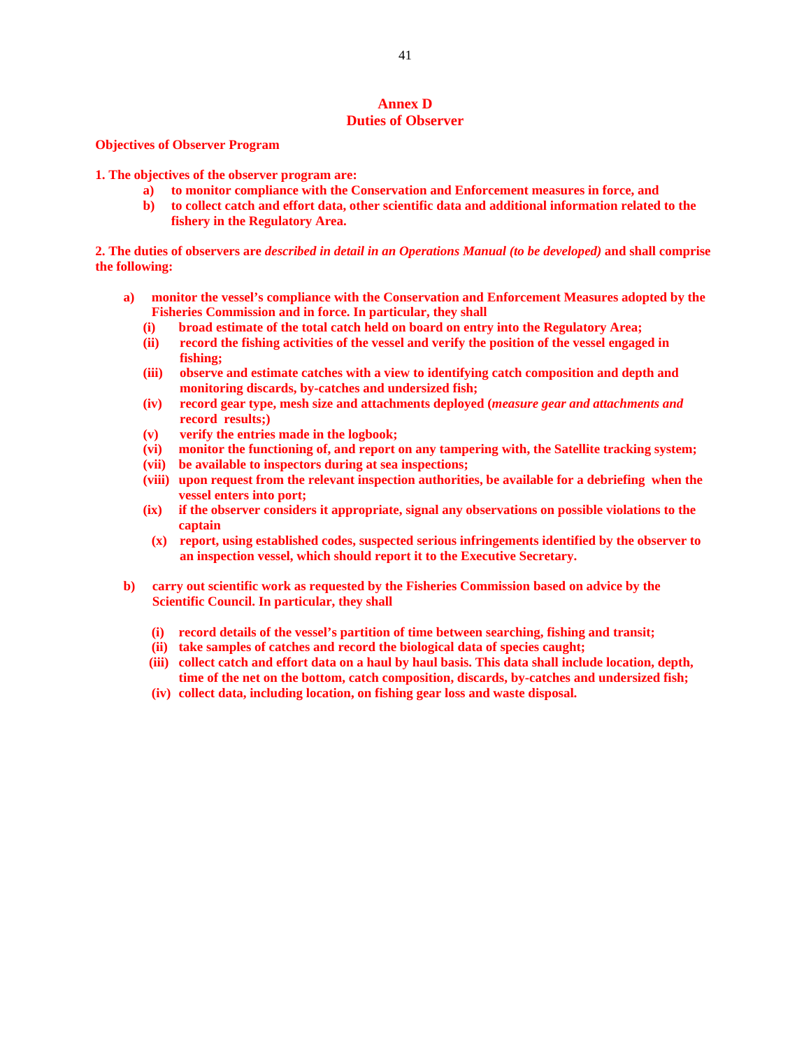# Annex D
## Duties of Observer

**Objectives of Observer Program**

**1. The objectives of the observer program are:**

- **a) to monitor compliance with the Conservation and Enforcement measures in force, and**
- **b) to collect catch and effort data, other scientific data and additional information related to the fishery in the Regulatory Area.**

**2. The duties of observers are *described in detail in an Operations Manual (to be developed)* and shall comprise the following:**

**a) monitor the vessel's compliance with the Conservation and Enforcement Measures adopted by the Fisheries Commission and in force. In particular, they shall**

- **(i) broad estimate of the total catch held on board on entry into the Regulatory Area;**
- **(ii) record the fishing activities of the vessel and verify the position of the vessel engaged in fishing;**
- **(iii) observe and estimate catches with a view to identifying catch composition and depth and monitoring discards, by-catches and undersized fish;**
- **(iv) record gear type, mesh size and attachments deployed (*measure gear and attachments and* record results;)**
- **(v) verify the entries made in the logbook;**
- **(vi) monitor the functioning of, and report on any tampering with, the Satellite tracking system;**
- **(vii) be available to inspectors during at sea inspections;**
- **(viii) upon request from the relevant inspection authorities, be available for a debriefing when the vessel enters into port;**
- **(ix) if the observer considers it appropriate, signal any observations on possible violations to the captain**
- **(x) report, using established codes, suspected serious infringements identified by the observer to an inspection vessel, which should report it to the Executive Secretary.**

**b) carry out scientific work as requested by the Fisheries Commission based on advice by the Scientific Council. In particular, they shall**

- **(i) record details of the vessel's partition of time between searching, fishing and transit;**
- **(ii) take samples of catches and record the biological data of species caught;**
- **(iii) collect catch and effort data on a haul by haul basis. This data shall include location, depth, time of the net on the bottom, catch composition, discards, by-catches and undersized fish;**
- **(iv) collect data, including location, on fishing gear loss and waste disposal.**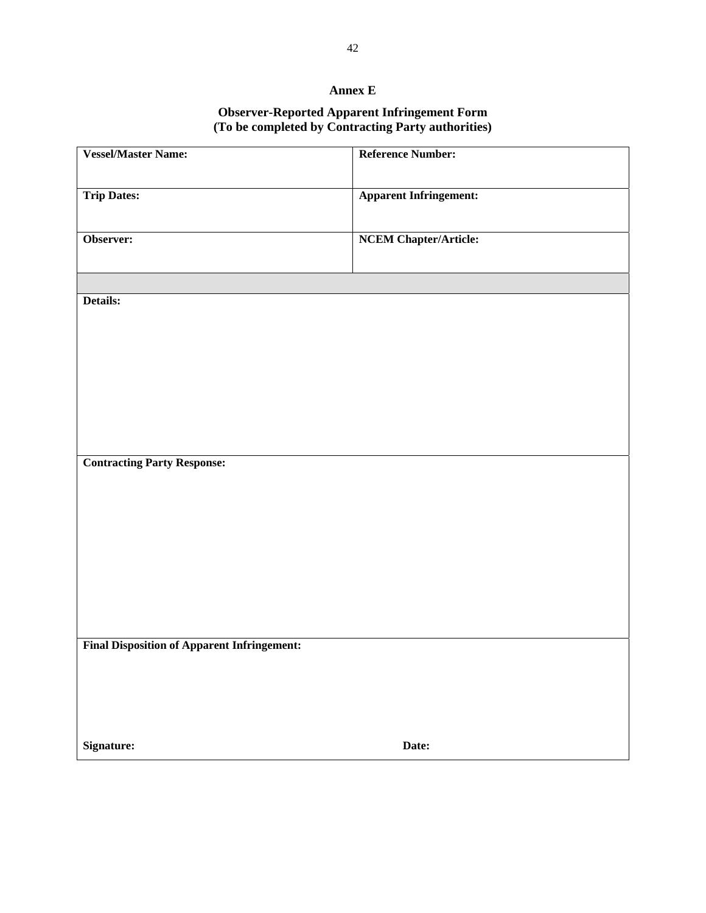## Annex E

### Observer-Reported Apparent Infringement Form
### (To be completed by Contracting Party authorities)

| **Vessel/Master Name:** | **Reference Number:** |
|---|---|
| **Trip Dates:** | **Apparent Infringement:** |
| **Observer:** | **NCEM Chapter/Article:** |
| | |
| **Details:** | |
| **Contracting Party Response:** | |
| **Final Disposition of Apparent Infringement:** | |
| **Signature:** | **Date:** |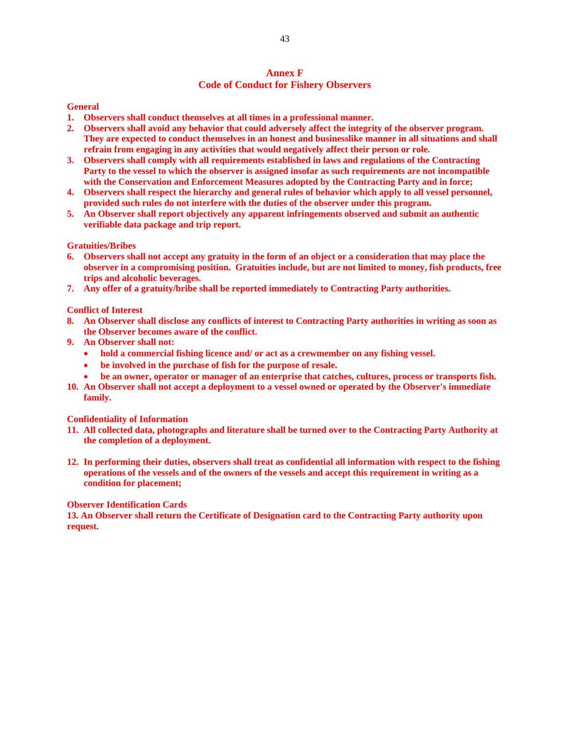# Annex F
## Code of Conduct for Fishery Observers

### General

1. Observers shall conduct themselves at all times in a professional manner.
2. Observers shall avoid any behavior that could adversely affect the integrity of the observer program. They are expected to conduct themselves in an honest and businesslike manner in all situations and shall refrain from engaging in any activities that would negatively affect their person or role.
3. Observers shall comply with all requirements established in laws and regulations of the Contracting Party to the vessel to which the observer is assigned insofar as such requirements are not incompatible with the Conservation and Enforcement Measures adopted by the Contracting Party and in force;
4. Observers shall respect the hierarchy and general rules of behavior which apply to all vessel personnel, provided such rules do not interfere with the duties of the observer under this program.
5. An Observer shall report objectively any apparent infringements observed and submit an authentic verifiable data package and trip report.

### Gratuities/Bribes

6. Observers shall not accept any gratuity in the form of an object or a consideration that may place the observer in a compromising position. Gratuities include, but are not limited to money, fish products, free trips and alcoholic beverages.
7. Any offer of a gratuity/bribe shall be reported immediately to Contracting Party authorities.

### Conflict of Interest

8. An Observer shall disclose any conflicts of interest to Contracting Party authorities in writing as soon as the Observer becomes aware of the conflict.
9. An Observer shall not:
   - hold a commercial fishing licence and/ or act as a crewmember on any fishing vessel.
   - be involved in the purchase of fish for the purpose of resale.
   - be an owner, operator or manager of an enterprise that catches, cultures, process or transports fish.
10. An Observer shall not accept a deployment to a vessel owned or operated by the Observer's immediate family.

### Confidentiality of Information

11. All collected data, photographs and literature shall be turned over to the Contracting Party Authority at the completion of a deployment.

12. In performing their duties, observers shall treat as confidential all information with respect to the fishing operations of the vessels and of the owners of the vessels and accept this requirement in writing as a condition for placement;

### Observer Identification Cards

13. An Observer shall return the Certificate of Designation card to the Contracting Party authority upon request.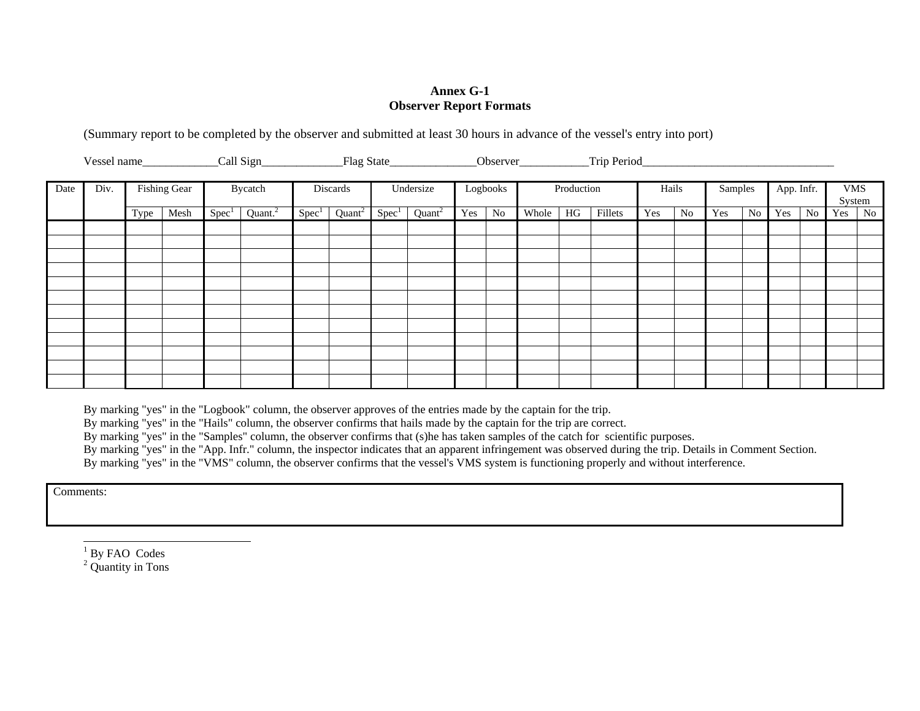**Annex G-1**
**Observer Report Formats**

(Summary report to be completed by the observer and submitted at least 30 hours in advance of the vessel's entry into port)

Vessel name_____________Call Sign______________Flag State_______________Observer____________Trip Period__________________________________

| Date | Div. | Fishing Gear | | Bycatch | | Discards | | Undersize | | Logbooks | | Production | | | Hails | | Samples | | App. Infr. | | VMS System | |
|---|---|---|---|---|---|---|---|---|---|---|---|---|---|---|---|---|---|---|---|---|---|---|
| | | Type | Mesh | Spec[1] | Quant.[2] | Spec[1] | Quant[2] | Spec[1] | Quant[2] | Yes | No | Whole | HG | Fillets | Yes | No | Yes | No | Yes | No | Yes | No |
| | | | | | | | | | | | | | | | | | | | | | | |
| | | | | | | | | | | | | | | | | | | | | | | |
| | | | | | | | | | | | | | | | | | | | | | | |
| | | | | | | | | | | | | | | | | | | | | | | |
| | | | | | | | | | | | | | | | | | | | | | | |
| | | | | | | | | | | | | | | | | | | | | | | |
| | | | | | | | | | | | | | | | | | | | | | | |
| | | | | | | | | | | | | | | | | | | | | | | |
| | | | | | | | | | | | | | | | | | | | | | | |
| | | | | | | | | | | | | | | | | | | | | | | |
| | | | | | | | | | | | | | | | | | | | | | | |
| | | | | | | | | | | | | | | | | | | | | | | |

By marking "yes" in the "Logbook" column, the observer approves of the entries made by the captain for the trip.
By marking "yes" in the "Hails" column, the observer confirms that hails made by the captain for the trip are correct.
By marking "yes" in the "Samples" column, the observer confirms that (s)he has taken samples of the catch for scientific purposes.
By marking "yes" in the "App. Infr." column, the inspector indicates that an apparent infringement was observed during the trip. Details in Comment Section.
By marking "yes" in the "VMS" column, the observer confirms that the vessel's VMS system is functioning properly and without interference.

| Comments: |
|---|
| |

[1] By FAO Codes
[2] Quantity in Tons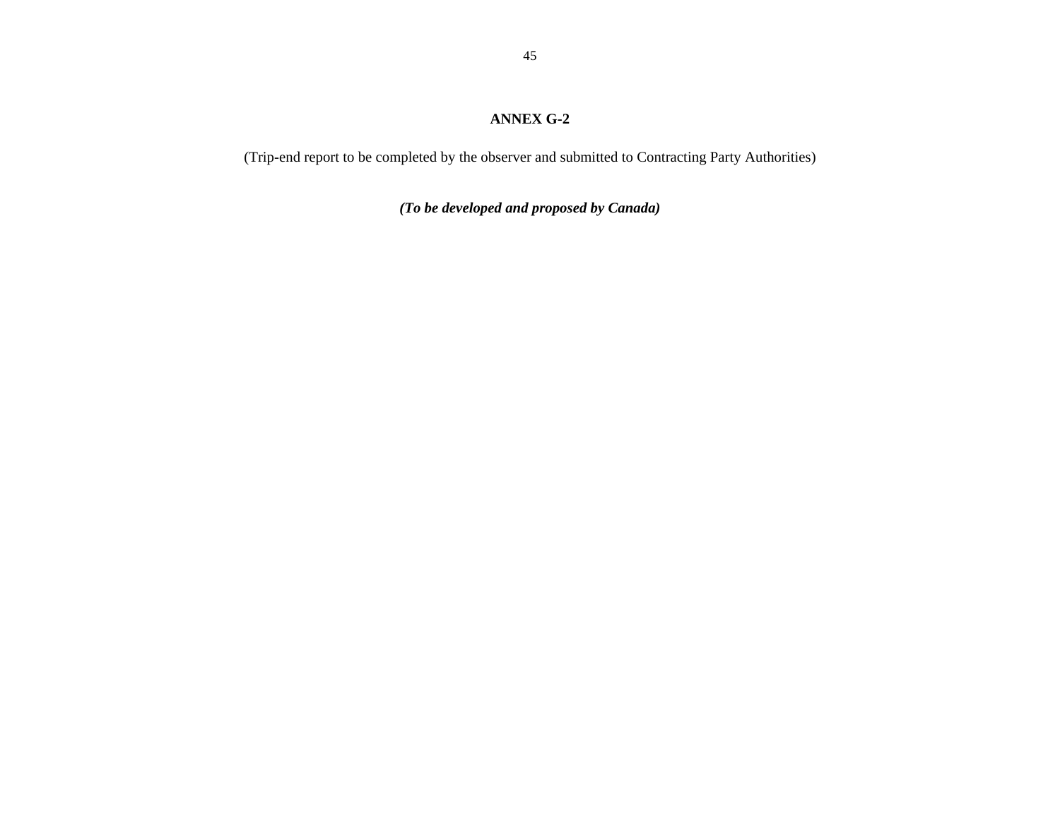## ANNEX G-2

(Trip-end report to be completed by the observer and submitted to Contracting Party Authorities)

***(To be developed and proposed by Canada)***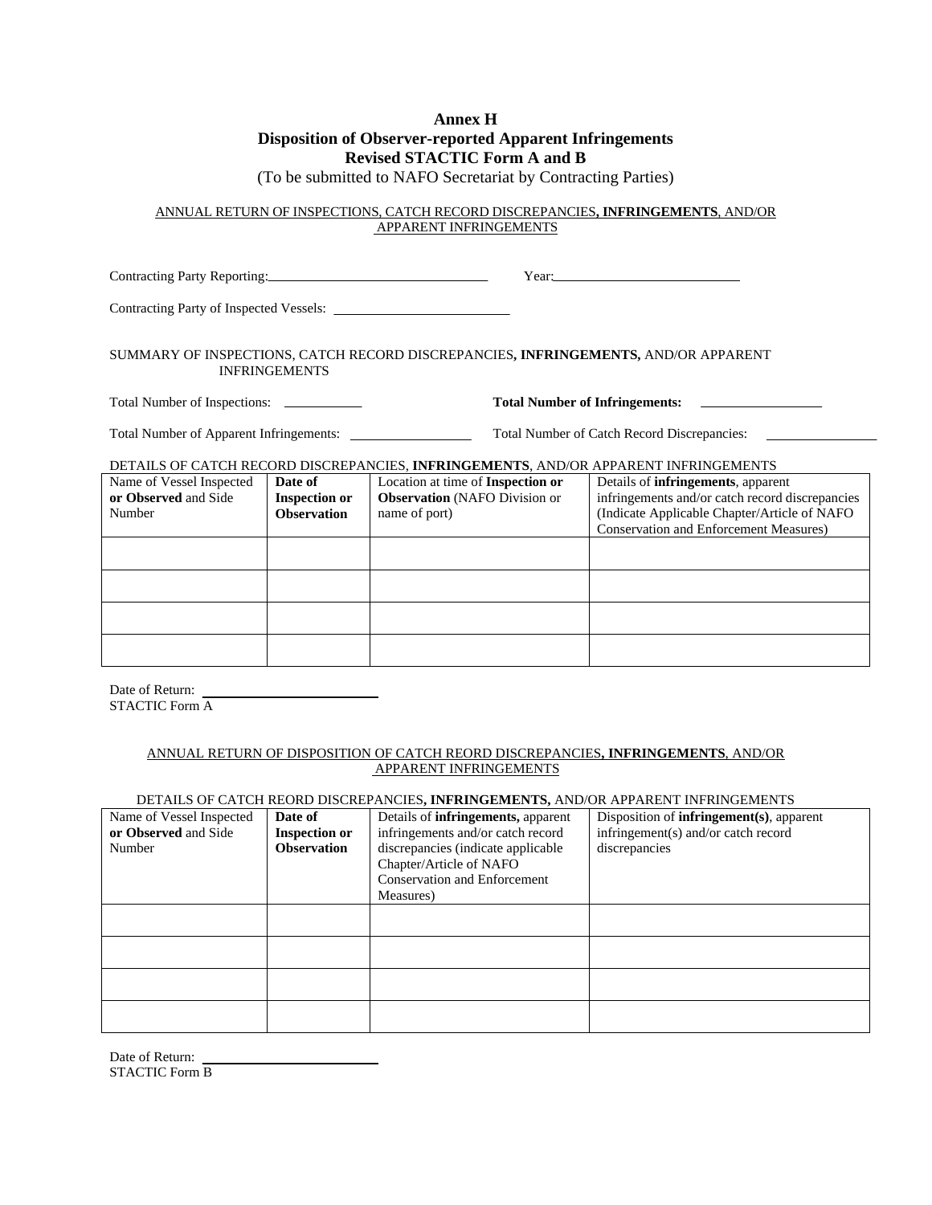# Annex H
## Disposition of Observer-reported Apparent Infringements
## Revised STACTIC Form A and B

(To be submitted to NAFO Secretariat by Contracting Parties)

ANNUAL RETURN OF INSPECTIONS, CATCH RECORD DISCREPANCIES**, INFRINGEMENTS**, AND/OR APPARENT INFRINGEMENTS

Contracting Party Reporting:\_\_\_\_\_\_\_\_\_\_\_\_\_\_\_\_\_\_\_\_\_\_\_\_ Year:\_\_\_\_\_\_\_\_\_\_\_\_\_\_\_\_\_\_\_\_

Contracting Party of Inspected Vessels: \_\_\_\_\_\_\_\_\_\_\_\_\_\_\_\_\_\_\_\_

SUMMARY OF INSPECTIONS, CATCH RECORD DISCREPANCIES**, INFRINGEMENTS,** AND/OR APPARENT INFRINGEMENTS

Total Number of Inspections: \_\_\_\_\_\_\_\_\_\_ **Total Number of Infringements:** \_\_\_\_\_\_\_\_\_\_\_\_\_\_

Total Number of Apparent Infringements: \_\_\_\_\_\_\_\_\_\_\_\_\_\_ Total Number of Catch Record Discrepancies: \_\_\_\_\_\_\_\_\_\_\_\_\_\_

DETAILS OF CATCH RECORD DISCREPANCIES, **INFRINGEMENTS**, AND/OR APPARENT INFRINGEMENTS

| Name of Vessel Inspected **or Observed** and Side Number | **Date of Inspection or Observation** | Location at time of **Inspection or Observation** (NAFO Division or name of port) | Details of **infringements**, apparent infringements and/or catch record discrepancies (Indicate Applicable Chapter/Article of NAFO Conservation and Enforcement Measures) |
|---|---|---|---|
| | | | |
| | | | |
| | | | |
| | | | |

Date of Return: \_\_\_\_\_\_\_\_\_\_\_\_\_\_\_\_\_\_\_\_
STACTIC Form A

ANNUAL RETURN OF DISPOSITION OF CATCH REORD DISCREPANCIES**, INFRINGEMENTS**, AND/OR APPARENT INFRINGEMENTS

DETAILS OF CATCH REORD DISCREPANCIES**, INFRINGEMENTS,** AND/OR APPARENT INFRINGEMENTS

| Name of Vessel Inspected **or Observed** and Side Number | **Date of Inspection or Observation** | Details of **infringements,** apparent infringements and/or catch record discrepancies (indicate applicable Chapter/Article of NAFO Conservation and Enforcement Measures) | Disposition of **infringement(s)**, apparent infringement(s) and/or catch record discrepancies |
|---|---|---|---|
| | | | |
| | | | |
| | | | |
| | | | |

Date of Return: \_\_\_\_\_\_\_\_\_\_\_\_\_\_\_\_\_\_\_\_
STACTIC Form B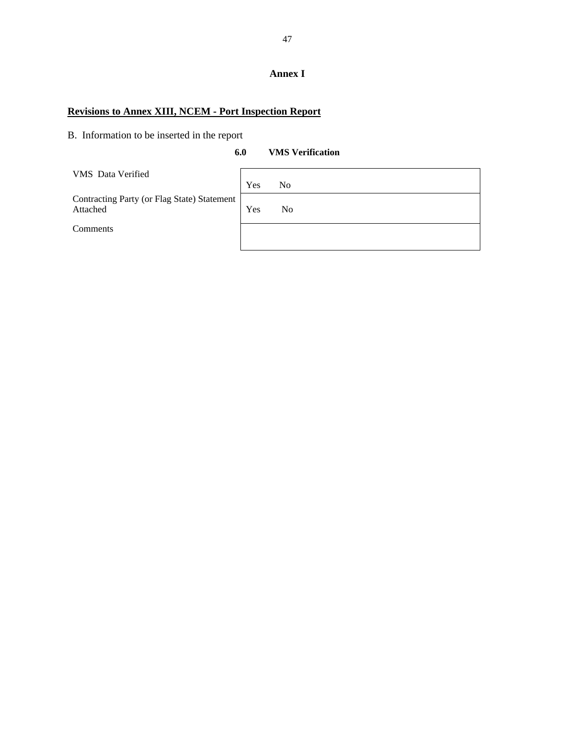# Annex I

**<u>Revisions to Annex XIII, NCEM - Port Inspection Report</u>**

B. Information to be inserted in the report

**6.0 VMS Verification**

| | |
|---|---|
| VMS Data Verified | Yes No |
| Contracting Party (or Flag State) Statement Attached | Yes No |
| Comments | |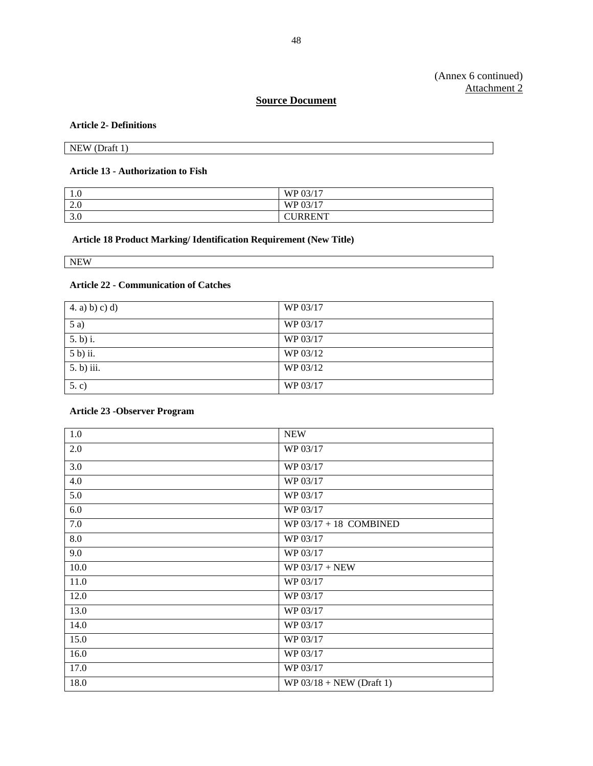(Annex 6 continued)
Attachment 2

## Source Document

**Article 2- Definitions**

| NEW (Draft 1) |
|---|

**Article 13 - Authorization to Fish**

| | |
|---|---|
| 1.0 | WP 03/17 |
| 2.0 | WP 03/17 |
| 3.0 | CURRENT |

**Article 18 Product Marking/ Identification Requirement (New Title)**

| NEW |
|---|

**Article 22 - Communication of Catches**

| | |
|---|---|
| 4. a) b) c) d) | WP 03/17 |
| 5 a) | WP 03/17 |
| 5. b) i. | WP 03/17 |
| 5 b) ii. | WP 03/12 |
| 5. b) iii. | WP 03/12 |
| 5. c) | WP 03/17 |

**Article 23 -Observer Program**

| | |
|---|---|
| 1.0 | NEW |
| 2.0 | WP 03/17 |
| 3.0 | WP 03/17 |
| 4.0 | WP 03/17 |
| 5.0 | WP 03/17 |
| 6.0 | WP 03/17 |
| 7.0 | WP 03/17 + 18 COMBINED |
| 8.0 | WP 03/17 |
| 9.0 | WP 03/17 |
| 10.0 | WP 03/17 + NEW |
| 11.0 | WP 03/17 |
| 12.0 | WP 03/17 |
| 13.0 | WP 03/17 |
| 14.0 | WP 03/17 |
| 15.0 | WP 03/17 |
| 16.0 | WP 03/17 |
| 17.0 | WP 03/17 |
| 18.0 | WP 03/18 + NEW (Draft 1) |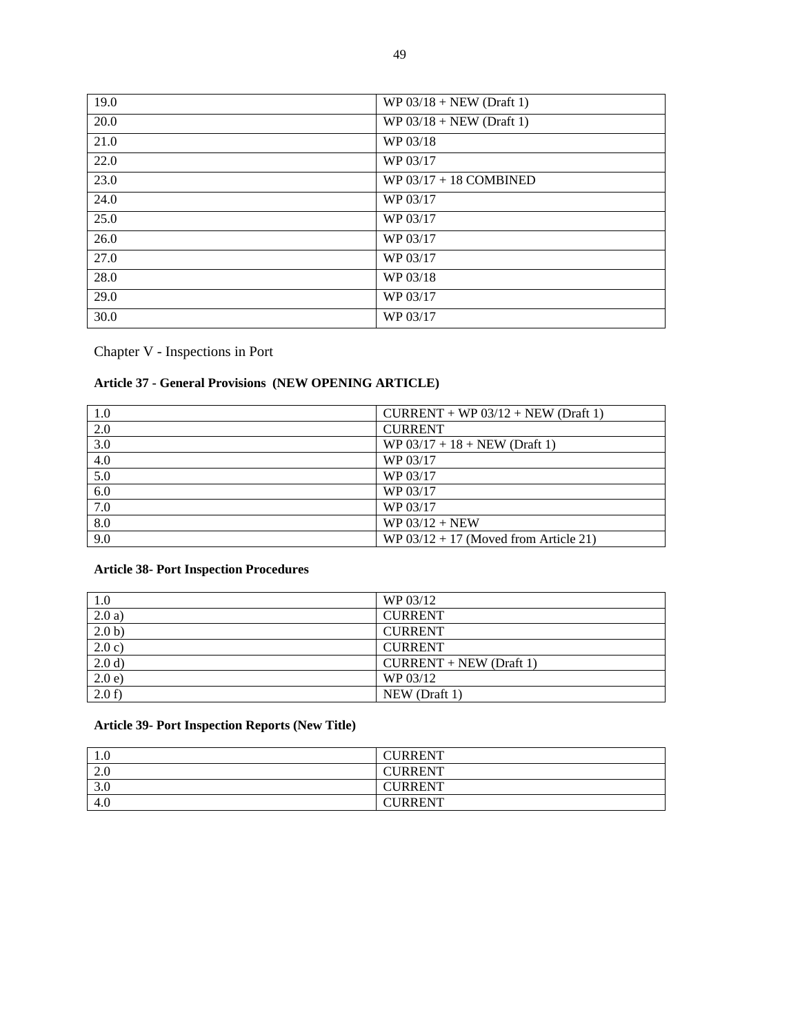| 19.0 | WP 03/18 + NEW (Draft 1) |
|---|---|
| 20.0 | WP 03/18 + NEW (Draft 1) |
| 21.0 | WP 03/18 |
| 22.0 | WP 03/17 |
| 23.0 | WP 03/17 + 18 COMBINED |
| 24.0 | WP 03/17 |
| 25.0 | WP 03/17 |
| 26.0 | WP 03/17 |
| 27.0 | WP 03/17 |
| 28.0 | WP 03/18 |
| 29.0 | WP 03/17 |
| 30.0 | WP 03/17 |

## Chapter V - Inspections in Port

### Article 37 - General Provisions (NEW OPENING ARTICLE)

| 1.0 | CURRENT + WP 03/12 + NEW (Draft 1) |
|---|---|
| 2.0 | CURRENT |
| 3.0 | WP 03/17 + 18 + NEW (Draft 1) |
| 4.0 | WP 03/17 |
| 5.0 | WP 03/17 |
| 6.0 | WP 03/17 |
| 7.0 | WP 03/17 |
| 8.0 | WP 03/12 + NEW |
| 9.0 | WP 03/12 + 17 (Moved from Article 21) |

### Article 38- Port Inspection Procedures

| 1.0 | WP 03/12 |
|---|---|
| 2.0 a) | CURRENT |
| 2.0 b) | CURRENT |
| 2.0 c) | CURRENT |
| 2.0 d) | CURRENT + NEW (Draft 1) |
| 2.0 e) | WP 03/12 |
| 2.0 f) | NEW (Draft 1) |

### Article 39- Port Inspection Reports (New Title)

| 1.0 | CURRENT |
|---|---|
| 2.0 | CURRENT |
| 3.0 | CURRENT |
| 4.0 | CURRENT |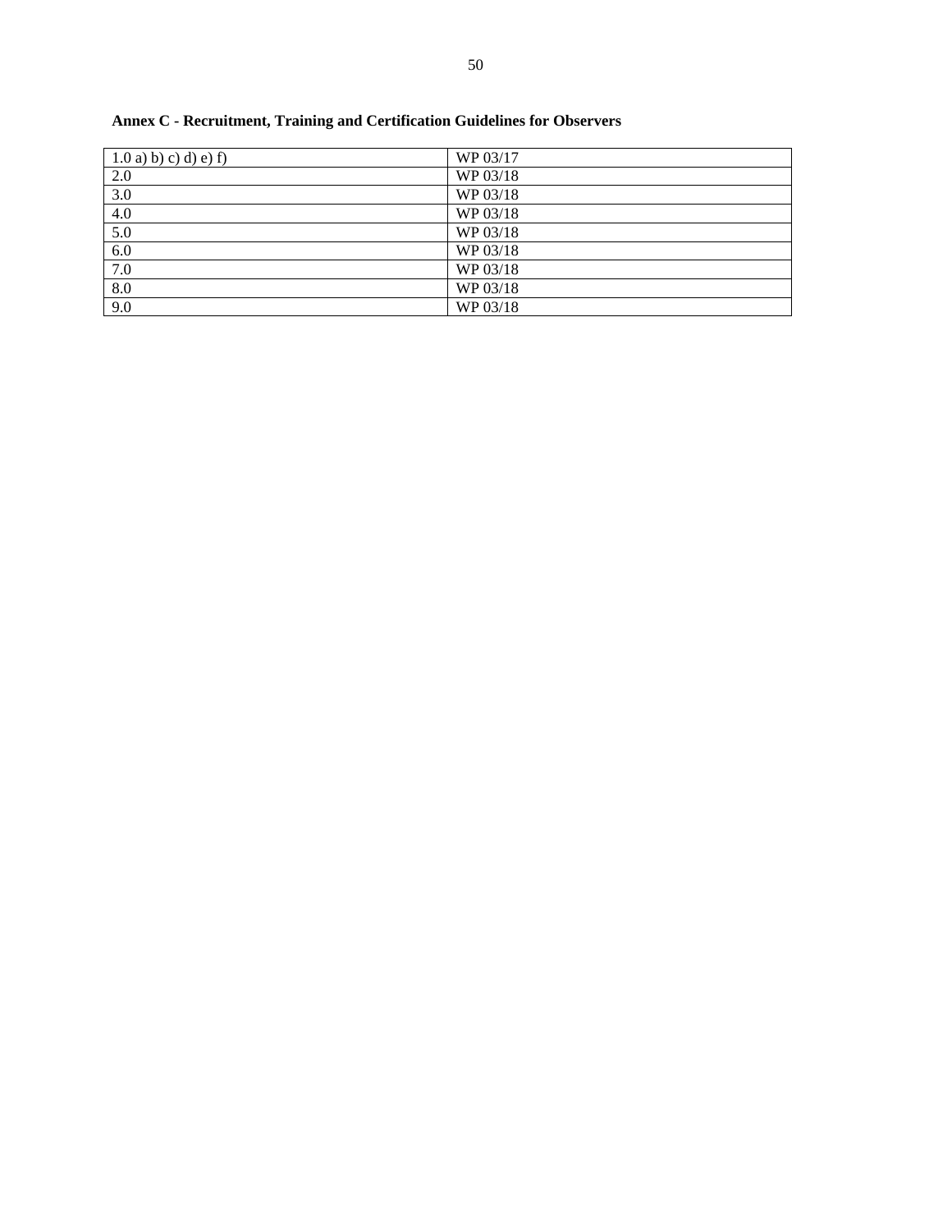**Annex C - Recruitment, Training and Certification Guidelines for Observers**

| 1.0 a) b) c) d) e) f) | WP 03/17 |
|---|---|
| 2.0 | WP 03/18 |
| 3.0 | WP 03/18 |
| 4.0 | WP 03/18 |
| 5.0 | WP 03/18 |
| 6.0 | WP 03/18 |
| 7.0 | WP 03/18 |
| 8.0 | WP 03/18 |
| 9.0 | WP 03/18 |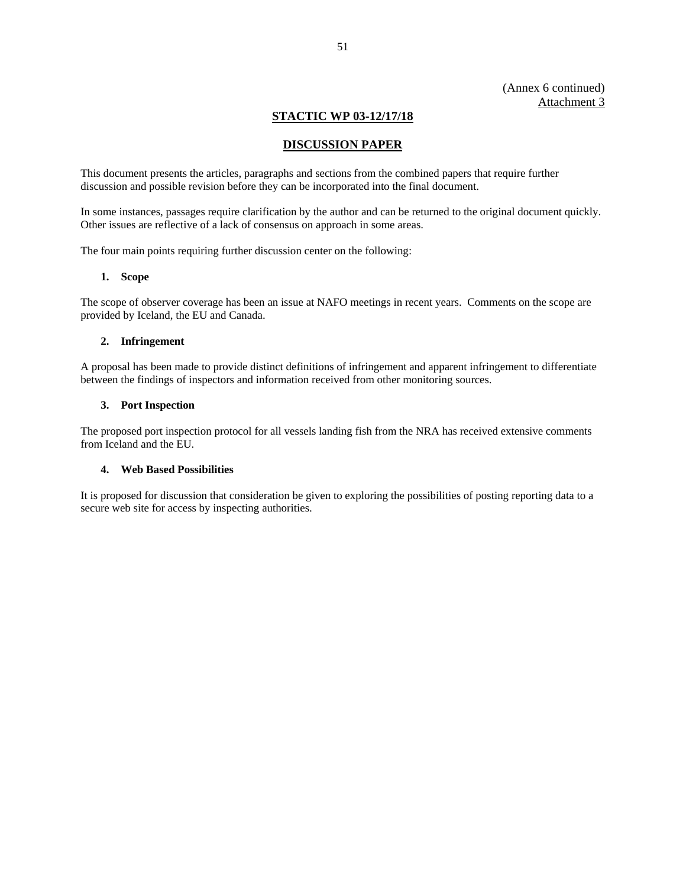(Annex 6 continued)
Attachment 3

## STACTIC WP 03-12/17/18

## DISCUSSION PAPER

This document presents the articles, paragraphs and sections from the combined papers that require further discussion and possible revision before they can be incorporated into the final document.

In some instances, passages require clarification by the author and can be returned to the original document quickly. Other issues are reflective of a lack of consensus on approach in some areas.

The four main points requiring further discussion center on the following:

### 1. Scope

The scope of observer coverage has been an issue at NAFO meetings in recent years. Comments on the scope are provided by Iceland, the EU and Canada.

### 2. Infringement

A proposal has been made to provide distinct definitions of infringement and apparent infringement to differentiate between the findings of inspectors and information received from other monitoring sources.

### 3. Port Inspection

The proposed port inspection protocol for all vessels landing fish from the NRA has received extensive comments from Iceland and the EU.

### 4. Web Based Possibilities

It is proposed for discussion that consideration be given to exploring the possibilities of posting reporting data to a secure web site for access by inspecting authorities.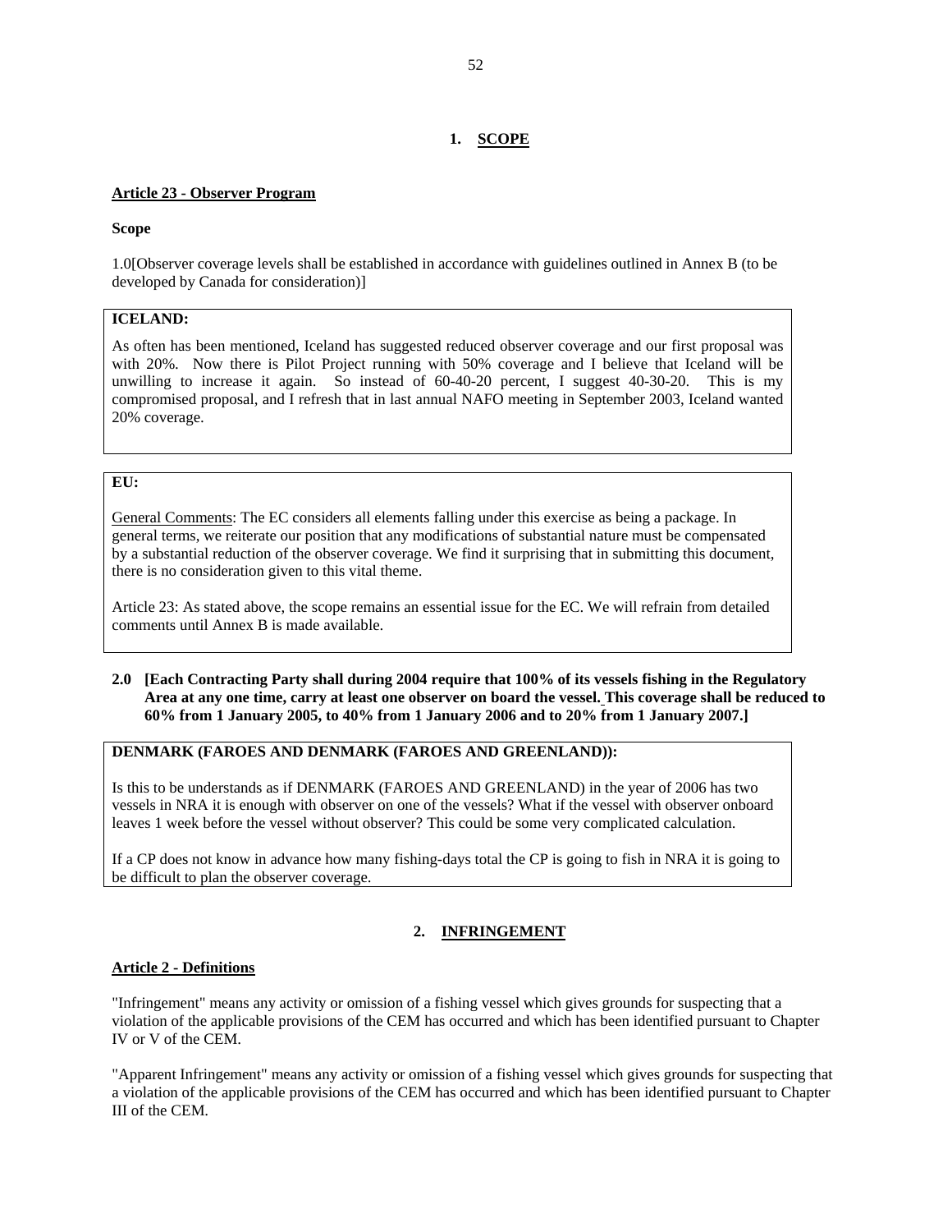## 1. SCOPE

**Article 23 - Observer Program**

**Scope**

1.0[Observer coverage levels shall be established in accordance with guidelines outlined in Annex B (to be developed by Canada for consideration)]

> **ICELAND:**
>
> As often has been mentioned, Iceland has suggested reduced observer coverage and our first proposal was with 20%. Now there is Pilot Project running with 50% coverage and I believe that Iceland will be unwilling to increase it again. So instead of 60-40-20 percent, I suggest 40-30-20. This is my compromised proposal, and I refresh that in last annual NAFO meeting in September 2003, Iceland wanted 20% coverage.

> **EU:**
>
> General Comments: The EC considers all elements falling under this exercise as being a package. In general terms, we reiterate our position that any modifications of substantial nature must be compensated by a substantial reduction of the observer coverage. We find it surprising that in submitting this document, there is no consideration given to this vital theme.
>
> Article 23: As stated above, the scope remains an essential issue for the EC. We will refrain from detailed comments until Annex B is made available.

**2.0 [Each Contracting Party shall during 2004 require that 100% of its vessels fishing in the Regulatory Area at any one time, carry at least one observer on board the vessel. This coverage shall be reduced to 60% from 1 January 2005, to 40% from 1 January 2006 and to 20% from 1 January 2007.]**

> **DENMARK (FAROES AND DENMARK (FAROES AND GREENLAND)):**
>
> Is this to be understands as if DENMARK (FAROES AND GREENLAND) in the year of 2006 has two vessels in NRA it is enough with observer on one of the vessels? What if the vessel with observer onboard leaves 1 week before the vessel without observer? This could be some very complicated calculation.
>
> If a CP does not know in advance how many fishing-days total the CP is going to fish in NRA it is going to be difficult to plan the observer coverage.

## 2. INFRINGEMENT

**Article 2 - Definitions**

"Infringement" means any activity or omission of a fishing vessel which gives grounds for suspecting that a violation of the applicable provisions of the CEM has occurred and which has been identified pursuant to Chapter IV or V of the CEM.

"Apparent Infringement" means any activity or omission of a fishing vessel which gives grounds for suspecting that a violation of the applicable provisions of the CEM has occurred and which has been identified pursuant to Chapter III of the CEM.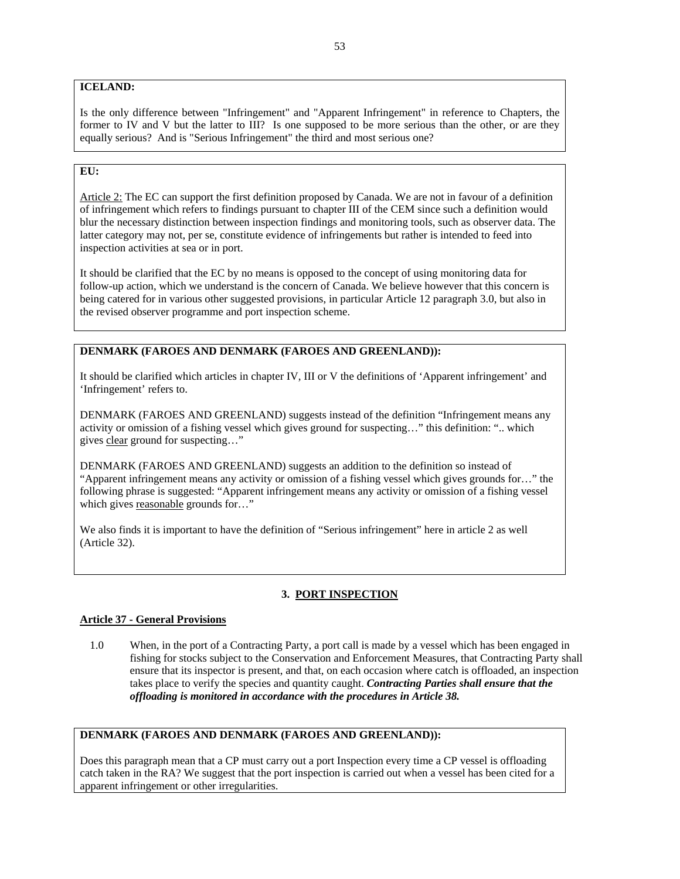**ICELAND:**

Is the only difference between "Infringement" and "Apparent Infringement" in reference to Chapters, the former to IV and V but the latter to III? Is one supposed to be more serious than the other, or are they equally serious? And is "Serious Infringement" the third and most serious one?

**EU:**

Article 2: The EC can support the first definition proposed by Canada. We are not in favour of a definition of infringement which refers to findings pursuant to chapter III of the CEM since such a definition would blur the necessary distinction between inspection findings and monitoring tools, such as observer data. The latter category may not, per se, constitute evidence of infringements but rather is intended to feed into inspection activities at sea or in port.

It should be clarified that the EC by no means is opposed to the concept of using monitoring data for follow-up action, which we understand is the concern of Canada. We believe however that this concern is being catered for in various other suggested provisions, in particular Article 12 paragraph 3.0, but also in the revised observer programme and port inspection scheme.

**DENMARK (FAROES AND DENMARK (FAROES AND GREENLAND)):**

It should be clarified which articles in chapter IV, III or V the definitions of 'Apparent infringement' and 'Infringement' refers to.

DENMARK (FAROES AND GREENLAND) suggests instead of the definition "Infringement means any activity or omission of a fishing vessel which gives ground for suspecting…" this definition: ".. which gives clear ground for suspecting…"

DENMARK (FAROES AND GREENLAND) suggests an addition to the definition so instead of "Apparent infringement means any activity or omission of a fishing vessel which gives grounds for…" the following phrase is suggested: "Apparent infringement means any activity or omission of a fishing vessel which gives reasonable grounds for…"

We also finds it is important to have the definition of "Serious infringement" here in article 2 as well (Article 32).

## 3. PORT INSPECTION

### Article 37 - General Provisions

1.0 When, in the port of a Contracting Party, a port call is made by a vessel which has been engaged in fishing for stocks subject to the Conservation and Enforcement Measures, that Contracting Party shall ensure that its inspector is present, and that, on each occasion where catch is offloaded, an inspection takes place to verify the species and quantity caught. ***Contracting Parties shall ensure that the offloading is monitored in accordance with the procedures in Article 38.***

**DENMARK (FAROES AND DENMARK (FAROES AND GREENLAND)):**

Does this paragraph mean that a CP must carry out a port Inspection every time a CP vessel is offloading catch taken in the RA? We suggest that the port inspection is carried out when a vessel has been cited for a apparent infringement or other irregularities.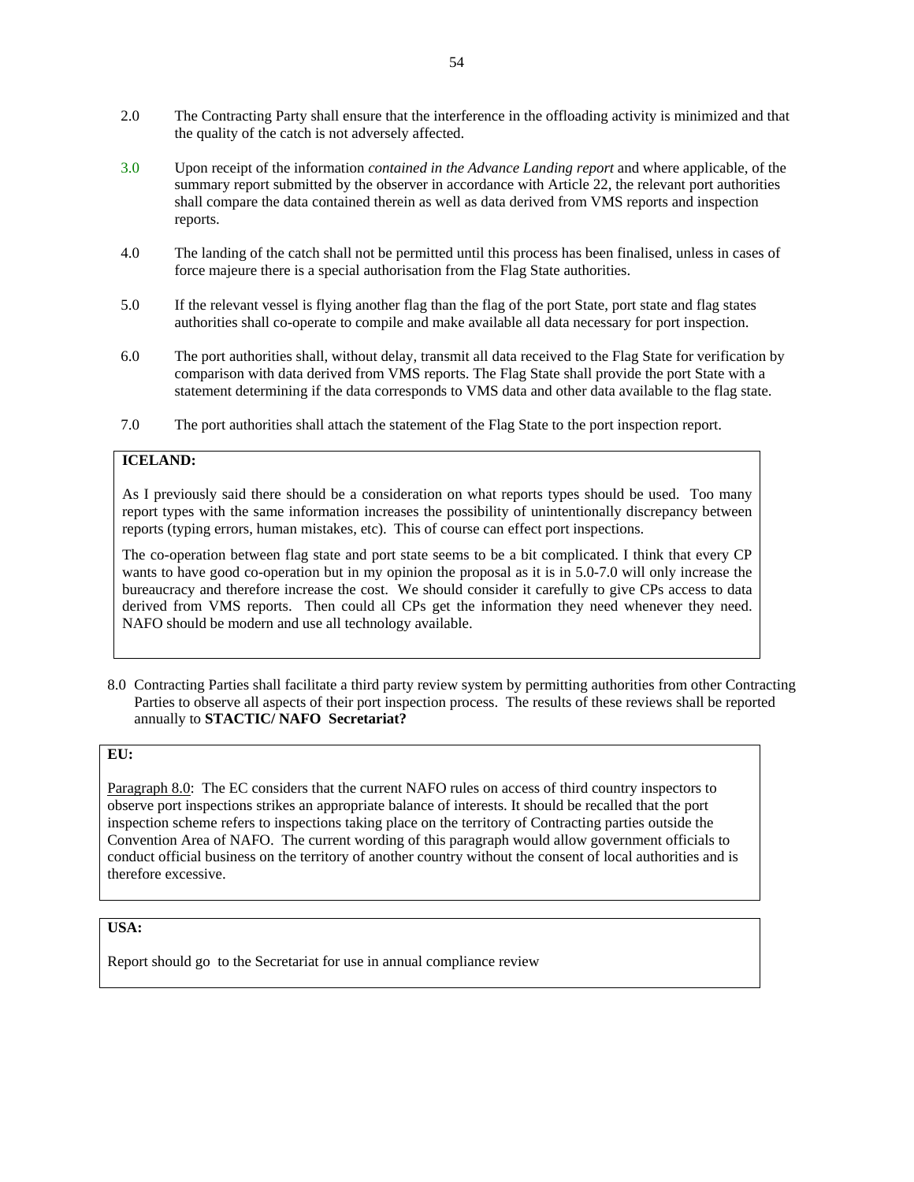2.0 The Contracting Party shall ensure that the interference in the offloading activity is minimized and that the quality of the catch is not adversely affected.

3.0 Upon receipt of the information *contained in the Advance Landing report* and where applicable, of the summary report submitted by the observer in accordance with Article 22, the relevant port authorities shall compare the data contained therein as well as data derived from VMS reports and inspection reports.

4.0 The landing of the catch shall not be permitted until this process has been finalised, unless in cases of force majeure there is a special authorisation from the Flag State authorities.

5.0 If the relevant vessel is flying another flag than the flag of the port State, port state and flag states authorities shall co-operate to compile and make available all data necessary for port inspection.

6.0 The port authorities shall, without delay, transmit all data received to the Flag State for verification by comparison with data derived from VMS reports. The Flag State shall provide the port State with a statement determining if the data corresponds to VMS data and other data available to the flag state.

7.0 The port authorities shall attach the statement of the Flag State to the port inspection report.

**ICELAND:**

As I previously said there should be a consideration on what reports types should be used. Too many report types with the same information increases the possibility of unintentionally discrepancy between reports (typing errors, human mistakes, etc). This of course can effect port inspections.

The co-operation between flag state and port state seems to be a bit complicated. I think that every CP wants to have good co-operation but in my opinion the proposal as it is in 5.0-7.0 will only increase the bureaucracy and therefore increase the cost. We should consider it carefully to give CPs access to data derived from VMS reports. Then could all CPs get the information they need whenever they need. NAFO should be modern and use all technology available.

8.0 Contracting Parties shall facilitate a third party review system by permitting authorities from other Contracting Parties to observe all aspects of their port inspection process. The results of these reviews shall be reported annually to **STACTIC/ NAFO Secretariat?**

**EU:**

Paragraph 8.0: The EC considers that the current NAFO rules on access of third country inspectors to observe port inspections strikes an appropriate balance of interests. It should be recalled that the port inspection scheme refers to inspections taking place on the territory of Contracting parties outside the Convention Area of NAFO. The current wording of this paragraph would allow government officials to conduct official business on the territory of another country without the consent of local authorities and is therefore excessive.

**USA:**

Report should go to the Secretariat for use in annual compliance review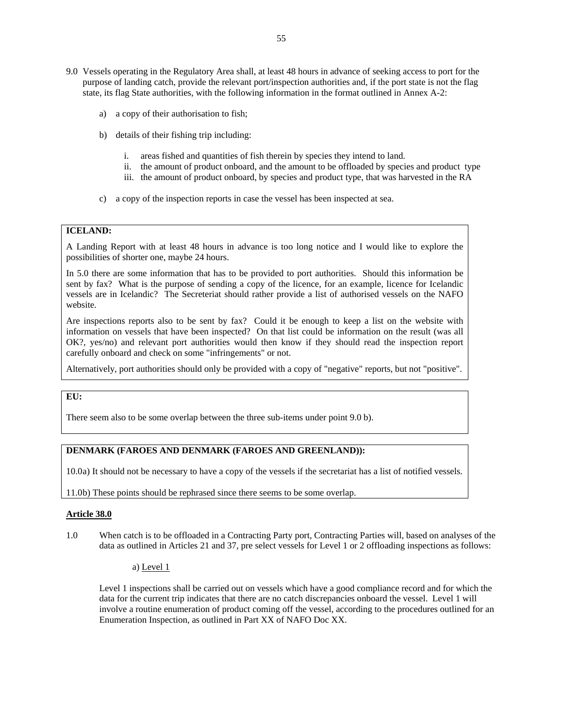9.0 Vessels operating in the Regulatory Area shall, at least 48 hours in advance of seeking access to port for the purpose of landing catch, provide the relevant port/inspection authorities and, if the port state is not the flag state, its flag State authorities, with the following information in the format outlined in Annex A-2:

  a) a copy of their authorisation to fish;

  b) details of their fishing trip including:

    i. areas fished and quantities of fish therein by species they intend to land.
    ii. the amount of product onboard, and the amount to be offloaded by species and product type
    iii. the amount of product onboard, by species and product type, that was harvested in the RA

  c) a copy of the inspection reports in case the vessel has been inspected at sea.

> **ICELAND:**
>
> A Landing Report with at least 48 hours in advance is too long notice and I would like to explore the possibilities of shorter one, maybe 24 hours.
>
> In 5.0 there are some information that has to be provided to port authorities. Should this information be sent by fax? What is the purpose of sending a copy of the licence, for an example, licence for Icelandic vessels are in Icelandic? The Secreteriat should rather provide a list of authorised vessels on the NAFO website.
>
> Are inspections reports also to be sent by fax? Could it be enough to keep a list on the website with information on vessels that have been inspected? On that list could be information on the result (was all OK?, yes/no) and relevant port authorities would then know if they should read the inspection report carefully onboard and check on some "infringements" or not.
>
> Alternatively, port authorities should only be provided with a copy of "negative" reports, but not "positive".

> **EU:**
>
> There seem also to be some overlap between the three sub-items under point 9.0 b).

> **DENMARK (FAROES AND DENMARK (FAROES AND GREENLAND)):**
>
> 10.0a) It should not be necessary to have a copy of the vessels if the secretariat has a list of notified vessels.
>
> 11.0b) These points should be rephrased since there seems to be some overlap.

**Article 38.0**

1.0 When catch is to be offloaded in a Contracting Party port, Contracting Parties will, based on analyses of the data as outlined in Articles 21 and 37, pre select vessels for Level 1 or 2 offloading inspections as follows:

  a) Level 1

  Level 1 inspections shall be carried out on vessels which have a good compliance record and for which the data for the current trip indicates that there are no catch discrepancies onboard the vessel. Level 1 will involve a routine enumeration of product coming off the vessel, according to the procedures outlined for an Enumeration Inspection, as outlined in Part XX of NAFO Doc XX.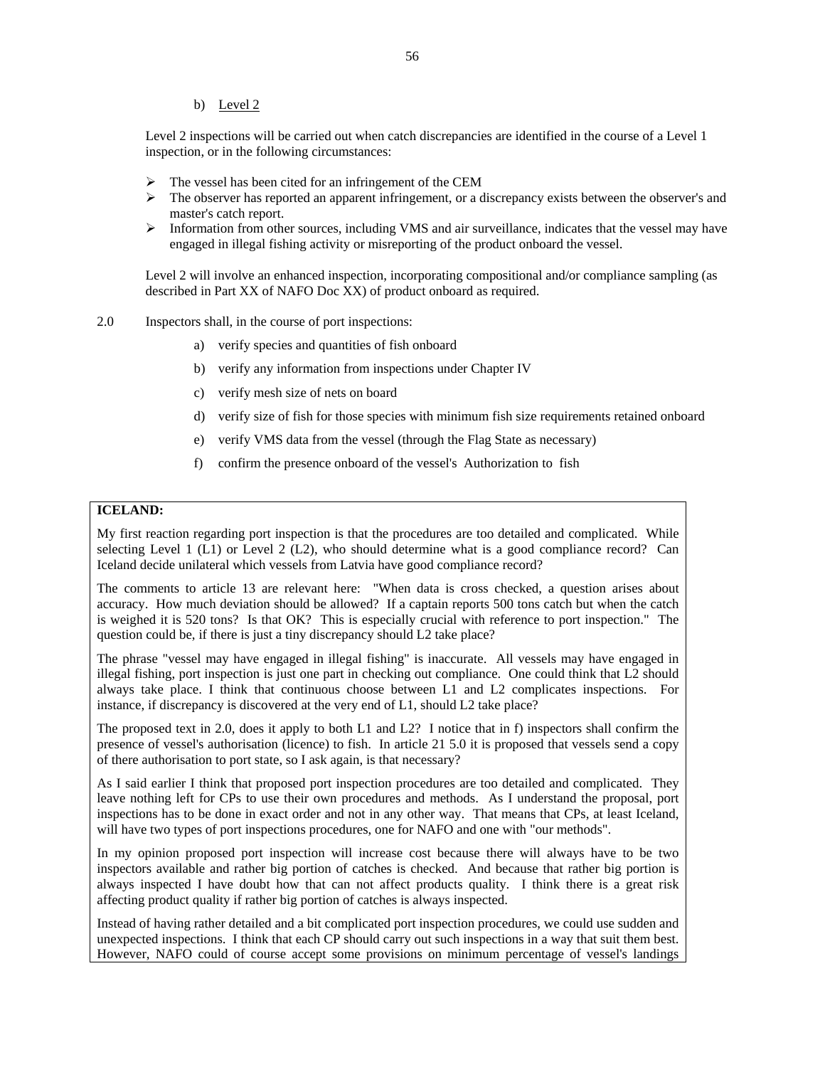b) Level 2

Level 2 inspections will be carried out when catch discrepancies are identified in the course of a Level 1 inspection, or in the following circumstances:

- The vessel has been cited for an infringement of the CEM
- The observer has reported an apparent infringement, or a discrepancy exists between the observer's and master's catch report.
- Information from other sources, including VMS and air surveillance, indicates that the vessel may have engaged in illegal fishing activity or misreporting of the product onboard the vessel.

Level 2 will involve an enhanced inspection, incorporating compositional and/or compliance sampling (as described in Part XX of NAFO Doc XX) of product onboard as required.

2.0 Inspectors shall, in the course of port inspections:

a) verify species and quantities of fish onboard

b) verify any information from inspections under Chapter IV

c) verify mesh size of nets on board

d) verify size of fish for those species with minimum fish size requirements retained onboard

e) verify VMS data from the vessel (through the Flag State as necessary)

f) confirm the presence onboard of the vessel's Authorization to fish

**ICELAND:**

My first reaction regarding port inspection is that the procedures are too detailed and complicated. While selecting Level 1 (L1) or Level 2 (L2), who should determine what is a good compliance record? Can Iceland decide unilateral which vessels from Latvia have good compliance record?

The comments to article 13 are relevant here: "When data is cross checked, a question arises about accuracy. How much deviation should be allowed? If a captain reports 500 tons catch but when the catch is weighed it is 520 tons? Is that OK? This is especially crucial with reference to port inspection." The question could be, if there is just a tiny discrepancy should L2 take place?

The phrase "vessel may have engaged in illegal fishing" is inaccurate. All vessels may have engaged in illegal fishing, port inspection is just one part in checking out compliance. One could think that L2 should always take place. I think that continuous choose between L1 and L2 complicates inspections. For instance, if discrepancy is discovered at the very end of L1, should L2 take place?

The proposed text in 2.0, does it apply to both L1 and L2? I notice that in f) inspectors shall confirm the presence of vessel's authorisation (licence) to fish. In article 21 5.0 it is proposed that vessels send a copy of there authorisation to port state, so I ask again, is that necessary?

As I said earlier I think that proposed port inspection procedures are too detailed and complicated. They leave nothing left for CPs to use their own procedures and methods. As I understand the proposal, port inspections has to be done in exact order and not in any other way. That means that CPs, at least Iceland, will have two types of port inspections procedures, one for NAFO and one with "our methods".

In my opinion proposed port inspection will increase cost because there will always have to be two inspectors available and rather big portion of catches is checked. And because that rather big portion is always inspected I have doubt how that can not affect products quality. I think there is a great risk affecting product quality if rather big portion of catches is always inspected.

Instead of having rather detailed and a bit complicated port inspection procedures, we could use sudden and unexpected inspections. I think that each CP should carry out such inspections in a way that suit them best. However, NAFO could of course accept some provisions on minimum percentage of vessel's landings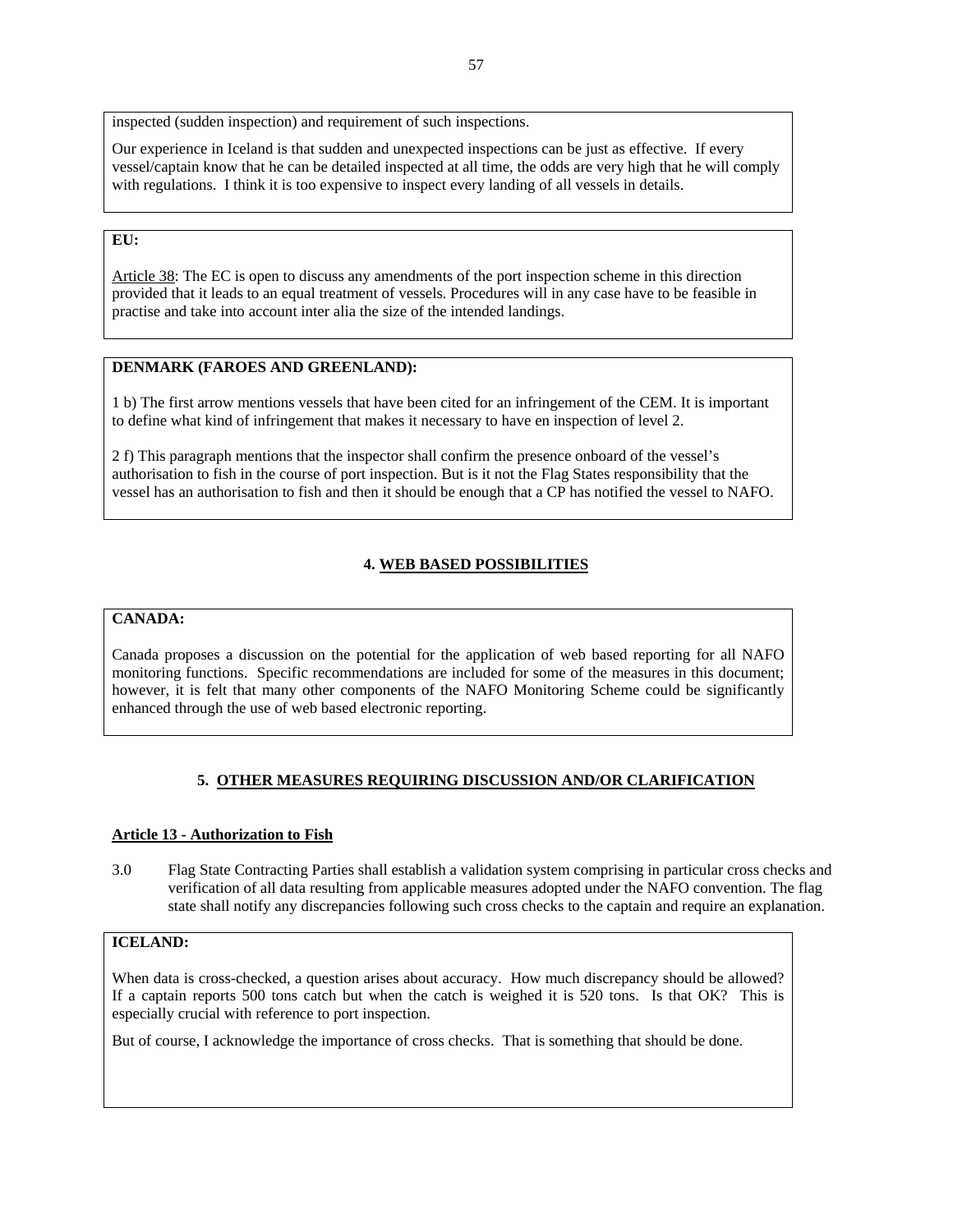inspected (sudden inspection) and requirement of such inspections.

Our experience in Iceland is that sudden and unexpected inspections can be just as effective. If every vessel/captain know that he can be detailed inspected at all time, the odds are very high that he will comply with regulations. I think it is too expensive to inspect every landing of all vessels in details.

**EU:**

Article 38: The EC is open to discuss any amendments of the port inspection scheme in this direction provided that it leads to an equal treatment of vessels. Procedures will in any case have to be feasible in practise and take into account inter alia the size of the intended landings.

**DENMARK (FAROES AND GREENLAND):**

1 b) The first arrow mentions vessels that have been cited for an infringement of the CEM. It is important to define what kind of infringement that makes it necessary to have en inspection of level 2.

2 f) This paragraph mentions that the inspector shall confirm the presence onboard of the vessel's authorisation to fish in the course of port inspection. But is it not the Flag States responsibility that the vessel has an authorisation to fish and then it should be enough that a CP has notified the vessel to NAFO.

## 4. WEB BASED POSSIBILITIES

**CANADA:**

Canada proposes a discussion on the potential for the application of web based reporting for all NAFO monitoring functions. Specific recommendations are included for some of the measures in this document; however, it is felt that many other components of the NAFO Monitoring Scheme could be significantly enhanced through the use of web based electronic reporting.

## 5. OTHER MEASURES REQUIRING DISCUSSION AND/OR CLARIFICATION

### Article 13 - Authorization to Fish

3.0 Flag State Contracting Parties shall establish a validation system comprising in particular cross checks and verification of all data resulting from applicable measures adopted under the NAFO convention. The flag state shall notify any discrepancies following such cross checks to the captain and require an explanation.

**ICELAND:**

When data is cross-checked, a question arises about accuracy. How much discrepancy should be allowed? If a captain reports 500 tons catch but when the catch is weighed it is 520 tons. Is that OK? This is especially crucial with reference to port inspection.

But of course, I acknowledge the importance of cross checks. That is something that should be done.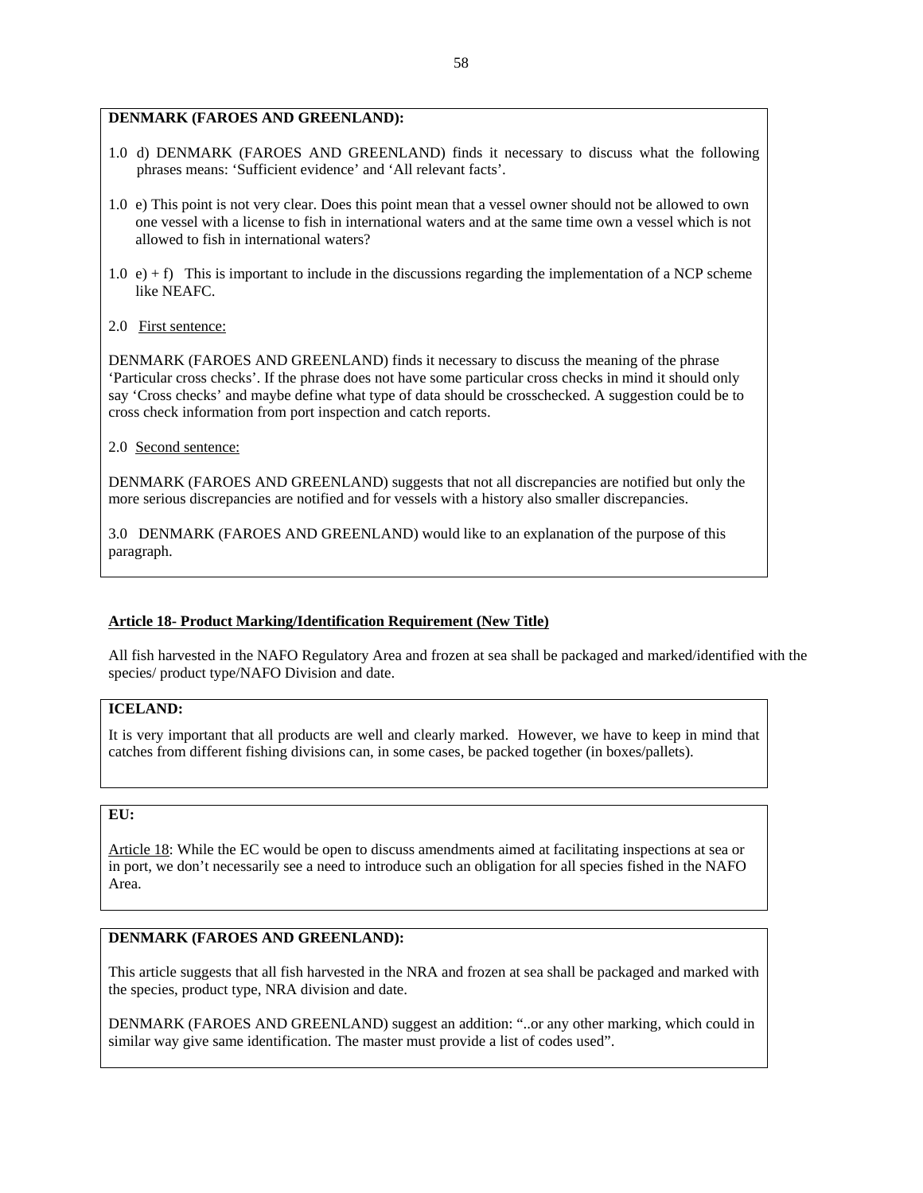**DENMARK (FAROES AND GREENLAND):**

1.0 d) DENMARK (FAROES AND GREENLAND) finds it necessary to discuss what the following phrases means: 'Sufficient evidence' and 'All relevant facts'.

1.0 e) This point is not very clear. Does this point mean that a vessel owner should not be allowed to own one vessel with a license to fish in international waters and at the same time own a vessel which is not allowed to fish in international waters?

1.0 e) + f) This is important to include in the discussions regarding the implementation of a NCP scheme like NEAFC.

2.0 First sentence:

DENMARK (FAROES AND GREENLAND) finds it necessary to discuss the meaning of the phrase 'Particular cross checks'. If the phrase does not have some particular cross checks in mind it should only say 'Cross checks' and maybe define what type of data should be crosschecked. A suggestion could be to cross check information from port inspection and catch reports.

2.0 Second sentence:

DENMARK (FAROES AND GREENLAND) suggests that not all discrepancies are notified but only the more serious discrepancies are notified and for vessels with a history also smaller discrepancies.

3.0 DENMARK (FAROES AND GREENLAND) would like to an explanation of the purpose of this paragraph.

**Article 18- Product Marking/Identification Requirement (New Title)**

All fish harvested in the NAFO Regulatory Area and frozen at sea shall be packaged and marked/identified with the species/ product type/NAFO Division and date.

**ICELAND:**

It is very important that all products are well and clearly marked. However, we have to keep in mind that catches from different fishing divisions can, in some cases, be packed together (in boxes/pallets).

**EU:**

Article 18: While the EC would be open to discuss amendments aimed at facilitating inspections at sea or in port, we don't necessarily see a need to introduce such an obligation for all species fished in the NAFO Area.

**DENMARK (FAROES AND GREENLAND):**

This article suggests that all fish harvested in the NRA and frozen at sea shall be packaged and marked with the species, product type, NRA division and date.

DENMARK (FAROES AND GREENLAND) suggest an addition: "..or any other marking, which could in similar way give same identification. The master must provide a list of codes used".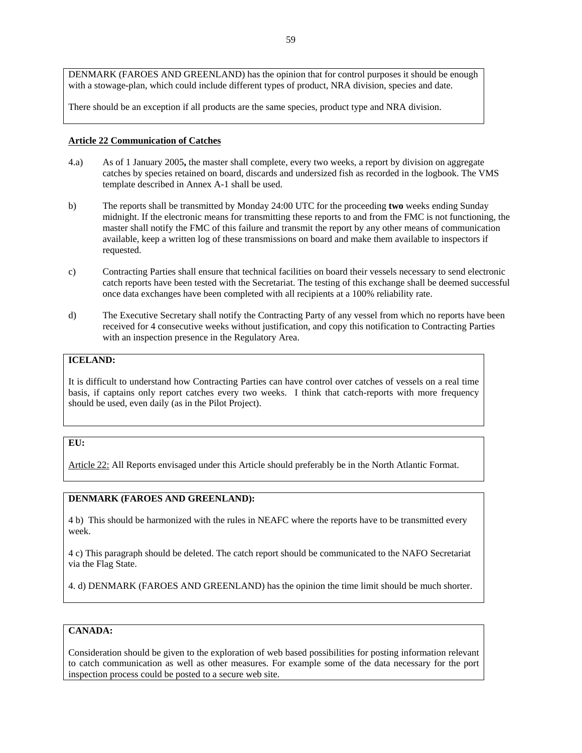DENMARK (FAROES AND GREENLAND) has the opinion that for control purposes it should be enough with a stowage-plan, which could include different types of product, NRA division, species and date.

There should be an exception if all products are the same species, product type and NRA division.

**Article 22 Communication of Catches**

4.a) As of 1 January 2005**,** the master shall complete, every two weeks, a report by division on aggregate catches by species retained on board, discards and undersized fish as recorded in the logbook. The VMS template described in Annex A-1 shall be used.

b) The reports shall be transmitted by Monday 24:00 UTC for the proceeding **two** weeks ending Sunday midnight. If the electronic means for transmitting these reports to and from the FMC is not functioning, the master shall notify the FMC of this failure and transmit the report by any other means of communication available, keep a written log of these transmissions on board and make them available to inspectors if requested.

c) Contracting Parties shall ensure that technical facilities on board their vessels necessary to send electronic catch reports have been tested with the Secretariat. The testing of this exchange shall be deemed successful once data exchanges have been completed with all recipients at a 100% reliability rate.

d) The Executive Secretary shall notify the Contracting Party of any vessel from which no reports have been received for 4 consecutive weeks without justification, and copy this notification to Contracting Parties with an inspection presence in the Regulatory Area.

**ICELAND:**

It is difficult to understand how Contracting Parties can have control over catches of vessels on a real time basis, if captains only report catches every two weeks. I think that catch-reports with more frequency should be used, even daily (as in the Pilot Project).

**EU:**

Article 22: All Reports envisaged under this Article should preferably be in the North Atlantic Format.

**DENMARK (FAROES AND GREENLAND):**

4 b) This should be harmonized with the rules in NEAFC where the reports have to be transmitted every week.

4 c) This paragraph should be deleted. The catch report should be communicated to the NAFO Secretariat via the Flag State.

4. d) DENMARK (FAROES AND GREENLAND) has the opinion the time limit should be much shorter.

**CANADA:**

Consideration should be given to the exploration of web based possibilities for posting information relevant to catch communication as well as other measures. For example some of the data necessary for the port inspection process could be posted to a secure web site.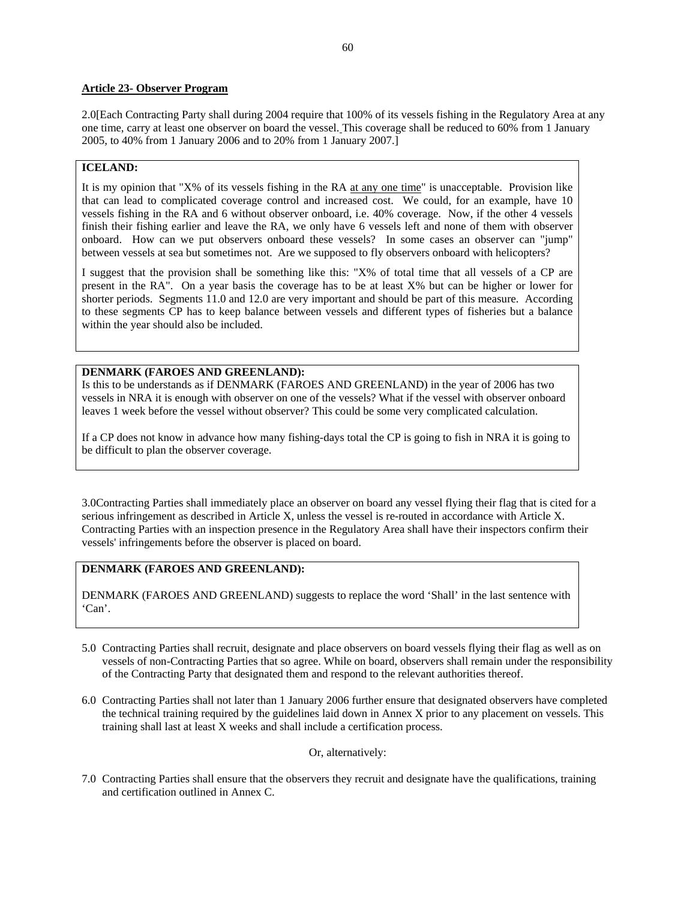**Article 23- Observer Program**

2.0[Each Contracting Party shall during 2004 require that 100% of its vessels fishing in the Regulatory Area at any one time, carry at least one observer on board the vessel. This coverage shall be reduced to 60% from 1 January 2005, to 40% from 1 January 2006 and to 20% from 1 January 2007.]

> **ICELAND:**
>
> It is my opinion that "X% of its vessels fishing in the RA at any one time" is unacceptable. Provision like that can lead to complicated coverage control and increased cost. We could, for an example, have 10 vessels fishing in the RA and 6 without observer onboard, i.e. 40% coverage. Now, if the other 4 vessels finish their fishing earlier and leave the RA, we only have 6 vessels left and none of them with observer onboard. How can we put observers onboard these vessels? In some cases an observer can "jump" between vessels at sea but sometimes not. Are we supposed to fly observers onboard with helicopters?
>
> I suggest that the provision shall be something like this: "X% of total time that all vessels of a CP are present in the RA". On a year basis the coverage has to be at least X% but can be higher or lower for shorter periods. Segments 11.0 and 12.0 are very important and should be part of this measure. According to these segments CP has to keep balance between vessels and different types of fisheries but a balance within the year should also be included.

> **DENMARK (FAROES AND GREENLAND):**
>
> Is this to be understands as if DENMARK (FAROES AND GREENLAND) in the year of 2006 has two vessels in NRA it is enough with observer on one of the vessels? What if the vessel with observer onboard leaves 1 week before the vessel without observer? This could be some very complicated calculation.
>
> If a CP does not know in advance how many fishing-days total the CP is going to fish in NRA it is going to be difficult to plan the observer coverage.

3.0Contracting Parties shall immediately place an observer on board any vessel flying their flag that is cited for a serious infringement as described in Article X, unless the vessel is re-routed in accordance with Article X. Contracting Parties with an inspection presence in the Regulatory Area shall have their inspectors confirm their vessels' infringements before the observer is placed on board.

> **DENMARK (FAROES AND GREENLAND):**
>
> DENMARK (FAROES AND GREENLAND) suggests to replace the word 'Shall' in the last sentence with 'Can'.

5.0 Contracting Parties shall recruit, designate and place observers on board vessels flying their flag as well as on vessels of non-Contracting Parties that so agree. While on board, observers shall remain under the responsibility of the Contracting Party that designated them and respond to the relevant authorities thereof.

6.0 Contracting Parties shall not later than 1 January 2006 further ensure that designated observers have completed the technical training required by the guidelines laid down in Annex X prior to any placement on vessels. This training shall last at least X weeks and shall include a certification process.

Or, alternatively:

7.0 Contracting Parties shall ensure that the observers they recruit and designate have the qualifications, training and certification outlined in Annex C.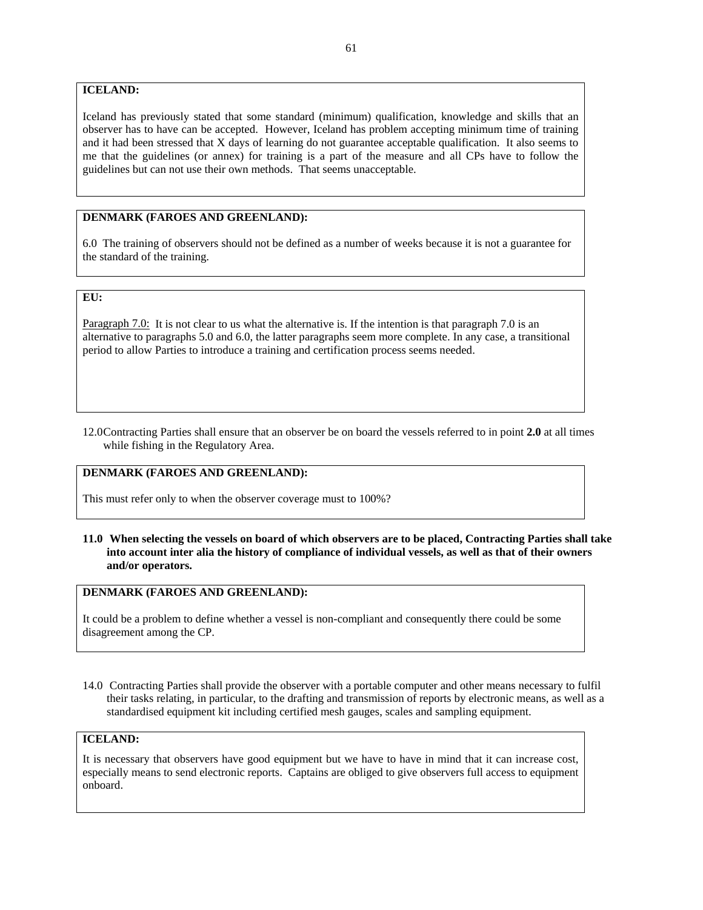**ICELAND:**

Iceland has previously stated that some standard (minimum) qualification, knowledge and skills that an observer has to have can be accepted. However, Iceland has problem accepting minimum time of training and it had been stressed that X days of learning do not guarantee acceptable qualification. It also seems to me that the guidelines (or annex) for training is a part of the measure and all CPs have to follow the guidelines but can not use their own methods. That seems unacceptable.

**DENMARK (FAROES AND GREENLAND):**

6.0 The training of observers should not be defined as a number of weeks because it is not a guarantee for the standard of the training.

**EU:**

Paragraph 7.0: It is not clear to us what the alternative is. If the intention is that paragraph 7.0 is an alternative to paragraphs 5.0 and 6.0, the latter paragraphs seem more complete. In any case, a transitional period to allow Parties to introduce a training and certification process seems needed.

12.0 Contracting Parties shall ensure that an observer be on board the vessels referred to in point **2.0** at all times while fishing in the Regulatory Area.

**DENMARK (FAROES AND GREENLAND):**

This must refer only to when the observer coverage must to 100%?

**11.0 When selecting the vessels on board of which observers are to be placed, Contracting Parties shall take into account inter alia the history of compliance of individual vessels, as well as that of their owners and/or operators.**

**DENMARK (FAROES AND GREENLAND):**

It could be a problem to define whether a vessel is non-compliant and consequently there could be some disagreement among the CP.

14.0 Contracting Parties shall provide the observer with a portable computer and other means necessary to fulfil their tasks relating, in particular, to the drafting and transmission of reports by electronic means, as well as a standardised equipment kit including certified mesh gauges, scales and sampling equipment.

**ICELAND:**

It is necessary that observers have good equipment but we have to have in mind that it can increase cost, especially means to send electronic reports. Captains are obliged to give observers full access to equipment onboard.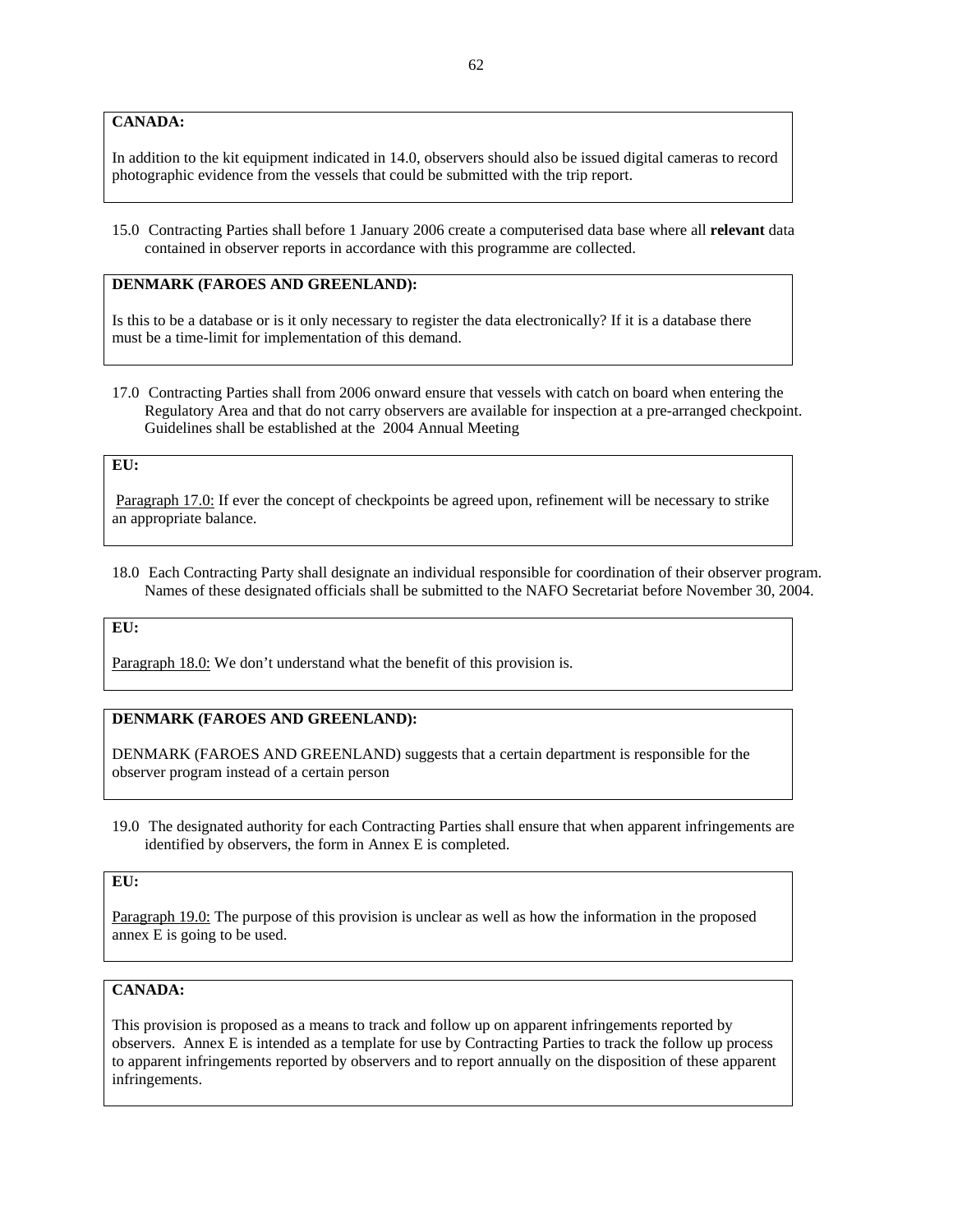**CANADA:**

In addition to the kit equipment indicated in 14.0, observers should also be issued digital cameras to record photographic evidence from the vessels that could be submitted with the trip report.

15.0 Contracting Parties shall before 1 January 2006 create a computerised data base where all **relevant** data contained in observer reports in accordance with this programme are collected.

**DENMARK (FAROES AND GREENLAND):**

Is this to be a database or is it only necessary to register the data electronically? If it is a database there must be a time-limit for implementation of this demand.

17.0 Contracting Parties shall from 2006 onward ensure that vessels with catch on board when entering the Regulatory Area and that do not carry observers are available for inspection at a pre-arranged checkpoint. Guidelines shall be established at the 2004 Annual Meeting

**EU:**

Paragraph 17.0: If ever the concept of checkpoints be agreed upon, refinement will be necessary to strike an appropriate balance.

18.0 Each Contracting Party shall designate an individual responsible for coordination of their observer program. Names of these designated officials shall be submitted to the NAFO Secretariat before November 30, 2004.

**EU:**

Paragraph 18.0: We don't understand what the benefit of this provision is.

**DENMARK (FAROES AND GREENLAND):**

DENMARK (FAROES AND GREENLAND) suggests that a certain department is responsible for the observer program instead of a certain person

19.0 The designated authority for each Contracting Parties shall ensure that when apparent infringements are identified by observers, the form in Annex E is completed.

**EU:**

Paragraph 19.0: The purpose of this provision is unclear as well as how the information in the proposed annex E is going to be used.

**CANADA:**

This provision is proposed as a means to track and follow up on apparent infringements reported by observers. Annex E is intended as a template for use by Contracting Parties to track the follow up process to apparent infringements reported by observers and to report annually on the disposition of these apparent infringements.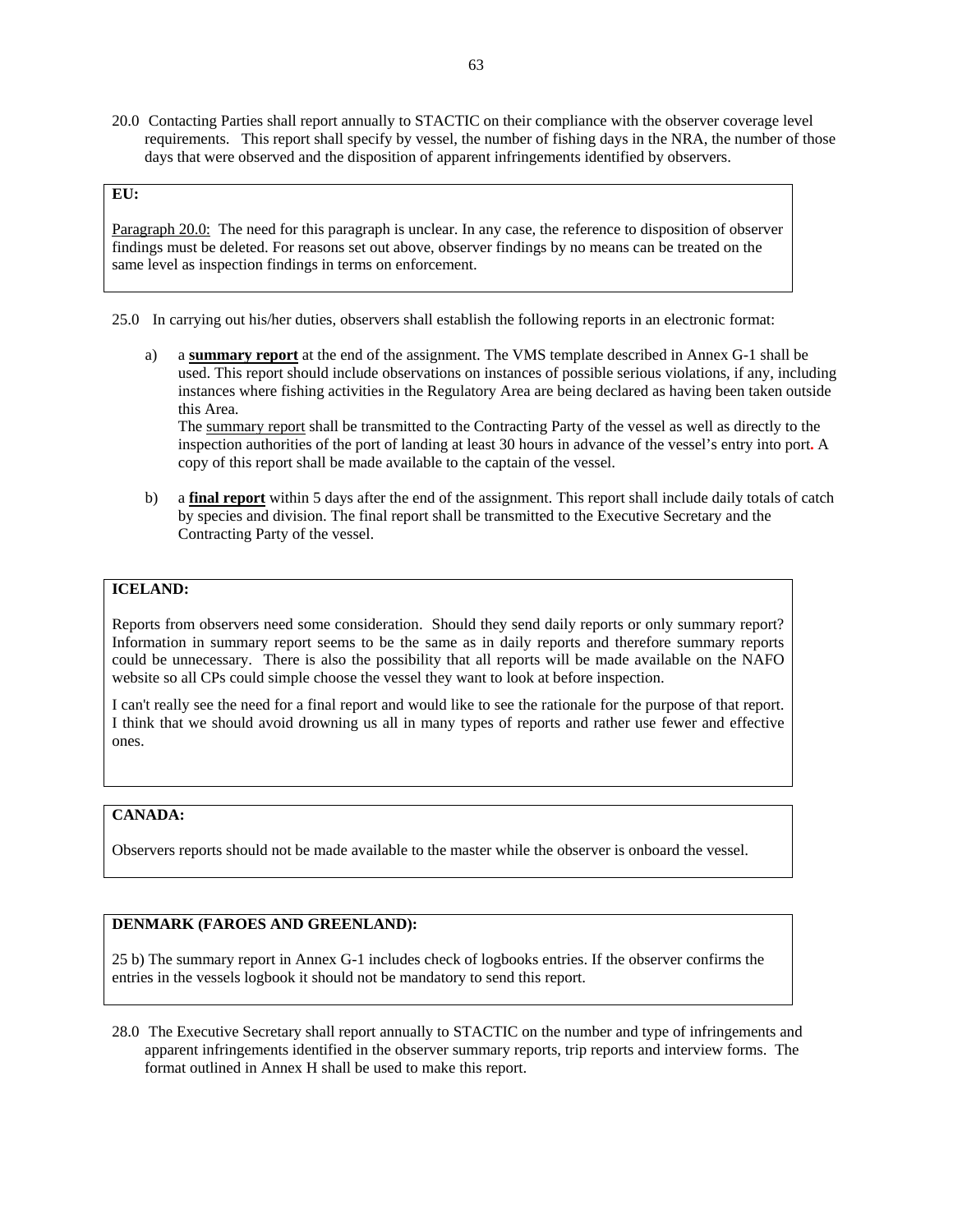20.0 Contacting Parties shall report annually to STACTIC on their compliance with the observer coverage level requirements. This report shall specify by vessel, the number of fishing days in the NRA, the number of those days that were observed and the disposition of apparent infringements identified by observers.

> **EU:**
>
> Paragraph 20.0: The need for this paragraph is unclear. In any case, the reference to disposition of observer findings must be deleted. For reasons set out above, observer findings by no means can be treated on the same level as inspection findings in terms on enforcement.

25.0 In carrying out his/her duties, observers shall establish the following reports in an electronic format:

a) a **summary report** at the end of the assignment. The VMS template described in Annex G-1 shall be used. This report should include observations on instances of possible serious violations, if any, including instances where fishing activities in the Regulatory Area are being declared as having been taken outside this Area.
The summary report shall be transmitted to the Contracting Party of the vessel as well as directly to the inspection authorities of the port of landing at least 30 hours in advance of the vessel's entry into port. A copy of this report shall be made available to the captain of the vessel.

b) a **final report** within 5 days after the end of the assignment. This report shall include daily totals of catch by species and division. The final report shall be transmitted to the Executive Secretary and the Contracting Party of the vessel.

> **ICELAND:**
>
> Reports from observers need some consideration. Should they send daily reports or only summary report? Information in summary report seems to be the same as in daily reports and therefore summary reports could be unnecessary. There is also the possibility that all reports will be made available on the NAFO website so all CPs could simple choose the vessel they want to look at before inspection.
>
> I can't really see the need for a final report and would like to see the rationale for the purpose of that report. I think that we should avoid drowning us all in many types of reports and rather use fewer and effective ones.

> **CANADA:**
>
> Observers reports should not be made available to the master while the observer is onboard the vessel.

> **DENMARK (FAROES AND GREENLAND):**
>
> 25 b) The summary report in Annex G-1 includes check of logbooks entries. If the observer confirms the entries in the vessels logbook it should not be mandatory to send this report.

28.0 The Executive Secretary shall report annually to STACTIC on the number and type of infringements and apparent infringements identified in the observer summary reports, trip reports and interview forms. The format outlined in Annex H shall be used to make this report.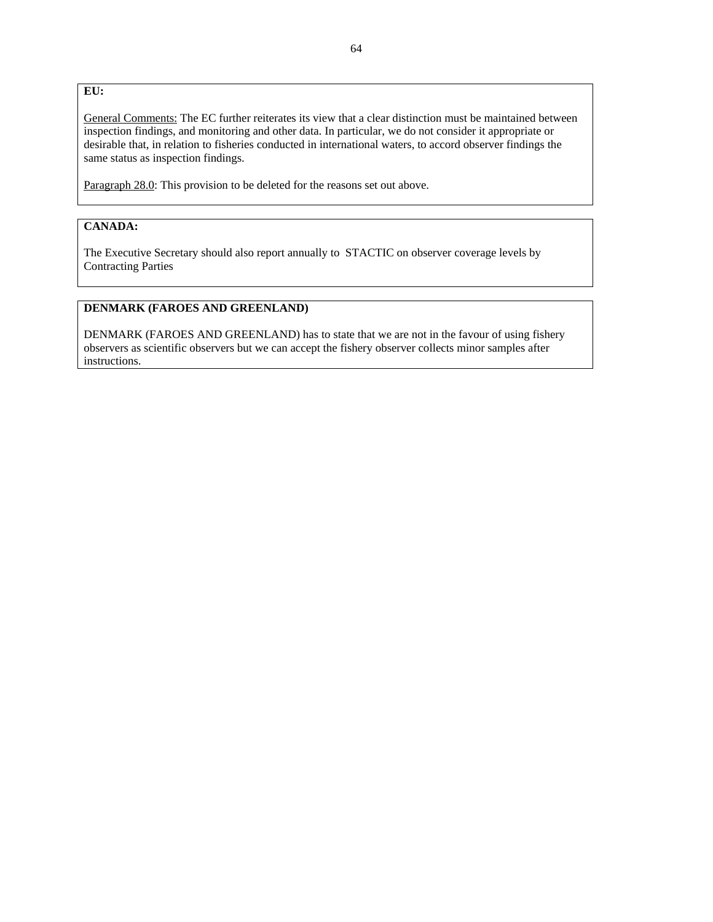**EU:**

General Comments: The EC further reiterates its view that a clear distinction must be maintained between inspection findings, and monitoring and other data. In particular, we do not consider it appropriate or desirable that, in relation to fisheries conducted in international waters, to accord observer findings the same status as inspection findings.

Paragraph 28.0: This provision to be deleted for the reasons set out above.

**CANADA:**

The Executive Secretary should also report annually to STACTIC on observer coverage levels by Contracting Parties

**DENMARK (FAROES AND GREENLAND)**

DENMARK (FAROES AND GREENLAND) has to state that we are not in the favour of using fishery observers as scientific observers but we can accept the fishery observer collects minor samples after instructions.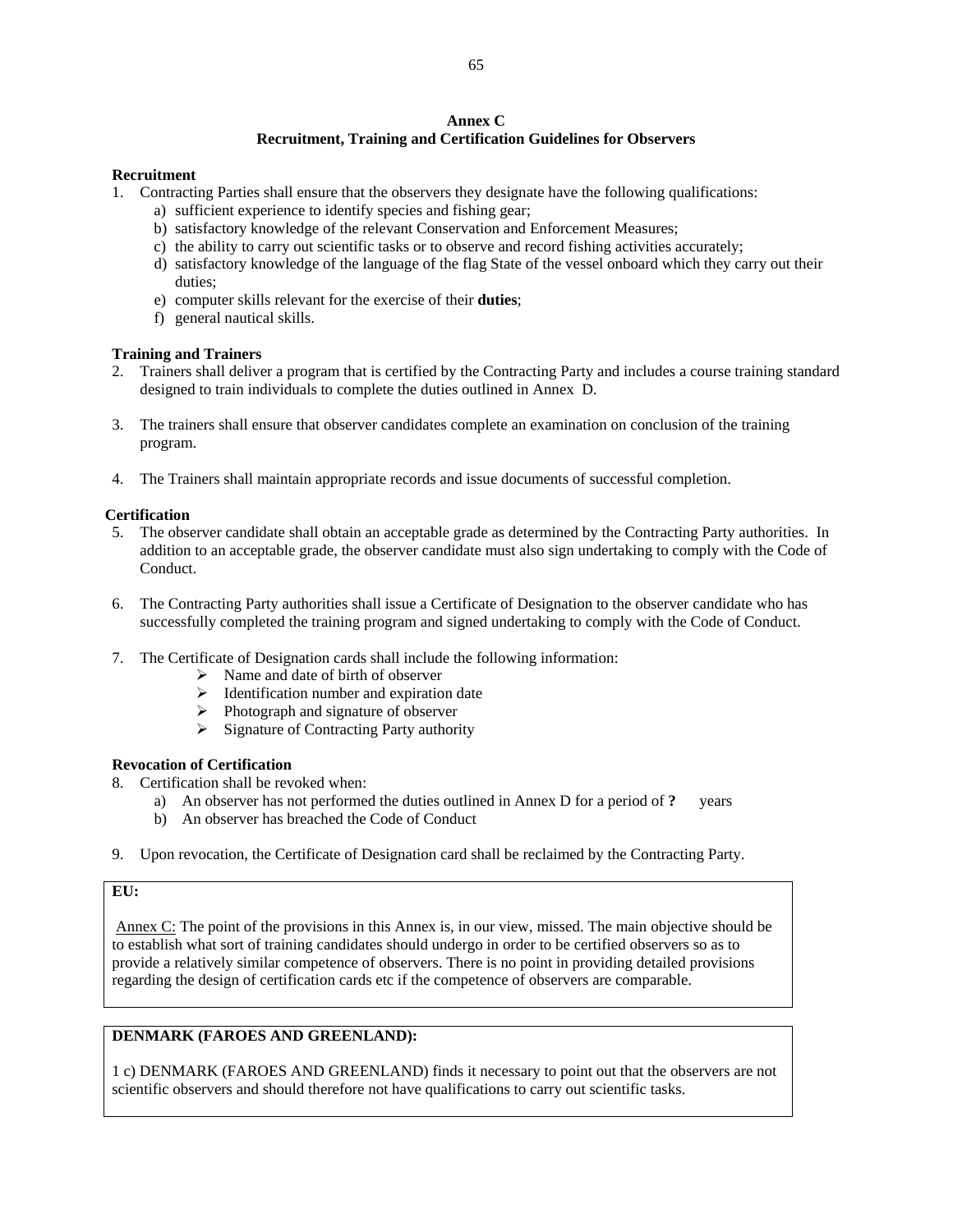## Annex C
## Recruitment, Training and Certification Guidelines for Observers

**Recruitment**

1. Contracting Parties shall ensure that the observers they designate have the following qualifications:
   a) sufficient experience to identify species and fishing gear;
   b) satisfactory knowledge of the relevant Conservation and Enforcement Measures;
   c) the ability to carry out scientific tasks or to observe and record fishing activities accurately;
   d) satisfactory knowledge of the language of the flag State of the vessel onboard which they carry out their duties;
   e) computer skills relevant for the exercise of their **duties**;
   f) general nautical skills.

**Training and Trainers**

2. Trainers shall deliver a program that is certified by the Contracting Party and includes a course training standard designed to train individuals to complete the duties outlined in Annex D.

3. The trainers shall ensure that observer candidates complete an examination on conclusion of the training program.

4. The Trainers shall maintain appropriate records and issue documents of successful completion.

**Certification**

5. The observer candidate shall obtain an acceptable grade as determined by the Contracting Party authorities. In addition to an acceptable grade, the observer candidate must also sign undertaking to comply with the Code of Conduct.

6. The Contracting Party authorities shall issue a Certificate of Designation to the observer candidate who has successfully completed the training program and signed undertaking to comply with the Code of Conduct.

7. The Certificate of Designation cards shall include the following information:
   - Name and date of birth of observer
   - Identification number and expiration date
   - Photograph and signature of observer
   - Signature of Contracting Party authority

**Revocation of Certification**

8. Certification shall be revoked when:
   a) An observer has not performed the duties outlined in Annex D for a period of **?** years
   b) An observer has breached the Code of Conduct

9. Upon revocation, the Certificate of Designation card shall be reclaimed by the Contracting Party.

**EU:**

Annex C: The point of the provisions in this Annex is, in our view, missed. The main objective should be to establish what sort of training candidates should undergo in order to be certified observers so as to provide a relatively similar competence of observers. There is no point in providing detailed provisions regarding the design of certification cards etc if the competence of observers are comparable.

**DENMARK (FAROES AND GREENLAND):**

1 c) DENMARK (FAROES AND GREENLAND) finds it necessary to point out that the observers are not scientific observers and should therefore not have qualifications to carry out scientific tasks.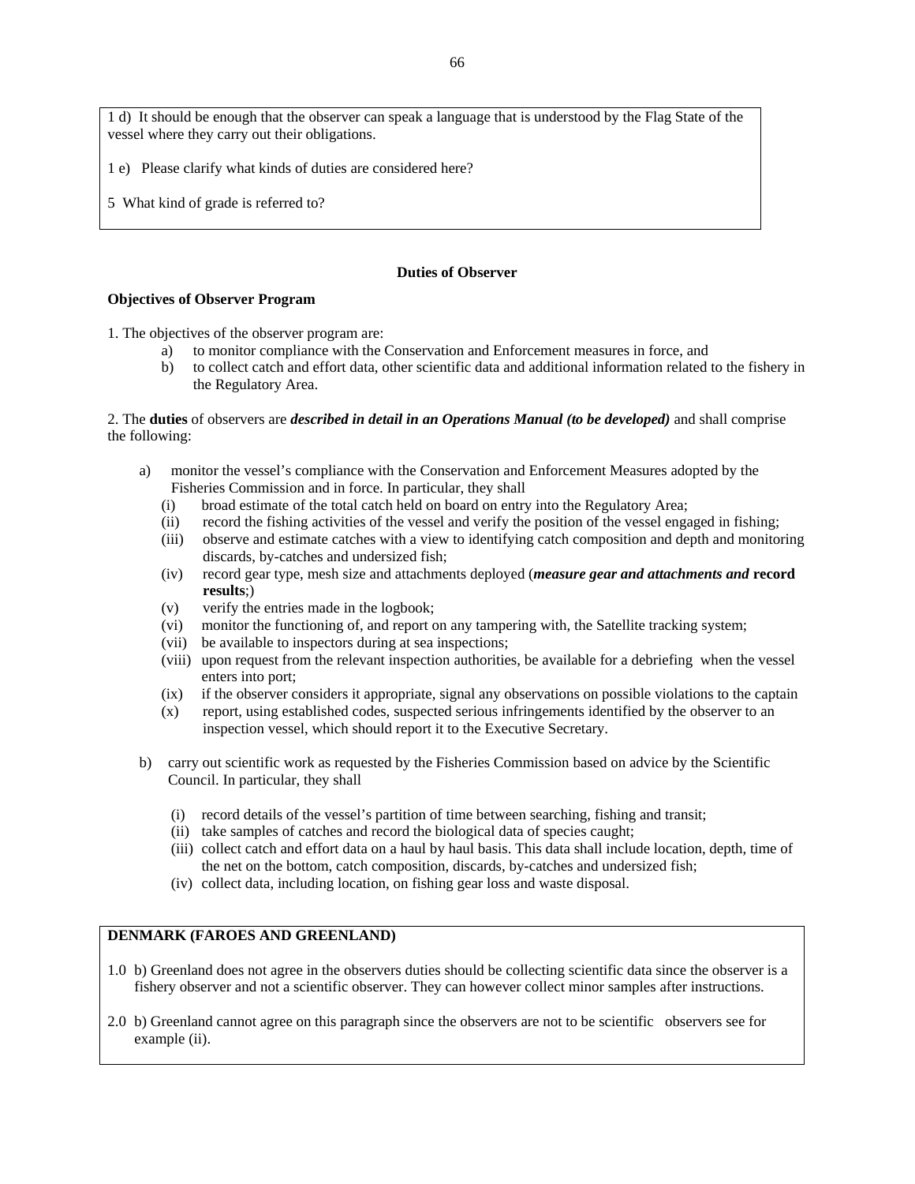1 d) It should be enough that the observer can speak a language that is understood by the Flag State of the vessel where they carry out their obligations.

1 e) Please clarify what kinds of duties are considered here?

5 What kind of grade is referred to?

## Duties of Observer

**Objectives of Observer Program**

1. The objectives of the observer program are:
   a) to monitor compliance with the Conservation and Enforcement measures in force, and
   b) to collect catch and effort data, other scientific data and additional information related to the fishery in the Regulatory Area.

2. The **duties** of observers are ***described in detail in an Operations Manual (to be developed)*** and shall comprise the following:

   a) monitor the vessel's compliance with the Conservation and Enforcement Measures adopted by the Fisheries Commission and in force. In particular, they shall
      (i) broad estimate of the total catch held on board on entry into the Regulatory Area;
      (ii) record the fishing activities of the vessel and verify the position of the vessel engaged in fishing;
      (iii) observe and estimate catches with a view to identifying catch composition and depth and monitoring discards, by-catches and undersized fish;
      (iv) record gear type, mesh size and attachments deployed (***measure gear and attachments and*** **record results**;)
      (v) verify the entries made in the logbook;
      (vi) monitor the functioning of, and report on any tampering with, the Satellite tracking system;
      (vii) be available to inspectors during at sea inspections;
      (viii) upon request from the relevant inspection authorities, be available for a debriefing when the vessel enters into port;
      (ix) if the observer considers it appropriate, signal any observations on possible violations to the captain
      (x) report, using established codes, suspected serious infringements identified by the observer to an inspection vessel, which should report it to the Executive Secretary.

   b) carry out scientific work as requested by the Fisheries Commission based on advice by the Scientific Council. In particular, they shall

      (i) record details of the vessel's partition of time between searching, fishing and transit;
      (ii) take samples of catches and record the biological data of species caught;
      (iii) collect catch and effort data on a haul by haul basis. This data shall include location, depth, time of the net on the bottom, catch composition, discards, by-catches and undersized fish;
      (iv) collect data, including location, on fishing gear loss and waste disposal.

**DENMARK (FAROES AND GREENLAND)**

1.0 b) Greenland does not agree in the observers duties should be collecting scientific data since the observer is a fishery observer and not a scientific observer. They can however collect minor samples after instructions.

2.0 b) Greenland cannot agree on this paragraph since the observers are not to be scientific observers see for example (ii).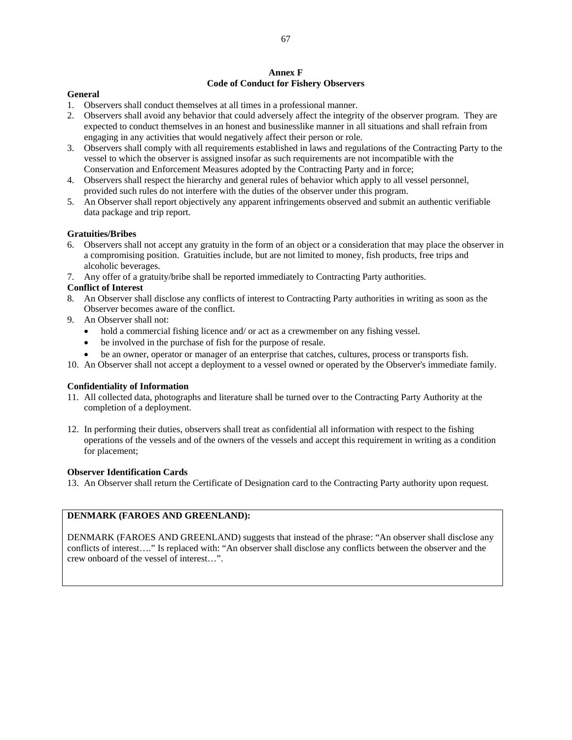## Annex F
## Code of Conduct for Fishery Observers

**General**

1. Observers shall conduct themselves at all times in a professional manner.
2. Observers shall avoid any behavior that could adversely affect the integrity of the observer program. They are expected to conduct themselves in an honest and businesslike manner in all situations and shall refrain from engaging in any activities that would negatively affect their person or role.
3. Observers shall comply with all requirements established in laws and regulations of the Contracting Party to the vessel to which the observer is assigned insofar as such requirements are not incompatible with the Conservation and Enforcement Measures adopted by the Contracting Party and in force;
4. Observers shall respect the hierarchy and general rules of behavior which apply to all vessel personnel, provided such rules do not interfere with the duties of the observer under this program.
5. An Observer shall report objectively any apparent infringements observed and submit an authentic verifiable data package and trip report.

**Gratuities/Bribes**

6. Observers shall not accept any gratuity in the form of an object or a consideration that may place the observer in a compromising position. Gratuities include, but are not limited to money, fish products, free trips and alcoholic beverages.
7. Any offer of a gratuity/bribe shall be reported immediately to Contracting Party authorities.

**Conflict of Interest**

8. An Observer shall disclose any conflicts of interest to Contracting Party authorities in writing as soon as the Observer becomes aware of the conflict.
9. An Observer shall not:
   - hold a commercial fishing licence and/ or act as a crewmember on any fishing vessel.
   - be involved in the purchase of fish for the purpose of resale.
   - be an owner, operator or manager of an enterprise that catches, cultures, process or transports fish.
10. An Observer shall not accept a deployment to a vessel owned or operated by the Observer's immediate family.

**Confidentiality of Information**

11. All collected data, photographs and literature shall be turned over to the Contracting Party Authority at the completion of a deployment.

12. In performing their duties, observers shall treat as confidential all information with respect to the fishing operations of the vessels and of the owners of the vessels and accept this requirement in writing as a condition for placement;

**Observer Identification Cards**

13. An Observer shall return the Certificate of Designation card to the Contracting Party authority upon request.

**DENMARK (FAROES AND GREENLAND):**

DENMARK (FAROES AND GREENLAND) suggests that instead of the phrase: "An observer shall disclose any conflicts of interest…." Is replaced with: "An observer shall disclose any conflicts between the observer and the crew onboard of the vessel of interest…".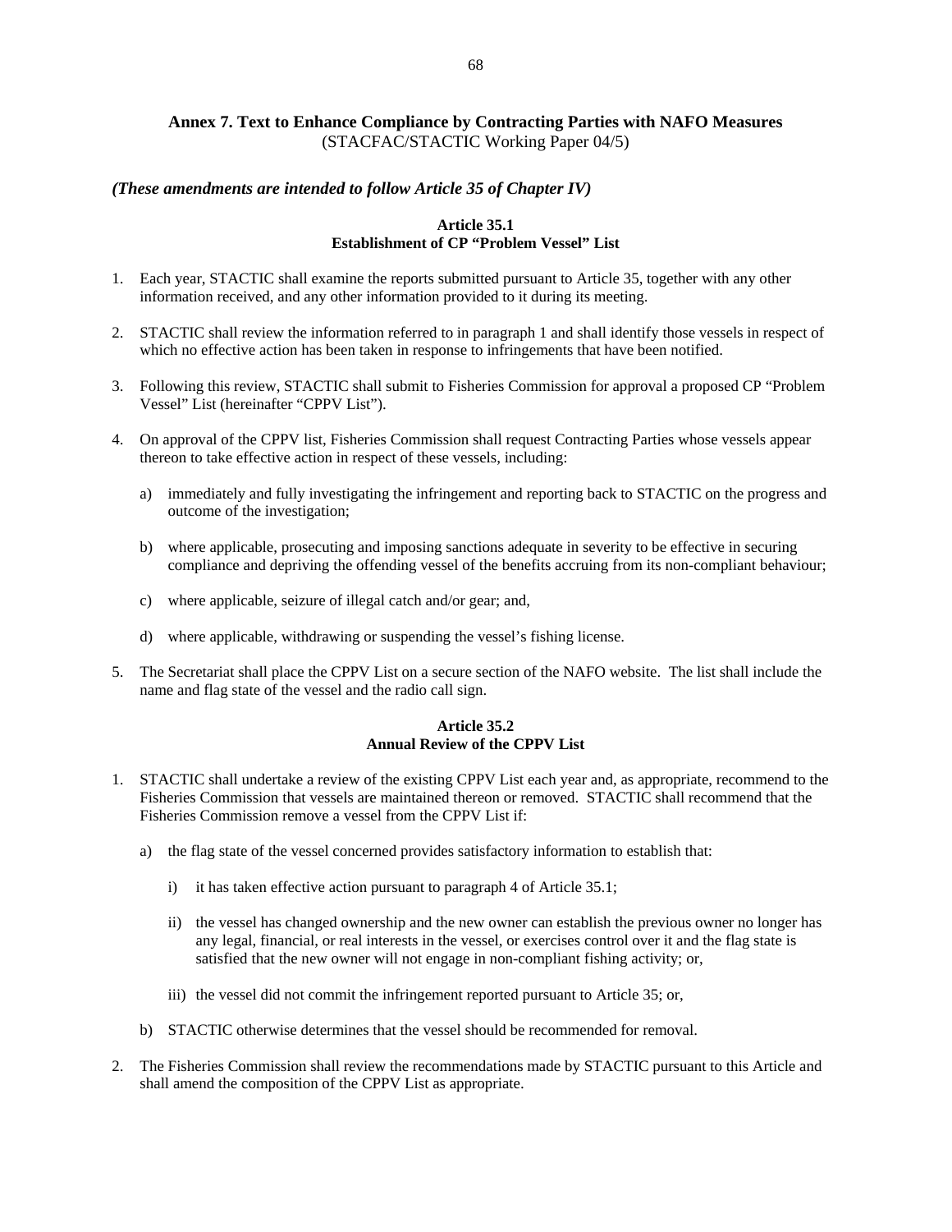## Annex 7. Text to Enhance Compliance by Contracting Parties with NAFO Measures
(STACFAC/STACTIC Working Paper 04/5)

***(These amendments are intended to follow Article 35 of Chapter IV)***

### Article 35.1
### Establishment of CP "Problem Vessel" List

1. Each year, STACTIC shall examine the reports submitted pursuant to Article 35, together with any other information received, and any other information provided to it during its meeting.

2. STACTIC shall review the information referred to in paragraph 1 and shall identify those vessels in respect of which no effective action has been taken in response to infringements that have been notified.

3. Following this review, STACTIC shall submit to Fisheries Commission for approval a proposed CP "Problem Vessel" List (hereinafter "CPPV List").

4. On approval of the CPPV list, Fisheries Commission shall request Contracting Parties whose vessels appear thereon to take effective action in respect of these vessels, including:

   a) immediately and fully investigating the infringement and reporting back to STACTIC on the progress and outcome of the investigation;

   b) where applicable, prosecuting and imposing sanctions adequate in severity to be effective in securing compliance and depriving the offending vessel of the benefits accruing from its non-compliant behaviour;

   c) where applicable, seizure of illegal catch and/or gear; and,

   d) where applicable, withdrawing or suspending the vessel's fishing license.

5. The Secretariat shall place the CPPV List on a secure section of the NAFO website. The list shall include the name and flag state of the vessel and the radio call sign.

### Article 35.2
### Annual Review of the CPPV List

1. STACTIC shall undertake a review of the existing CPPV List each year and, as appropriate, recommend to the Fisheries Commission that vessels are maintained thereon or removed. STACTIC shall recommend that the Fisheries Commission remove a vessel from the CPPV List if:

   a) the flag state of the vessel concerned provides satisfactory information to establish that:

      i) it has taken effective action pursuant to paragraph 4 of Article 35.1;

      ii) the vessel has changed ownership and the new owner can establish the previous owner no longer has any legal, financial, or real interests in the vessel, or exercises control over it and the flag state is satisfied that the new owner will not engage in non-compliant fishing activity; or,

      iii) the vessel did not commit the infringement reported pursuant to Article 35; or,

   b) STACTIC otherwise determines that the vessel should be recommended for removal.

2. The Fisheries Commission shall review the recommendations made by STACTIC pursuant to this Article and shall amend the composition of the CPPV List as appropriate.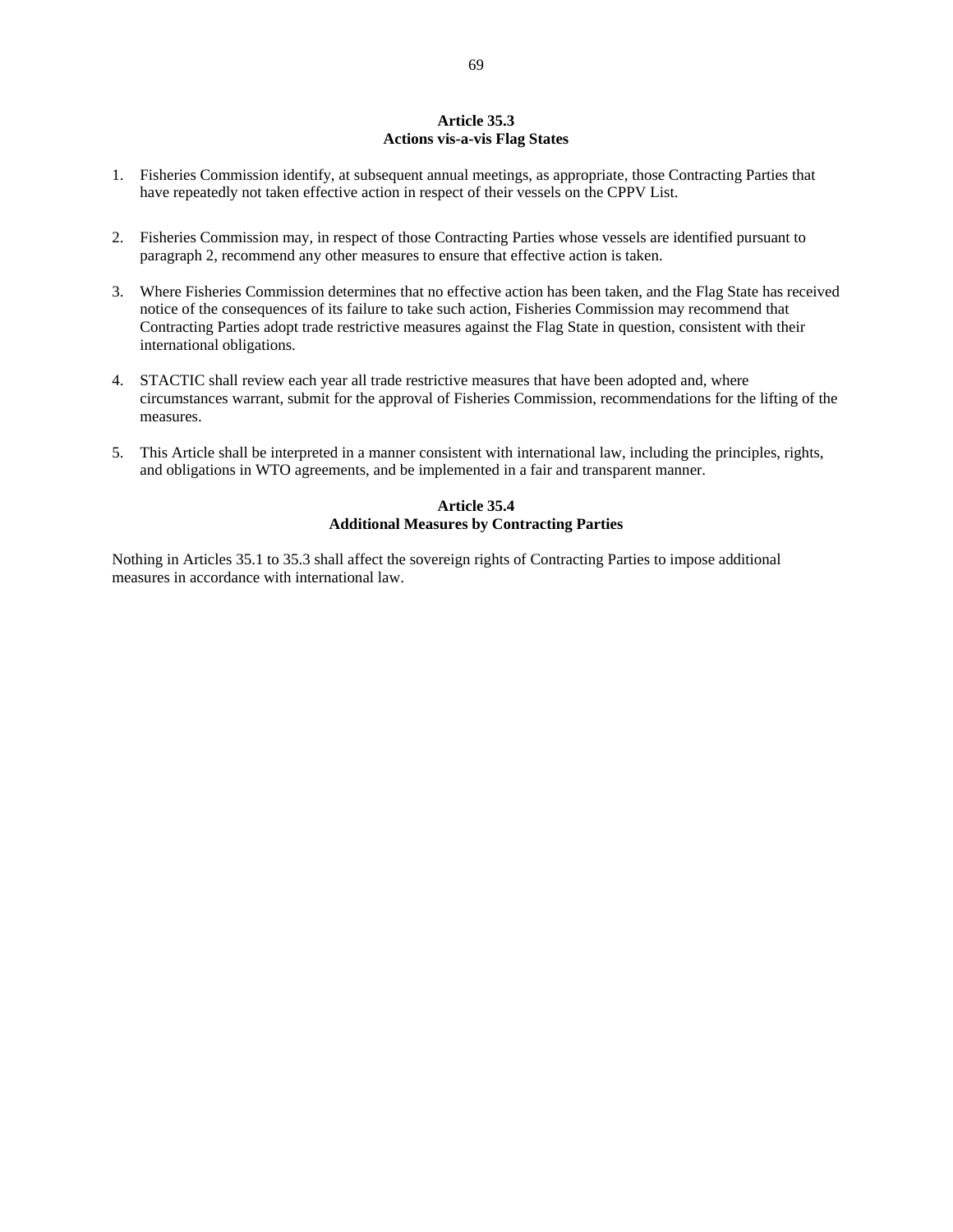### Article 35.3
### Actions vis-a-vis Flag States

1. Fisheries Commission identify, at subsequent annual meetings, as appropriate, those Contracting Parties that have repeatedly not taken effective action in respect of their vessels on the CPPV List.

2. Fisheries Commission may, in respect of those Contracting Parties whose vessels are identified pursuant to paragraph 2, recommend any other measures to ensure that effective action is taken.

3. Where Fisheries Commission determines that no effective action has been taken, and the Flag State has received notice of the consequences of its failure to take such action, Fisheries Commission may recommend that Contracting Parties adopt trade restrictive measures against the Flag State in question, consistent with their international obligations.

4. STACTIC shall review each year all trade restrictive measures that have been adopted and, where circumstances warrant, submit for the approval of Fisheries Commission, recommendations for the lifting of the measures.

5. This Article shall be interpreted in a manner consistent with international law, including the principles, rights, and obligations in WTO agreements, and be implemented in a fair and transparent manner.

### Article 35.4
### Additional Measures by Contracting Parties

Nothing in Articles 35.1 to 35.3 shall affect the sovereign rights of Contracting Parties to impose additional measures in accordance with international law.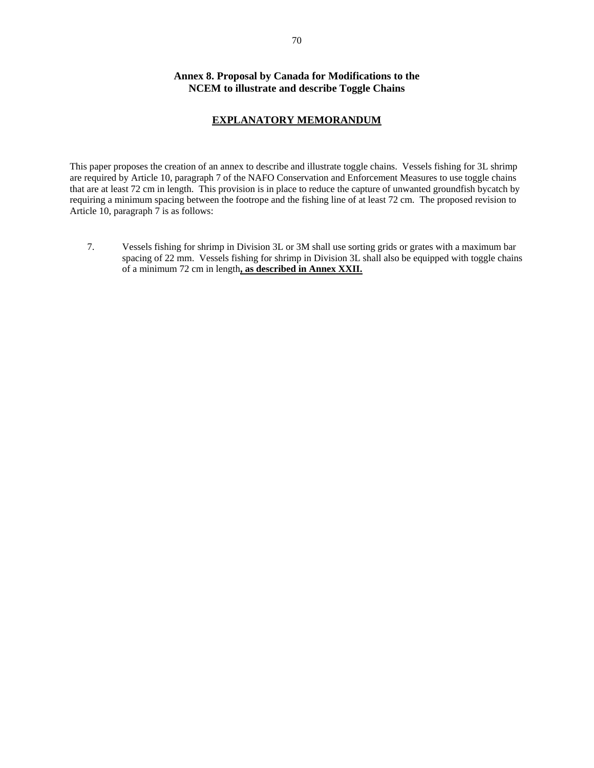## Annex 8. Proposal by Canada for Modifications to the NCEM to illustrate and describe Toggle Chains

### EXPLANATORY MEMORANDUM

This paper proposes the creation of an annex to describe and illustrate toggle chains. Vessels fishing for 3L shrimp are required by Article 10, paragraph 7 of the NAFO Conservation and Enforcement Measures to use toggle chains that are at least 72 cm in length. This provision is in place to reduce the capture of unwanted groundfish bycatch by requiring a minimum spacing between the footrope and the fishing line of at least 72 cm. The proposed revision to Article 10, paragraph 7 is as follows:

7. Vessels fishing for shrimp in Division 3L or 3M shall use sorting grids or grates with a maximum bar spacing of 22 mm. Vessels fishing for shrimp in Division 3L shall also be equipped with toggle chains of a minimum 72 cm in length**, as described in Annex XXII.**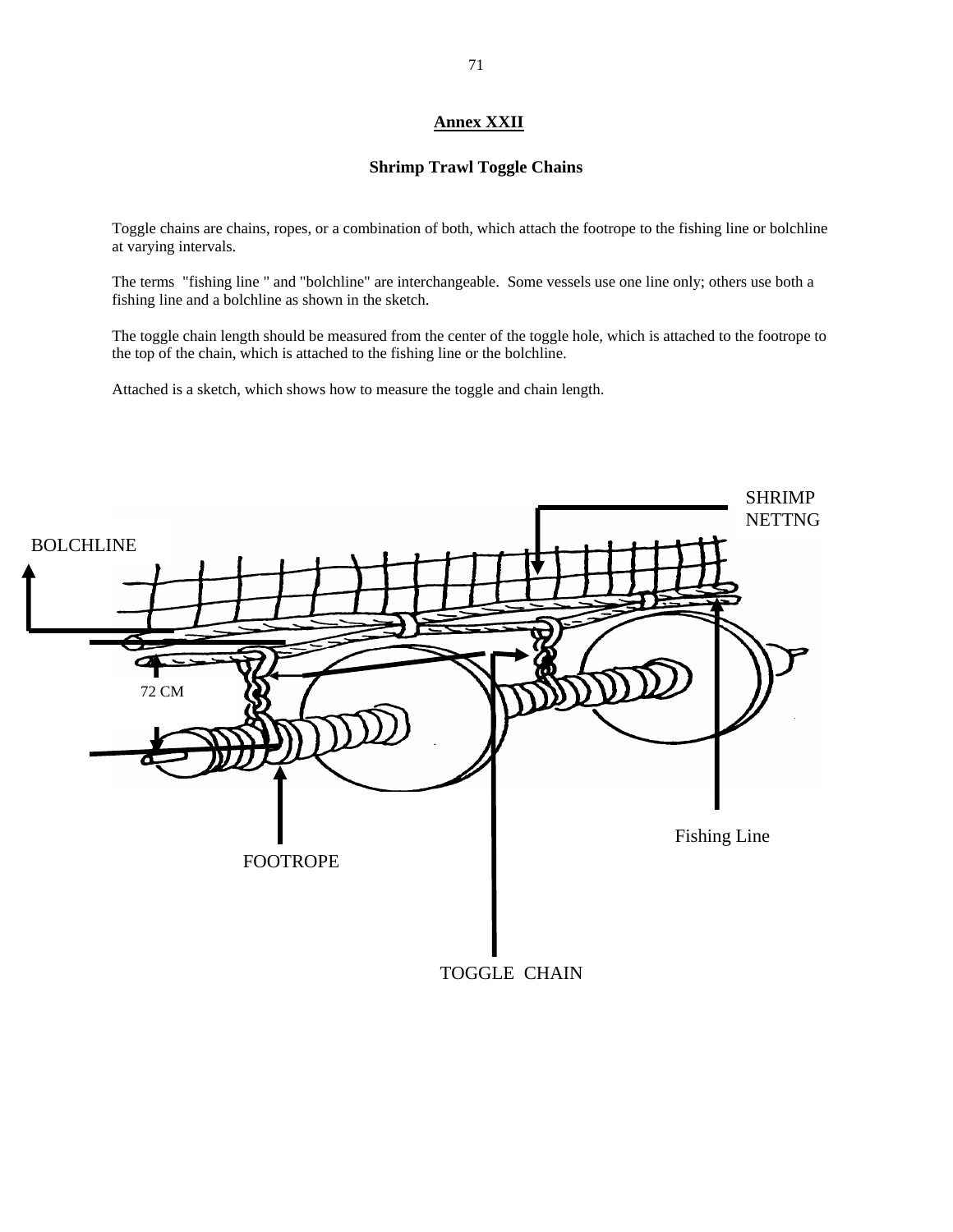## Annex XXII

### Shrimp Trawl Toggle Chains

Toggle chains are chains, ropes, or a combination of both, which attach the footrope to the fishing line or bolchline at varying intervals.

The terms "fishing line " and "bolchline" are interchangeable. Some vessels use one line only; others use both a fishing line and a bolchline as shown in the sketch.

The toggle chain length should be measured from the center of the toggle hole, which is attached to the footrope to the top of the chain, which is attached to the fishing line or the bolchline.

Attached is a sketch, which shows how to measure the toggle and chain length.

SHRIMP NETTNG

BOLCHLINE

72 CM

Fishing Line

FOOTROPE

TOGGLE CHAIN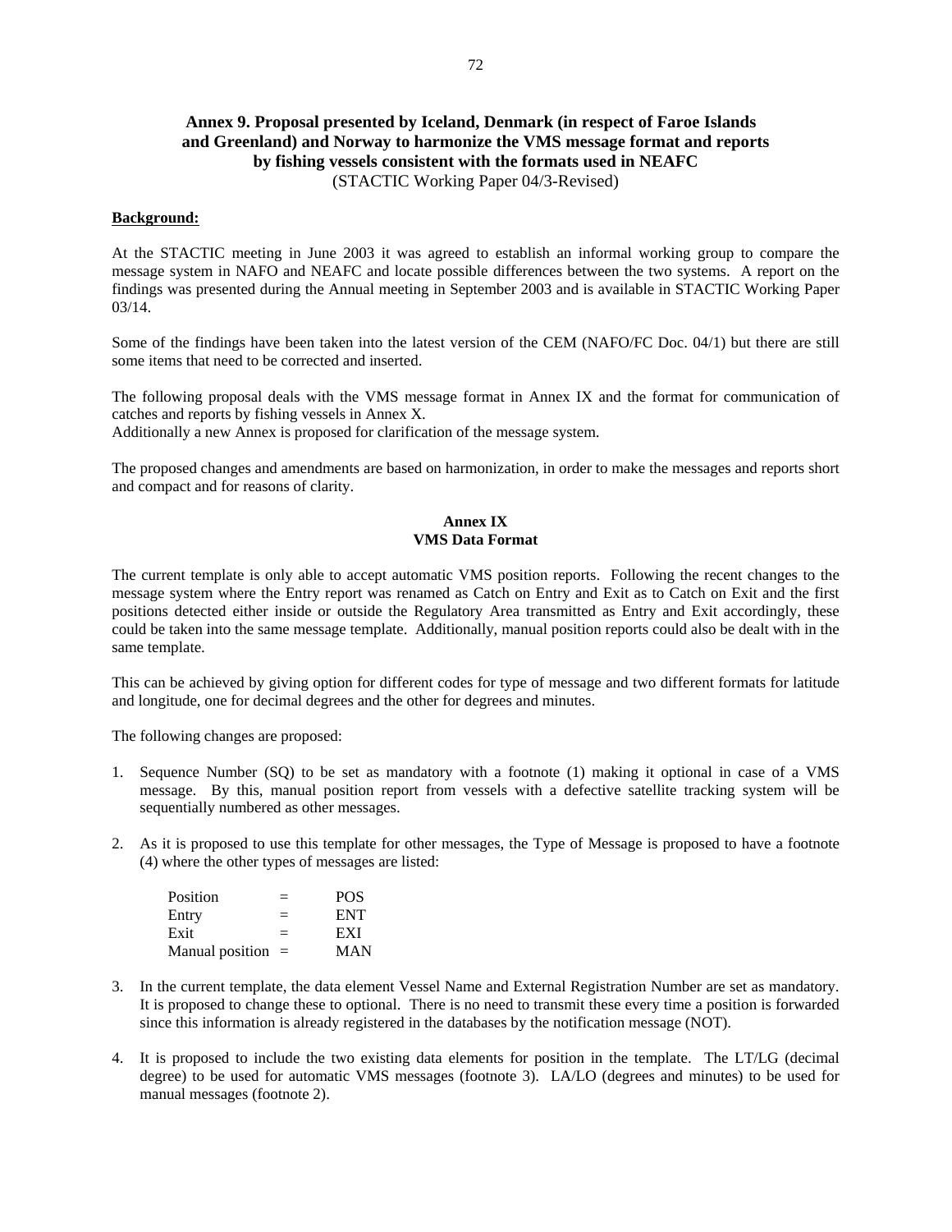# Annex 9. Proposal presented by Iceland, Denmark (in respect of Faroe Islands and Greenland) and Norway to harmonize the VMS message format and reports by fishing vessels consistent with the formats used in NEAFC

(STACTIC Working Paper 04/3-Revised)

**Background:**

At the STACTIC meeting in June 2003 it was agreed to establish an informal working group to compare the message system in NAFO and NEAFC and locate possible differences between the two systems. A report on the findings was presented during the Annual meeting in September 2003 and is available in STACTIC Working Paper 03/14.

Some of the findings have been taken into the latest version of the CEM (NAFO/FC Doc. 04/1) but there are still some items that need to be corrected and inserted.

The following proposal deals with the VMS message format in Annex IX and the format for communication of catches and reports by fishing vessels in Annex X.
Additionally a new Annex is proposed for clarification of the message system.

The proposed changes and amendments are based on harmonization, in order to make the messages and reports short and compact and for reasons of clarity.

## Annex IX
## VMS Data Format

The current template is only able to accept automatic VMS position reports. Following the recent changes to the message system where the Entry report was renamed as Catch on Entry and Exit as to Catch on Exit and the first positions detected either inside or outside the Regulatory Area transmitted as Entry and Exit accordingly, these could be taken into the same message template. Additionally, manual position reports could also be dealt with in the same template.

This can be achieved by giving option for different codes for type of message and two different formats for latitude and longitude, one for decimal degrees and the other for degrees and minutes.

The following changes are proposed:

1. Sequence Number (SQ) to be set as mandatory with a footnote (1) making it optional in case of a VMS message. By this, manual position report from vessels with a defective satellite tracking system will be sequentially numbered as other messages.

2. As it is proposed to use this template for other messages, the Type of Message is proposed to have a footnote (4) where the other types of messages are listed:

   | | | |
   |---|---|---|
   | Position | = | POS |
   | Entry | = | ENT |
   | Exit | = | EXI |
   | Manual position | = | MAN |

3. In the current template, the data element Vessel Name and External Registration Number are set as mandatory. It is proposed to change these to optional. There is no need to transmit these every time a position is forwarded since this information is already registered in the databases by the notification message (NOT).

4. It is proposed to include the two existing data elements for position in the template. The LT/LG (decimal degree) to be used for automatic VMS messages (footnote 3). LA/LO (degrees and minutes) to be used for manual messages (footnote 2).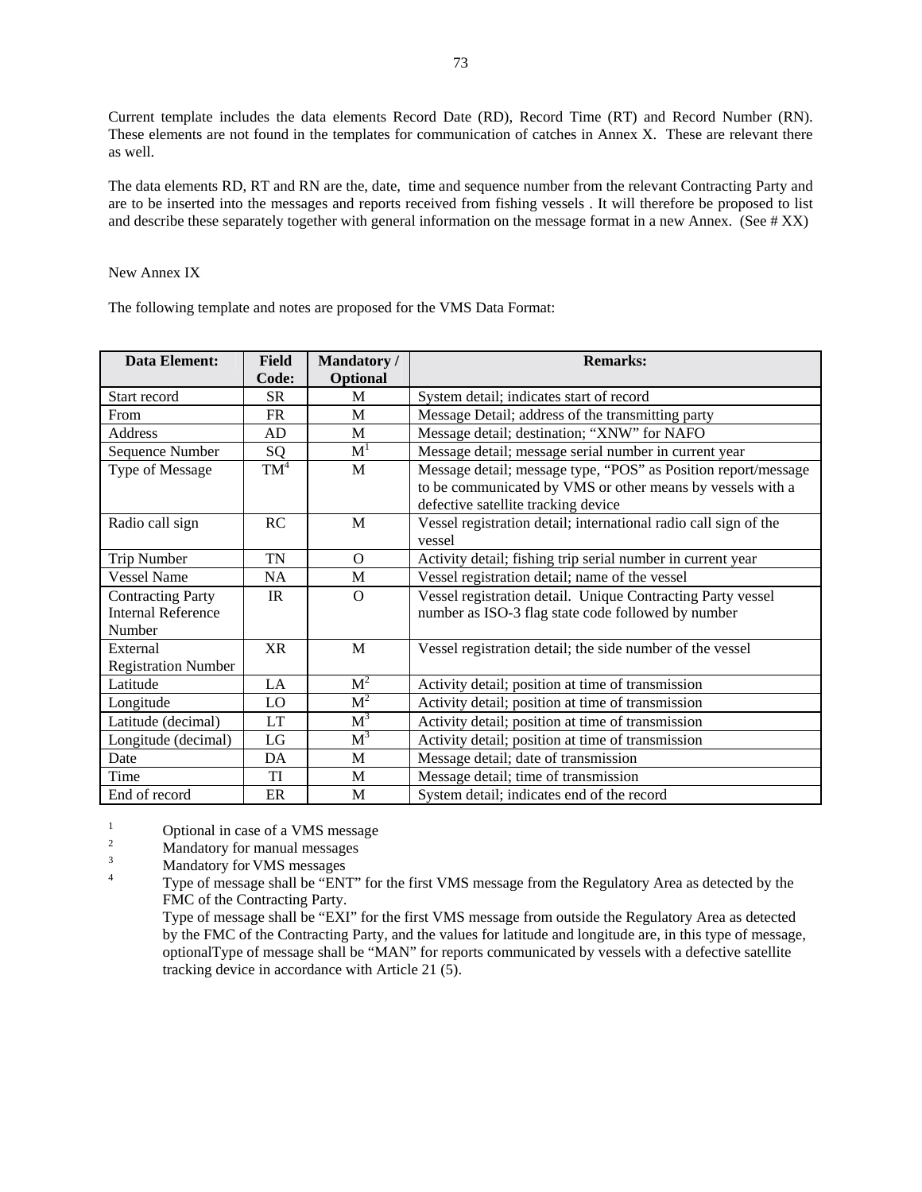Current template includes the data elements Record Date (RD), Record Time (RT) and Record Number (RN). These elements are not found in the templates for communication of catches in Annex X. These are relevant there as well.

The data elements RD, RT and RN are the, date, time and sequence number from the relevant Contracting Party and are to be inserted into the messages and reports received from fishing vessels . It will therefore be proposed to list and describe these separately together with general information on the message format in a new Annex. (See # XX)

New Annex IX

The following template and notes are proposed for the VMS Data Format:

| Data Element: | Field Code: | Mandatory / Optional | Remarks: |
|---|---|---|---|
| Start record | SR | M | System detail; indicates start of record |
| From | FR | M | Message Detail; address of the transmitting party |
| Address | AD | M | Message detail; destination; "XNW" for NAFO |
| Sequence Number | SQ | M[1] | Message detail; message serial number in current year |
| Type of Message | TM[4] | M | Message detail; message type, "POS" as Position report/message to be communicated by VMS or other means by vessels with a defective satellite tracking device |
| Radio call sign | RC | M | Vessel registration detail; international radio call sign of the vessel |
| Trip Number | TN | O | Activity detail; fishing trip serial number in current year |
| Vessel Name | NA | M | Vessel registration detail; name of the vessel |
| Contracting Party Internal Reference Number | IR | O | Vessel registration detail. Unique Contracting Party vessel number as ISO-3 flag state code followed by number |
| External Registration Number | XR | M | Vessel registration detail; the side number of the vessel |
| Latitude | LA | M[2] | Activity detail; position at time of transmission |
| Longitude | LO | M[2] | Activity detail; position at time of transmission |
| Latitude (decimal) | LT | M[3] | Activity detail; position at time of transmission |
| Longitude (decimal) | LG | M[3] | Activity detail; position at time of transmission |
| Date | DA | M | Message detail; date of transmission |
| Time | TI | M | Message detail; time of transmission |
| End of record | ER | M | System detail; indicates end of the record |

[1] Optional in case of a VMS message

[2] Mandatory for manual messages

[3] Mandatory for VMS messages

[4] Type of message shall be "ENT" for the first VMS message from the Regulatory Area as detected by the FMC of the Contracting Party.
Type of message shall be "EXI" for the first VMS message from outside the Regulatory Area as detected by the FMC of the Contracting Party, and the values for latitude and longitude are, in this type of message, optionalType of message shall be "MAN" for reports communicated by vessels with a defective satellite tracking device in accordance with Article 21 (5).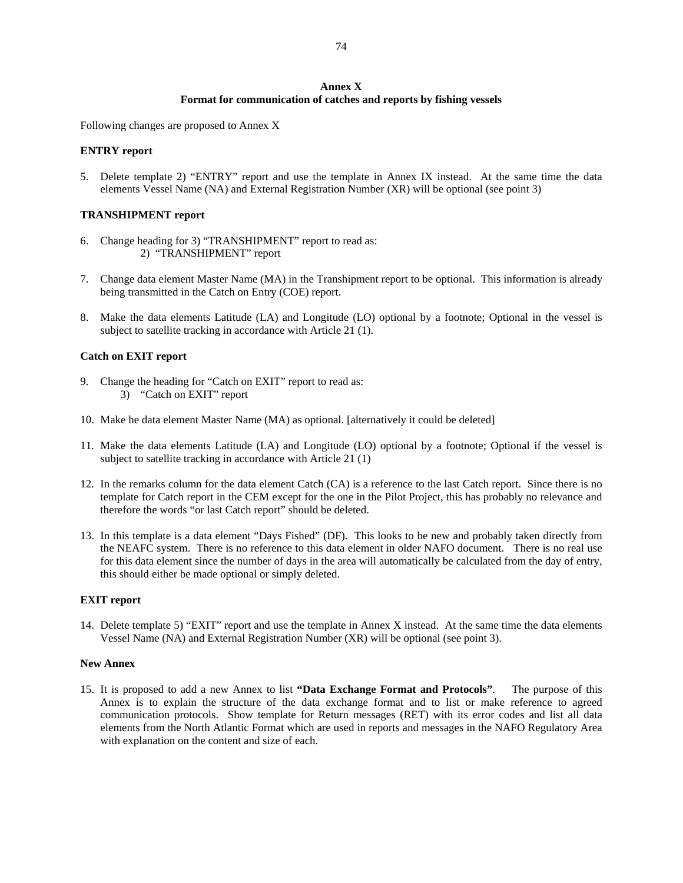**Annex X**
**Format for communication of catches and reports by fishing vessels**

Following changes are proposed to Annex X

**ENTRY report**

5. Delete template 2) "ENTRY" report and use the template in Annex IX instead. At the same time the data elements Vessel Name (NA) and External Registration Number (XR) will be optional (see point 3)

**TRANSHIPMENT report**

6. Change heading for 3) "TRANSHIPMENT" report to read as:
   2) "TRANSHIPMENT" report

7. Change data element Master Name (MA) in the Transhipment report to be optional. This information is already being transmitted in the Catch on Entry (COE) report.

8. Make the data elements Latitude (LA) and Longitude (LO) optional by a footnote; Optional in the vessel is subject to satellite tracking in accordance with Article 21 (1).

**Catch on EXIT report**

9. Change the heading for "Catch on EXIT" report to read as:
   3) "Catch on EXIT" report

10. Make he data element Master Name (MA) as optional. [alternatively it could be deleted]

11. Make the data elements Latitude (LA) and Longitude (LO) optional by a footnote; Optional if the vessel is subject to satellite tracking in accordance with Article 21 (1)

12. In the remarks column for the data element Catch (CA) is a reference to the last Catch report. Since there is no template for Catch report in the CEM except for the one in the Pilot Project, this has probably no relevance and therefore the words "or last Catch report" should be deleted.

13. In this template is a data element "Days Fished" (DF). This looks to be new and probably taken directly from the NEAFC system. There is no reference to this data element in older NAFO document. There is no real use for this data element since the number of days in the area will automatically be calculated from the day of entry, this should either be made optional or simply deleted.

**EXIT report**

14. Delete template 5) "EXIT" report and use the template in Annex X instead. At the same time the data elements Vessel Name (NA) and External Registration Number (XR) will be optional (see point 3).

**New Annex**

15. It is proposed to add a new Annex to list **"Data Exchange Format and Protocols"**. The purpose of this Annex is to explain the structure of the data exchange format and to list or make reference to agreed communication protocols. Show template for Return messages (RET) with its error codes and list all data elements from the North Atlantic Format which are used in reports and messages in the NAFO Regulatory Area with explanation on the content and size of each.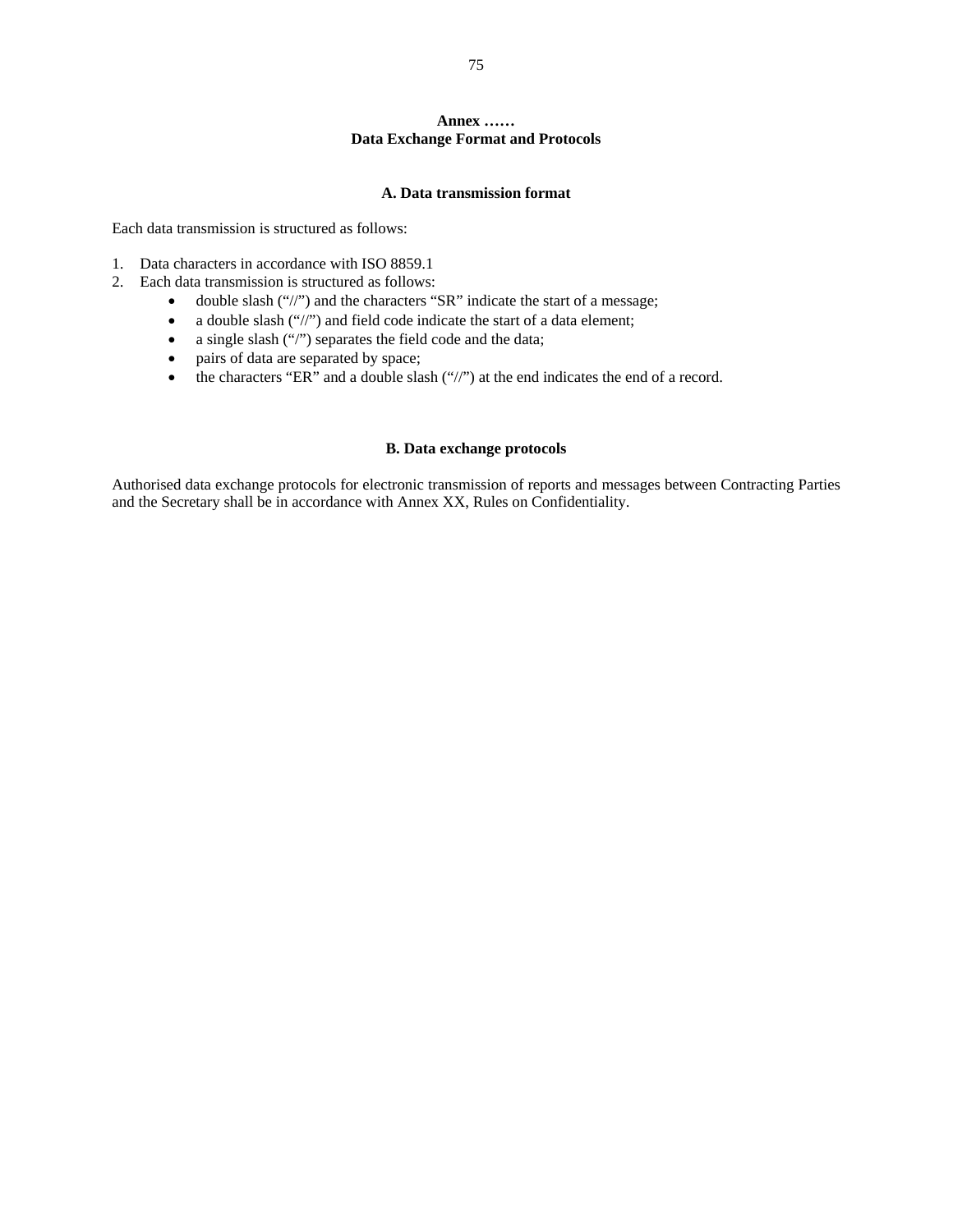# Annex ……
# Data Exchange Format and Protocols

## A. Data transmission format

Each data transmission is structured as follows:

1. Data characters in accordance with ISO 8859.1
2. Each data transmission is structured as follows:
   - double slash (“//”) and the characters “SR” indicate the start of a message;
   - a double slash (“//”) and field code indicate the start of a data element;
   - a single slash (“/”) separates the field code and the data;
   - pairs of data are separated by space;
   - the characters “ER” and a double slash (“//”) at the end indicates the end of a record.

## B. Data exchange protocols

Authorised data exchange protocols for electronic transmission of reports and messages between Contracting Parties and the Secretary shall be in accordance with Annex XX, Rules on Confidentiality.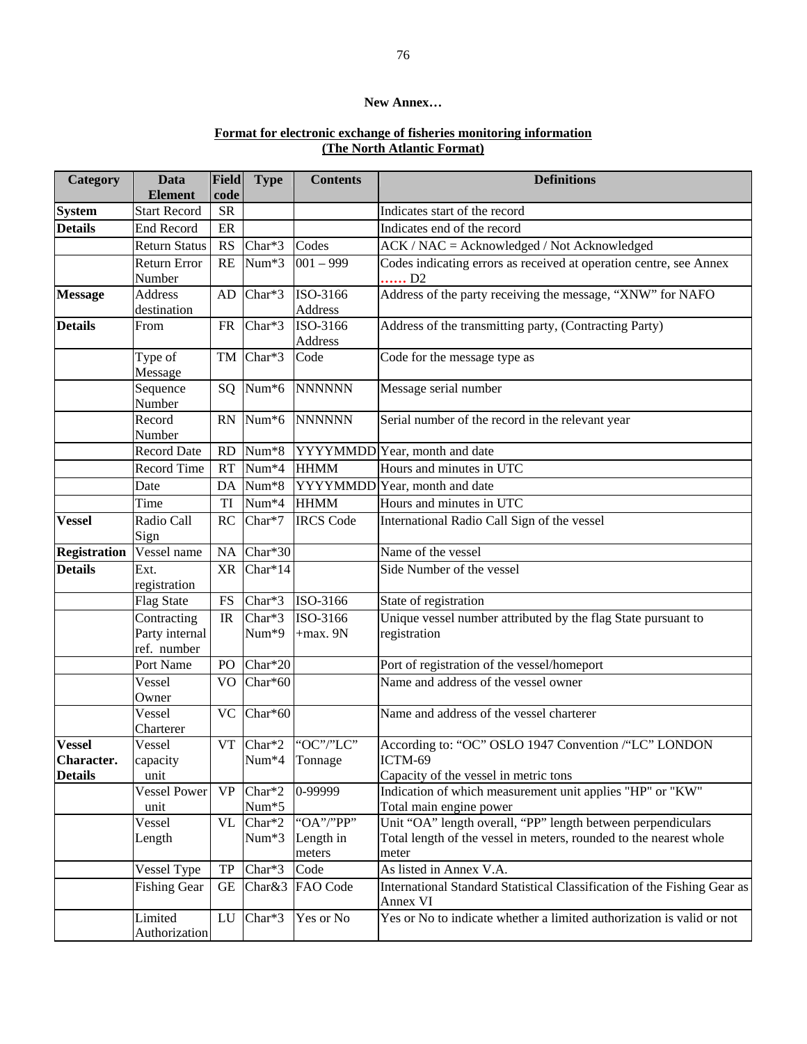**New Annex…**

**Format for electronic exchange of fisheries monitoring information**
**(The North Atlantic Format)**

| Category | Data Element | Field code | Type | Contents | Definitions |
|---|---|---|---|---|---|
| **System** | Start Record | SR | | | Indicates start of the record |
| **Details** | End Record | ER | | | Indicates end of the record |
| | Return Status | RS | Char*3 | Codes | ACK / NAC = Acknowledged / Not Acknowledged |
| | Return Error Number | RE | Num*3 | 001 – 999 | Codes indicating errors as received at operation centre, see Annex …… D2 |
| **Message** | Address destination | AD | Char*3 | ISO-3166 Address | Address of the party receiving the message, "XNW" for NAFO |
| **Details** | From | FR | Char*3 | ISO-3166 Address | Address of the transmitting party, (Contracting Party) |
| | Type of Message | TM | Char*3 | Code | Code for the message type as |
| | Sequence Number | SQ | Num*6 | NNNNNN | Message serial number |
| | Record Number | RN | Num*6 | NNNNNN | Serial number of the record in the relevant year |
| | Record Date | RD | Num*8 | YYYYMMDD | Year, month and date |
| | Record Time | RT | Num*4 | HHMM | Hours and minutes in UTC |
| | Date | DA | Num*8 | YYYYMMDD | Year, month and date |
| | Time | TI | Num*4 | HHMM | Hours and minutes in UTC |
| **Vessel** | Radio Call Sign | RC | Char*7 | IRCS Code | International Radio Call Sign of the vessel |
| **Registration** | Vessel name | NA | Char*30 | | Name of the vessel |
| **Details** | Ext. registration | XR | Char*14 | | Side Number of the vessel |
| | Flag State | FS | Char*3 | ISO-3166 | State of registration |
| | Contracting Party internal ref. number | IR | Char*3 Num*9 | ISO-3166 +max. 9N | Unique vessel number attributed by the flag State pursuant to registration |
| | Port Name | PO | Char*20 | | Port of registration of the vessel/homeport |
| | Vessel Owner | VO | Char*60 | | Name and address of the vessel owner |
| | Vessel Charterer | VC | Char*60 | | Name and address of the vessel charterer |
| **Vessel Character. Details** | Vessel capacity unit | VT | Char*2 Num*4 | "OC"/"LC" Tonnage | According to: "OC" OSLO 1947 Convention /"LC" LONDON ICTM-69 Capacity of the vessel in metric tons |
| | Vessel Power unit | VP | Char*2 Num*5 | 0-99999 | Indication of which measurement unit applies "HP" or "KW" Total main engine power |
| | Vessel Length | VL | Char*2 Num*3 | "OA"/"PP" Length in meters | Unit "OA" length overall, "PP" length between perpendiculars Total length of the vessel in meters, rounded to the nearest whole meter |
| | Vessel Type | TP | Char*3 | Code | As listed in Annex V.A. |
| | Fishing Gear | GE | Char&3 | FAO Code | International Standard Statistical Classification of the Fishing Gear as Annex VI |
| | Limited Authorization | LU | Char*3 | Yes or No | Yes or No to indicate whether a limited authorization is valid or not |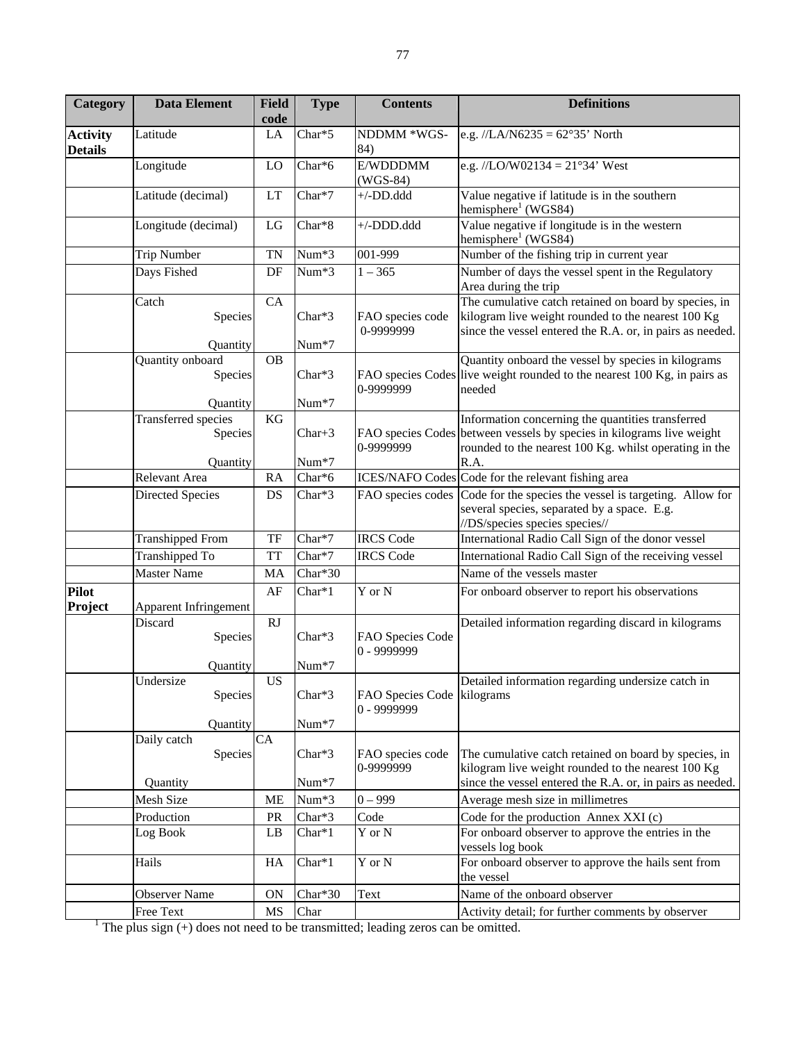| Category | Data Element | Field code | Type | Contents | Definitions |
|---|---|---|---|---|---|
| **Activity Details** | Latitude | LA | Char*5 | NDDMM *WGS-84) | e.g. //LA/N6235 = 62°35' North |
| | Longitude | LO | Char*6 | E/WDDDMM (WGS-84) | e.g. //LO/W02134 = 21°34' West |
| | Latitude (decimal) | LT | Char*7 | +/-DD.ddd | Value negative if latitude is in the southern hemisphere[1] (WGS84) |
| | Longitude (decimal) | LG | Char*8 | +/-DDD.ddd | Value negative if longitude is in the western hemisphere[1] (WGS84) |
| | Trip Number | TN | Num*3 | 001-999 | Number of the fishing trip in current year |
| | Days Fished | DF | Num*3 | 1 – 365 | Number of days the vessel spent in the Regulatory Area during the trip |
| | Catch<br>Species<br>Quantity | CA | <br>Char*3<br>Num*7 | FAO species code 0-9999999 | The cumulative catch retained on board by species, in kilogram live weight rounded to the nearest 100 Kg since the vessel entered the R.A. or, in pairs as needed. |
| | Quantity onboard<br>Species<br>Quantity | OB | <br>Char*3<br>Num*7 | FAO species Codes 0-9999999 | Quantity onboard the vessel by species in kilograms live weight rounded to the nearest 100 Kg, in pairs as needed |
| | Transferred species<br>Species<br>Quantity | KG | <br>Char+3<br>Num*7 | FAO species Codes 0-9999999 | Information concerning the quantities transferred between vessels by species in kilograms live weight rounded to the nearest 100 Kg. whilst operating in the R.A. |
| | Relevant Area | RA | Char*6 | ICES/NAFO Codes | Code for the relevant fishing area |
| | Directed Species | DS | Char*3 | FAO species codes | Code for the species the vessel is targeting. Allow for several species, separated by a space. E.g. //DS/species species species// |
| | Transhipped From | TF | Char*7 | IRCS Code | International Radio Call Sign of the donor vessel |
| | Transhipped To | TT | Char*7 | IRCS Code | International Radio Call Sign of the receiving vessel |
| | Master Name | MA | Char*30 | | Name of the vessels master |
| **Pilot Project** | Apparent Infringement | AF | Char*1 | Y or N | For onboard observer to report his observations |
| | Discard<br>Species<br>Quantity | RJ | <br>Char*3<br>Num*7 | FAO Species Code 0 - 9999999 | Detailed information regarding discard in kilograms |
| | Undersize<br>Species<br>Quantity | US | <br>Char*3<br>Num*7 | FAO Species Code 0 - 9999999 | Detailed information regarding undersize catch in kilograms |
| | Daily catch<br>Species<br>Quantity | CA | <br>Char*3<br>Num*7 | FAO species code 0-9999999 | The cumulative catch retained on board by species, in kilogram live weight rounded to the nearest 100 Kg since the vessel entered the R.A. or, in pairs as needed. |
| | Mesh Size | ME | Num*3 | 0 – 999 | Average mesh size in millimetres |
| | Production | PR | Char*3 | Code | Code for the production Annex XXI (c) |
| | Log Book | LB | Char*1 | Y or N | For onboard observer to approve the entries in the vessels log book |
| | Hails | HA | Char*1 | Y or N | For onboard observer to approve the hails sent from the vessel |
| | Observer Name | ON | Char*30 | Text | Name of the onboard observer |
| | Free Text | MS | Char | | Activity detail; for further comments by observer |

[1] The plus sign (+) does not need to be transmitted; leading zeros can be omitted.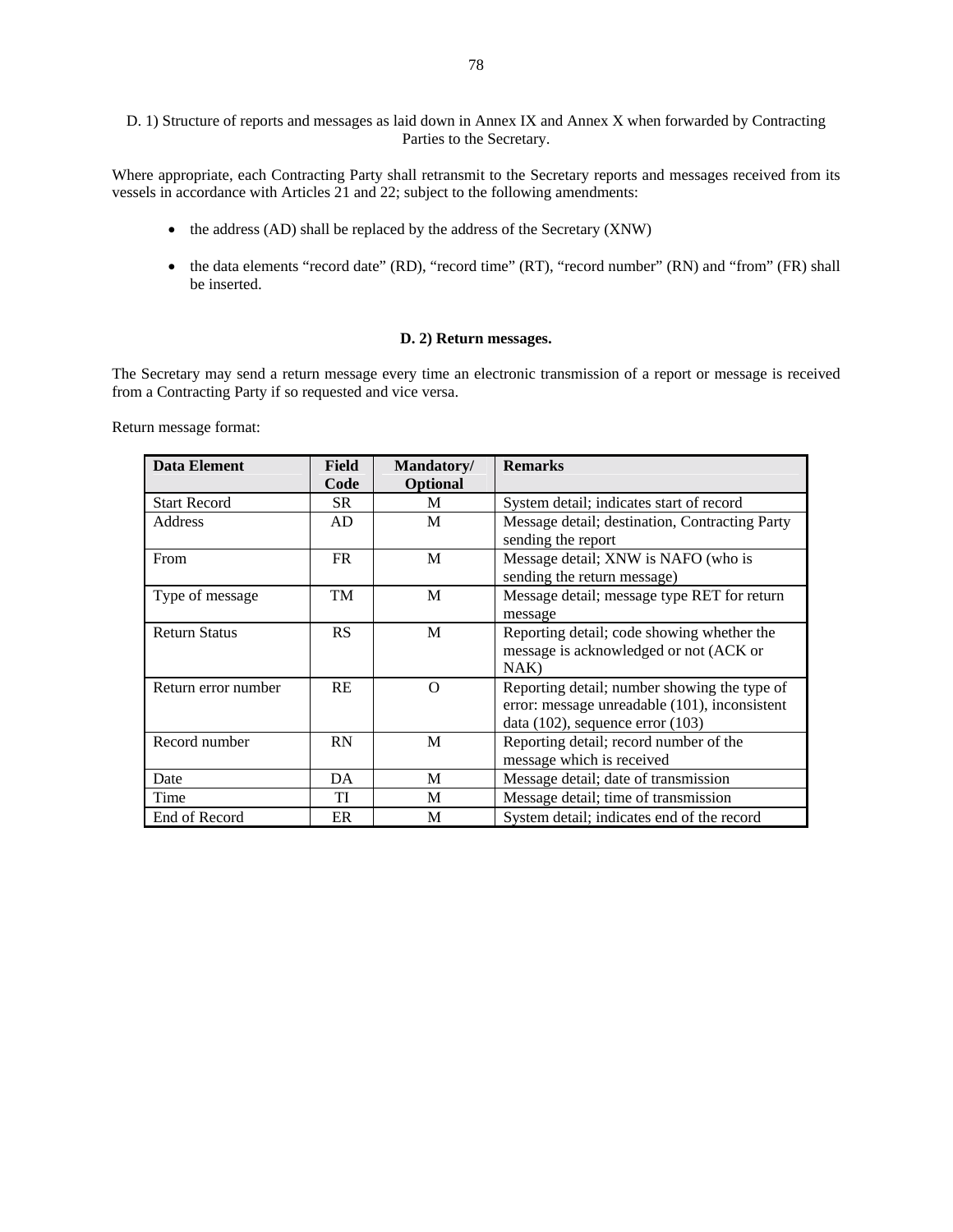D. 1) Structure of reports and messages as laid down in Annex IX and Annex X when forwarded by Contracting Parties to the Secretary.

Where appropriate, each Contracting Party shall retransmit to the Secretary reports and messages received from its vessels in accordance with Articles 21 and 22; subject to the following amendments:

- the address (AD) shall be replaced by the address of the Secretary (XNW)
- the data elements "record date" (RD), "record time" (RT), "record number" (RN) and "from" (FR) shall be inserted.

**D. 2) Return messages.**

The Secretary may send a return message every time an electronic transmission of a report or message is received from a Contracting Party if so requested and vice versa.

Return message format:

| Data Element | Field Code | Mandatory/ Optional | Remarks |
|---|---|---|---|
| Start Record | SR | M | System detail; indicates start of record |
| Address | AD | M | Message detail; destination, Contracting Party sending the report |
| From | FR | M | Message detail; XNW is NAFO (who is sending the return message) |
| Type of message | TM | M | Message detail; message type RET for return message |
| Return Status | RS | M | Reporting detail; code showing whether the message is acknowledged or not (ACK or NAK) |
| Return error number | RE | O | Reporting detail; number showing the type of error: message unreadable (101), inconsistent data (102), sequence error (103) |
| Record number | RN | M | Reporting detail; record number of the message which is received |
| Date | DA | M | Message detail; date of transmission |
| Time | TI | M | Message detail; time of transmission |
| End of Record | ER | M | System detail; indicates end of the record |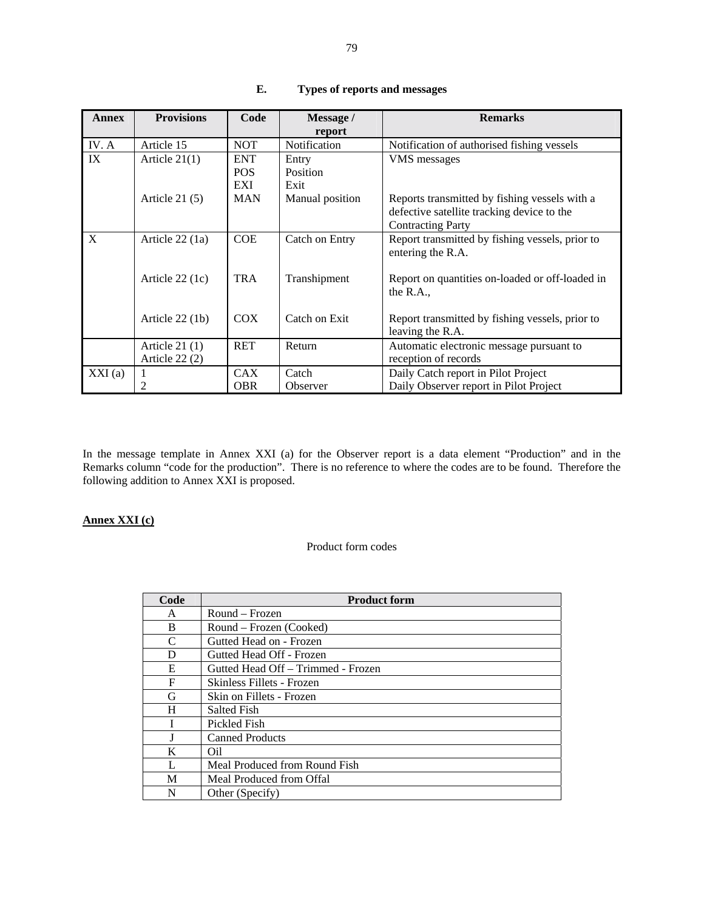### E. Types of reports and messages

| Annex | Provisions | Code | Message / report | Remarks |
|---|---|---|---|---|
| IV. A | Article 15 | NOT | Notification | Notification of authorised fishing vessels |
| IX | Article 21(1) | ENT<br>POS<br>EXI | Entry<br>Position<br>Exit | VMS messages |
| | Article 21 (5) | MAN | Manual position | Reports transmitted by fishing vessels with a defective satellite tracking device to the Contracting Party |
| X | Article 22 (1a) | COE | Catch on Entry | Report transmitted by fishing vessels, prior to entering the R.A. |
| | Article 22 (1c) | TRA | Transhipment | Report on quantities on-loaded or off-loaded in the R.A., |
| | Article 22 (1b) | COX | Catch on Exit | Report transmitted by fishing vessels, prior to leaving the R.A. |
| | Article 21 (1)<br>Article 22 (2) | RET | Return | Automatic electronic message pursuant to reception of records |
| XXI (a) | 1<br>2 | CAX<br>OBR | Catch<br>Observer | Daily Catch report in Pilot Project<br>Daily Observer report in Pilot Project |

In the message template in Annex XXI (a) for the Observer report is a data element "Production" and in the Remarks column "code for the production". There is no reference to where the codes are to be found. Therefore the following addition to Annex XXI is proposed.

**Annex XXI (c)**

Product form codes

| Code | Product form |
|---|---|
| A | Round – Frozen |
| B | Round – Frozen (Cooked) |
| C | Gutted Head on - Frozen |
| D | Gutted Head Off - Frozen |
| E | Gutted Head Off – Trimmed - Frozen |
| F | Skinless Fillets - Frozen |
| G | Skin on Fillets - Frozen |
| H | Salted Fish |
| I | Pickled Fish |
| J | Canned Products |
| K | Oil |
| L | Meal Produced from Round Fish |
| M | Meal Produced from Offal |
| N | Other (Specify) |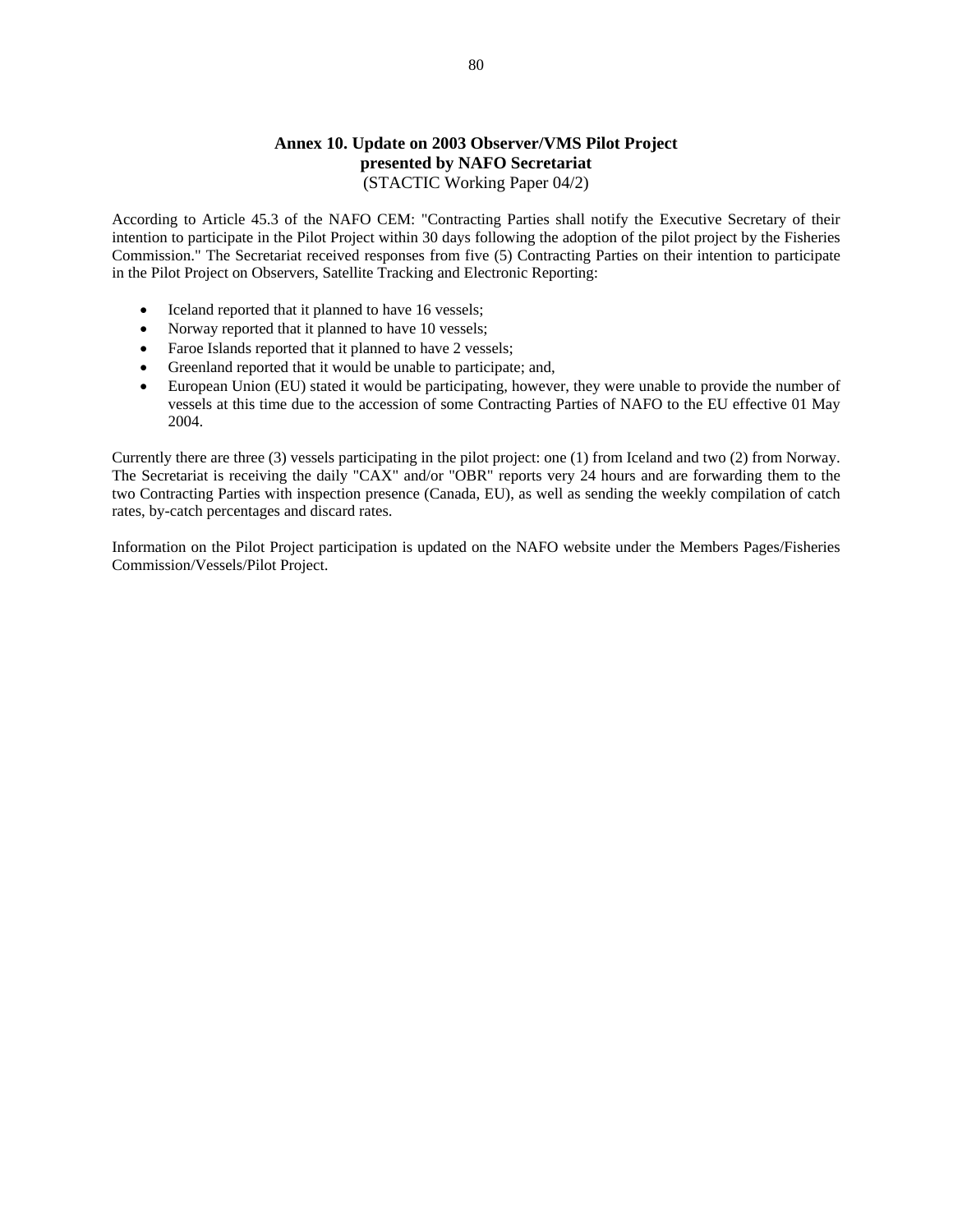# Annex 10. Update on 2003 Observer/VMS Pilot Project presented by NAFO Secretariat

(STACTIC Working Paper 04/2)

According to Article 45.3 of the NAFO CEM: "Contracting Parties shall notify the Executive Secretary of their intention to participate in the Pilot Project within 30 days following the adoption of the pilot project by the Fisheries Commission." The Secretariat received responses from five (5) Contracting Parties on their intention to participate in the Pilot Project on Observers, Satellite Tracking and Electronic Reporting:

- Iceland reported that it planned to have 16 vessels;
- Norway reported that it planned to have 10 vessels;
- Faroe Islands reported that it planned to have 2 vessels;
- Greenland reported that it would be unable to participate; and,
- European Union (EU) stated it would be participating, however, they were unable to provide the number of vessels at this time due to the accession of some Contracting Parties of NAFO to the EU effective 01 May 2004.

Currently there are three (3) vessels participating in the pilot project: one (1) from Iceland and two (2) from Norway. The Secretariat is receiving the daily "CAX" and/or "OBR" reports very 24 hours and are forwarding them to the two Contracting Parties with inspection presence (Canada, EU), as well as sending the weekly compilation of catch rates, by-catch percentages and discard rates.

Information on the Pilot Project participation is updated on the NAFO website under the Members Pages/Fisheries Commission/Vessels/Pilot Project.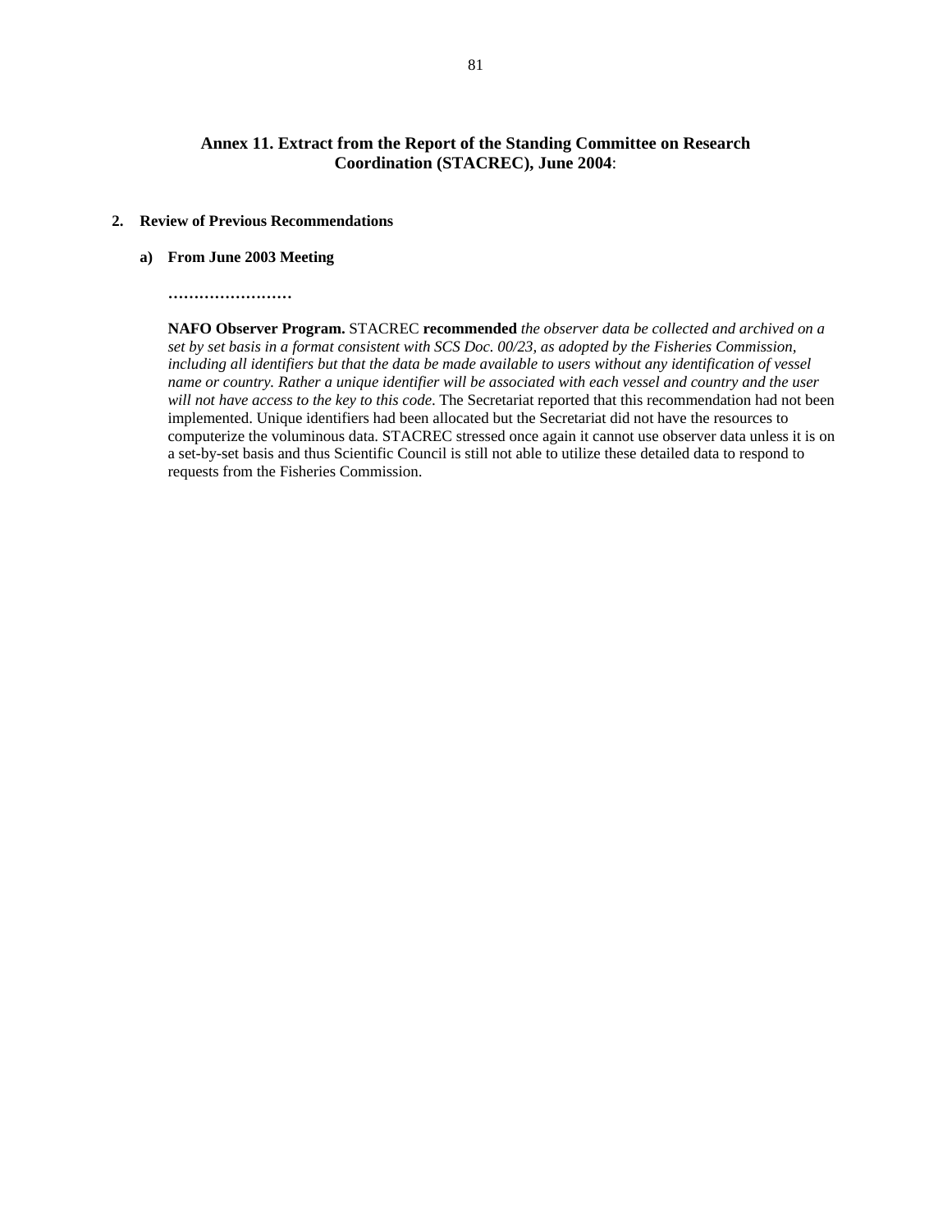## Annex 11. Extract from the Report of the Standing Committee on Research Coordination (STACREC), June 2004:

### 2. Review of Previous Recommendations

#### a) From June 2003 Meeting

……………………

**NAFO Observer Program.** STACREC **recommended** *the observer data be collected and archived on a set by set basis in a format consistent with SCS Doc. 00/23, as adopted by the Fisheries Commission, including all identifiers but that the data be made available to users without any identification of vessel name or country. Rather a unique identifier will be associated with each vessel and country and the user will not have access to the key to this code*. The Secretariat reported that this recommendation had not been implemented. Unique identifiers had been allocated but the Secretariat did not have the resources to computerize the voluminous data. STACREC stressed once again it cannot use observer data unless it is on a set-by-set basis and thus Scientific Council is still not able to utilize these detailed data to respond to requests from the Fisheries Commission.